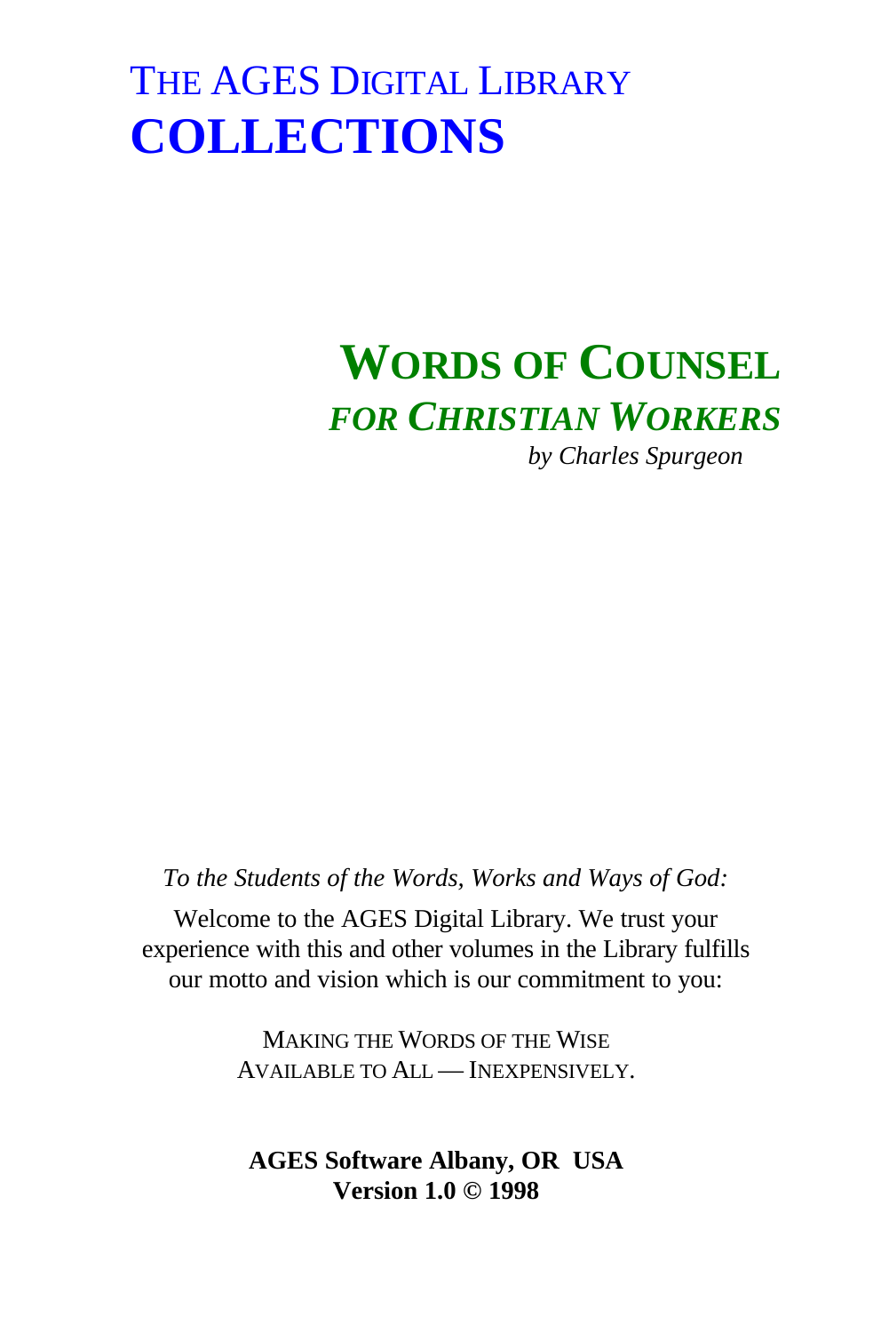# THE AGES DIGITAL LIBRARY
# **COLLECTIONS**

## **WORDS OF COUNSEL**
### ***FOR CHRISTIAN WORKERS***

*by Charles Spurgeon*

*To the Students of the Words, Works and Ways of God:*

Welcome to the AGES Digital Library. We trust your experience with this and other volumes in the Library fulfills our motto and vision which is our commitment to you:

MAKING THE WORDS OF THE WISE
AVAILABLE TO ALL — INEXPENSIVELY.

**AGES Software Albany, OR USA**
**Version 1.0 © 1998**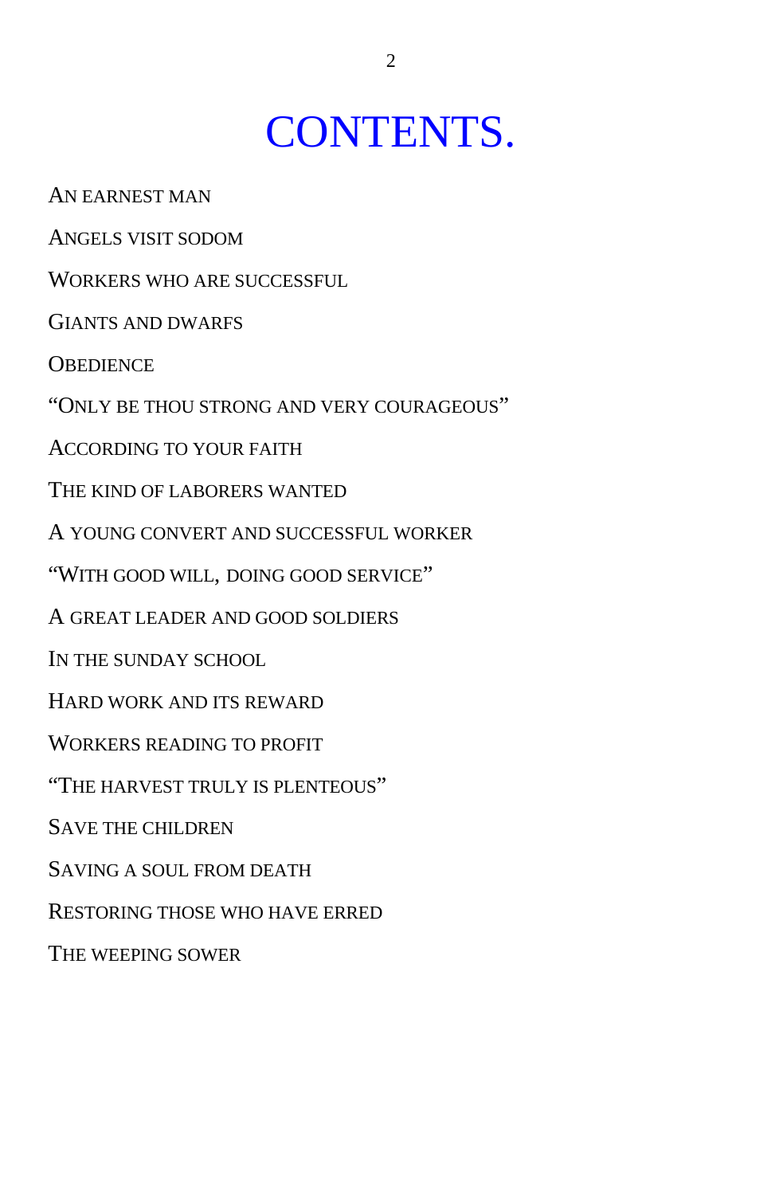# CONTENTS.

AN EARNEST MAN

ANGELS VISIT SODOM

WORKERS WHO ARE SUCCESSFUL

GIANTS AND DWARFS

OBEDIENCE

"ONLY BE THOU STRONG AND VERY COURAGEOUS"

ACCORDING TO YOUR FAITH

THE KIND OF LABORERS WANTED

A YOUNG CONVERT AND SUCCESSFUL WORKER

"WITH GOOD WILL, DOING GOOD SERVICE"

A GREAT LEADER AND GOOD SOLDIERS

IN THE SUNDAY SCHOOL

HARD WORK AND ITS REWARD

WORKERS READING TO PROFIT

"THE HARVEST TRULY IS PLENTEOUS"

SAVE THE CHILDREN

SAVING A SOUL FROM DEATH

RESTORING THOSE WHO HAVE ERRED

THE WEEPING SOWER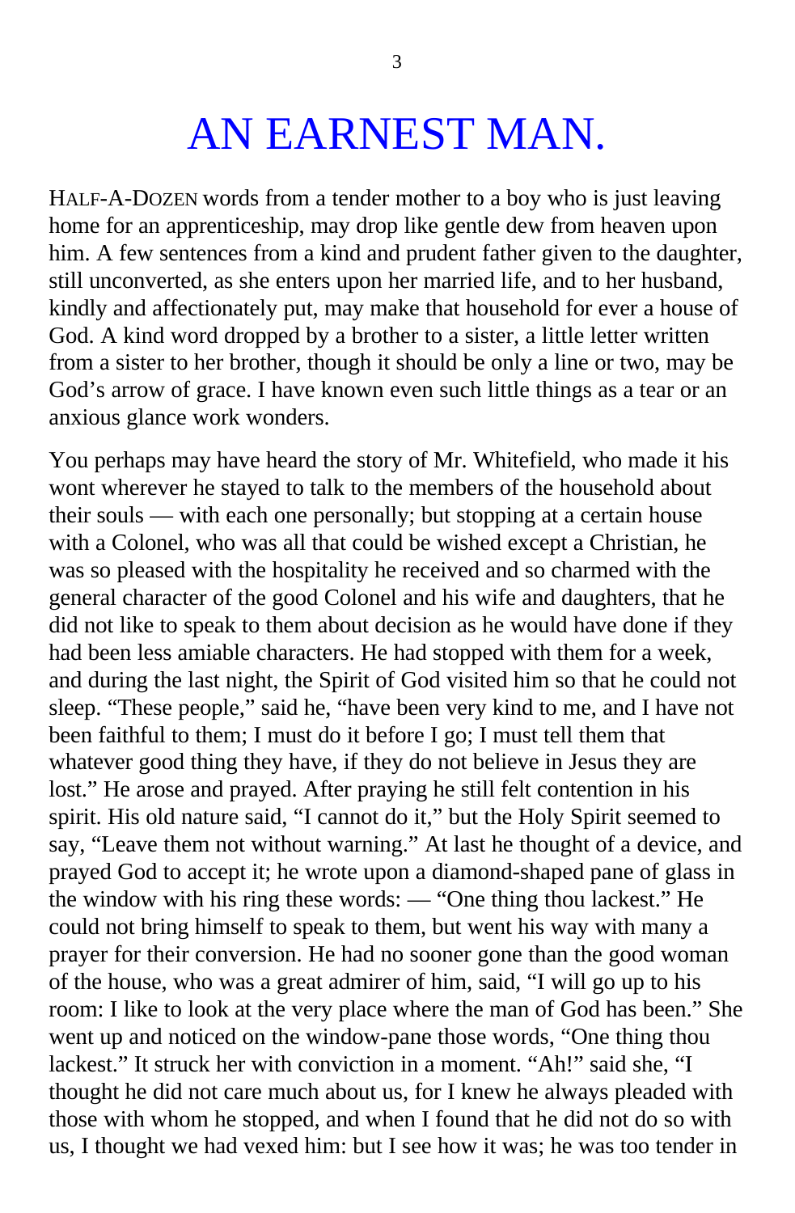# AN EARNEST MAN.

HALF-A-DOZEN words from a tender mother to a boy who is just leaving home for an apprenticeship, may drop like gentle dew from heaven upon him. A few sentences from a kind and prudent father given to the daughter, still unconverted, as she enters upon her married life, and to her husband, kindly and affectionately put, may make that household for ever a house of God. A kind word dropped by a brother to a sister, a little letter written from a sister to her brother, though it should be only a line or two, may be God's arrow of grace. I have known even such little things as a tear or an anxious glance work wonders.

You perhaps may have heard the story of Mr. Whitefield, who made it his wont wherever he stayed to talk to the members of the household about their souls — with each one personally; but stopping at a certain house with a Colonel, who was all that could be wished except a Christian, he was so pleased with the hospitality he received and so charmed with the general character of the good Colonel and his wife and daughters, that he did not like to speak to them about decision as he would have done if they had been less amiable characters. He had stopped with them for a week, and during the last night, the Spirit of God visited him so that he could not sleep. "These people," said he, "have been very kind to me, and I have not been faithful to them; I must do it before I go; I must tell them that whatever good thing they have, if they do not believe in Jesus they are lost." He arose and prayed. After praying he still felt contention in his spirit. His old nature said, "I cannot do it," but the Holy Spirit seemed to say, "Leave them not without warning." At last he thought of a device, and prayed God to accept it; he wrote upon a diamond-shaped pane of glass in the window with his ring these words: — "One thing thou lackest." He could not bring himself to speak to them, but went his way with many a prayer for their conversion. He had no sooner gone than the good woman of the house, who was a great admirer of him, said, "I will go up to his room: I like to look at the very place where the man of God has been." She went up and noticed on the window-pane those words, "One thing thou lackest." It struck her with conviction in a moment. "Ah!" said she, "I thought he did not care much about us, for I knew he always pleaded with those with whom he stopped, and when I found that he did not do so with us, I thought we had vexed him: but I see how it was; he was too tender in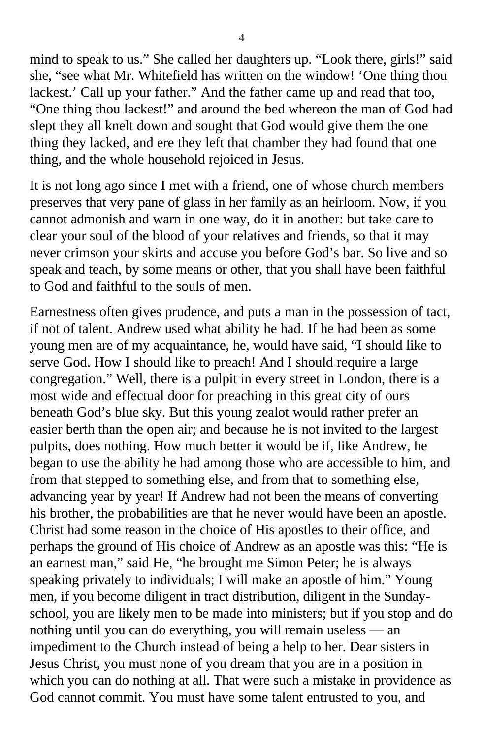mind to speak to us." She called her daughters up. "Look there, girls!" said she, "see what Mr. Whitefield has written on the window! 'One thing thou lackest.' Call up your father." And the father came up and read that too, "One thing thou lackest!" and around the bed whereon the man of God had slept they all knelt down and sought that God would give them the one thing they lacked, and ere they left that chamber they had found that one thing, and the whole household rejoiced in Jesus.

It is not long ago since I met with a friend, one of whose church members preserves that very pane of glass in her family as an heirloom. Now, if you cannot admonish and warn in one way, do it in another: but take care to clear your soul of the blood of your relatives and friends, so that it may never crimson your skirts and accuse you before God's bar. So live and so speak and teach, by some means or other, that you shall have been faithful to God and faithful to the souls of men.

Earnestness often gives prudence, and puts a man in the possession of tact, if not of talent. Andrew used what ability he had. If he had been as some young men are of my acquaintance, he, would have said, "I should like to serve God. How I should like to preach! And I should require a large congregation." Well, there is a pulpit in every street in London, there is a most wide and effectual door for preaching in this great city of ours beneath God's blue sky. But this young zealot would rather prefer an easier berth than the open air; and because he is not invited to the largest pulpits, does nothing. How much better it would be if, like Andrew, he began to use the ability he had among those who are accessible to him, and from that stepped to something else, and from that to something else, advancing year by year! If Andrew had not been the means of converting his brother, the probabilities are that he never would have been an apostle. Christ had some reason in the choice of His apostles to their office, and perhaps the ground of His choice of Andrew as an apostle was this: "He is an earnest man," said He, "he brought me Simon Peter; he is always speaking privately to individuals; I will make an apostle of him." Young men, if you become diligent in tract distribution, diligent in the Sunday-school, you are likely men to be made into ministers; but if you stop and do nothing until you can do everything, you will remain useless — an impediment to the Church instead of being a help to her. Dear sisters in Jesus Christ, you must none of you dream that you are in a position in which you can do nothing at all. That were such a mistake in providence as God cannot commit. You must have some talent entrusted to you, and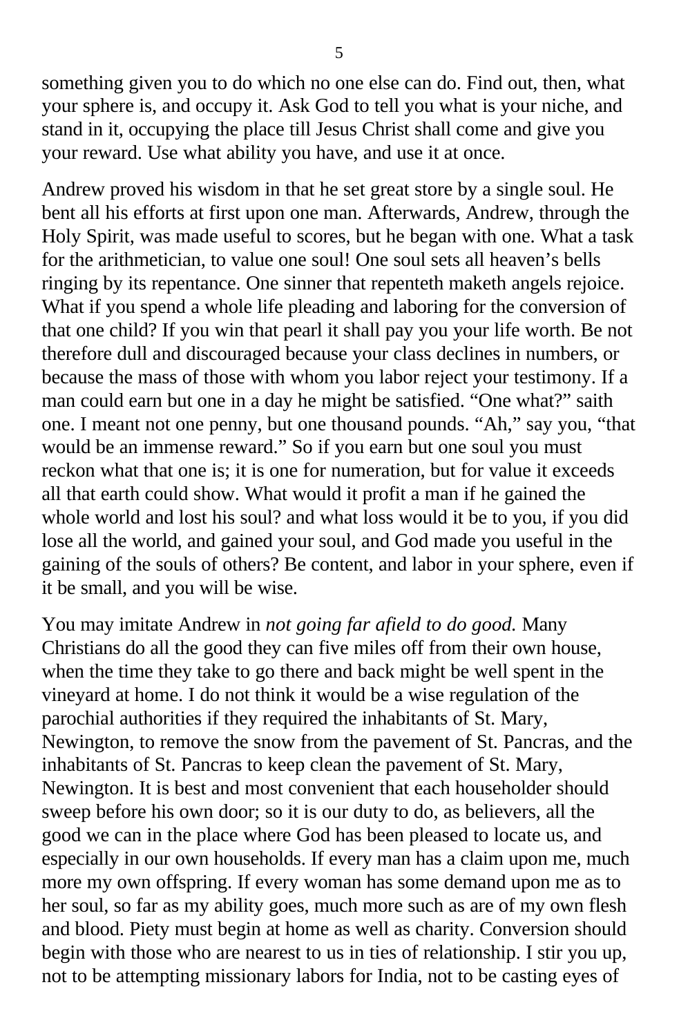something given you to do which no one else can do. Find out, then, what your sphere is, and occupy it. Ask God to tell you what is your niche, and stand in it, occupying the place till Jesus Christ shall come and give you your reward. Use what ability you have, and use it at once.

Andrew proved his wisdom in that he set great store by a single soul. He bent all his efforts at first upon one man. Afterwards, Andrew, through the Holy Spirit, was made useful to scores, but he began with one. What a task for the arithmetician, to value one soul! One soul sets all heaven's bells ringing by its repentance. One sinner that repenteth maketh angels rejoice. What if you spend a whole life pleading and laboring for the conversion of that one child? If you win that pearl it shall pay you your life worth. Be not therefore dull and discouraged because your class declines in numbers, or because the mass of those with whom you labor reject your testimony. If a man could earn but one in a day he might be satisfied. "One what?" saith one. I meant not one penny, but one thousand pounds. "Ah," say you, "that would be an immense reward." So if you earn but one soul you must reckon what that one is; it is one for numeration, but for value it exceeds all that earth could show. What would it profit a man if he gained the whole world and lost his soul? and what loss would it be to you, if you did lose all the world, and gained your soul, and God made you useful in the gaining of the souls of others? Be content, and labor in your sphere, even if it be small, and you will be wise.

You may imitate Andrew in *not going far afield to do good.* Many Christians do all the good they can five miles off from their own house, when the time they take to go there and back might be well spent in the vineyard at home. I do not think it would be a wise regulation of the parochial authorities if they required the inhabitants of St. Mary, Newington, to remove the snow from the pavement of St. Pancras, and the inhabitants of St. Pancras to keep clean the pavement of St. Mary, Newington. It is best and most convenient that each householder should sweep before his own door; so it is our duty to do, as believers, all the good we can in the place where God has been pleased to locate us, and especially in our own households. If every man has a claim upon me, much more my own offspring. If every woman has some demand upon me as to her soul, so far as my ability goes, much more such as are of my own flesh and blood. Piety must begin at home as well as charity. Conversion should begin with those who are nearest to us in ties of relationship. I stir you up, not to be attempting missionary labors for India, not to be casting eyes of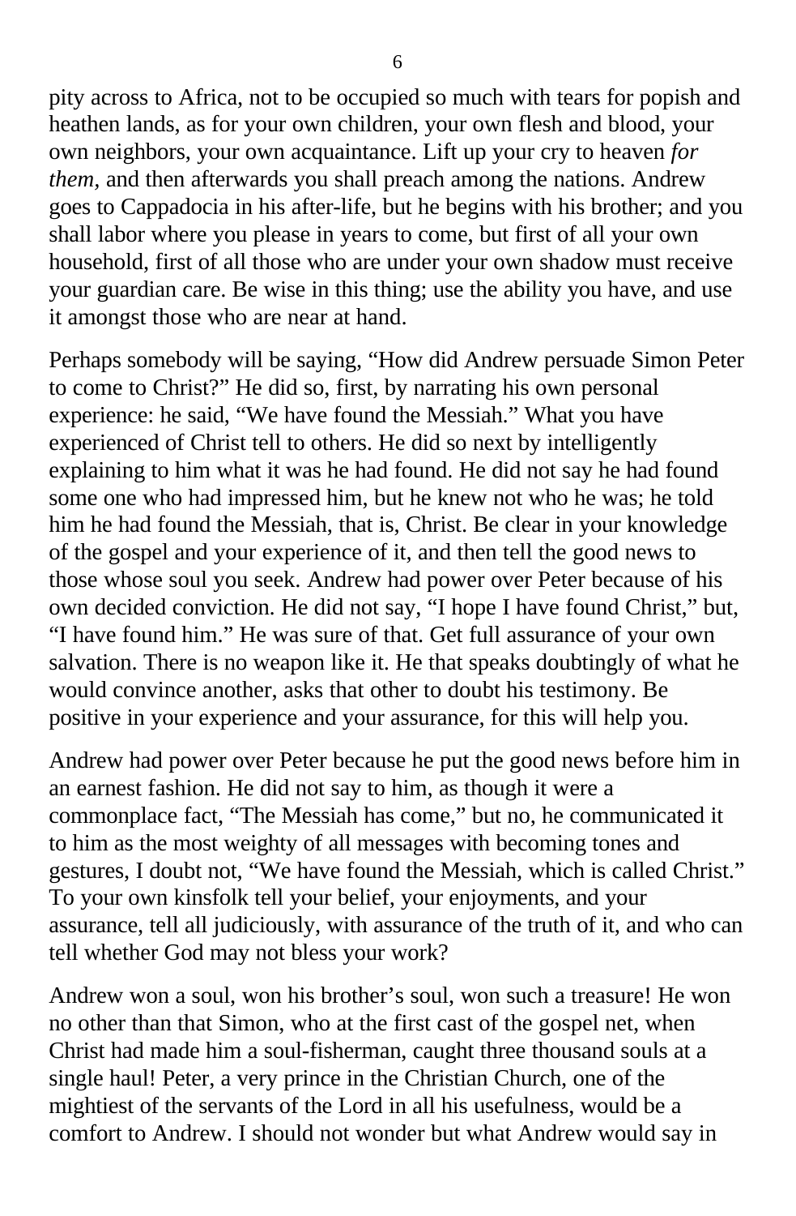pity across to Africa, not to be occupied so much with tears for popish and heathen lands, as for your own children, your own flesh and blood, your own neighbors, your own acquaintance. Lift up your cry to heaven *for them,* and then afterwards you shall preach among the nations. Andrew goes to Cappadocia in his after-life, but he begins with his brother; and you shall labor where you please in years to come, but first of all your own household, first of all those who are under your own shadow must receive your guardian care. Be wise in this thing; use the ability you have, and use it amongst those who are near at hand.

Perhaps somebody will be saying, "How did Andrew persuade Simon Peter to come to Christ?" He did so, first, by narrating his own personal experience: he said, "We have found the Messiah." What you have experienced of Christ tell to others. He did so next by intelligently explaining to him what it was he had found. He did not say he had found some one who had impressed him, but he knew not who he was; he told him he had found the Messiah, that is, Christ. Be clear in your knowledge of the gospel and your experience of it, and then tell the good news to those whose soul you seek. Andrew had power over Peter because of his own decided conviction. He did not say, "I hope I have found Christ," but, "I have found him." He was sure of that. Get full assurance of your own salvation. There is no weapon like it. He that speaks doubtingly of what he would convince another, asks that other to doubt his testimony. Be positive in your experience and your assurance, for this will help you.

Andrew had power over Peter because he put the good news before him in an earnest fashion. He did not say to him, as though it were a commonplace fact, "The Messiah has come," but no, he communicated it to him as the most weighty of all messages with becoming tones and gestures, I doubt not, "We have found the Messiah, which is called Christ." To your own kinsfolk tell your belief, your enjoyments, and your assurance, tell all judiciously, with assurance of the truth of it, and who can tell whether God may not bless your work?

Andrew won a soul, won his brother's soul, won such a treasure! He won no other than that Simon, who at the first cast of the gospel net, when Christ had made him a soul-fisherman, caught three thousand souls at a single haul! Peter, a very prince in the Christian Church, one of the mightiest of the servants of the Lord in all his usefulness, would be a comfort to Andrew. I should not wonder but what Andrew would say in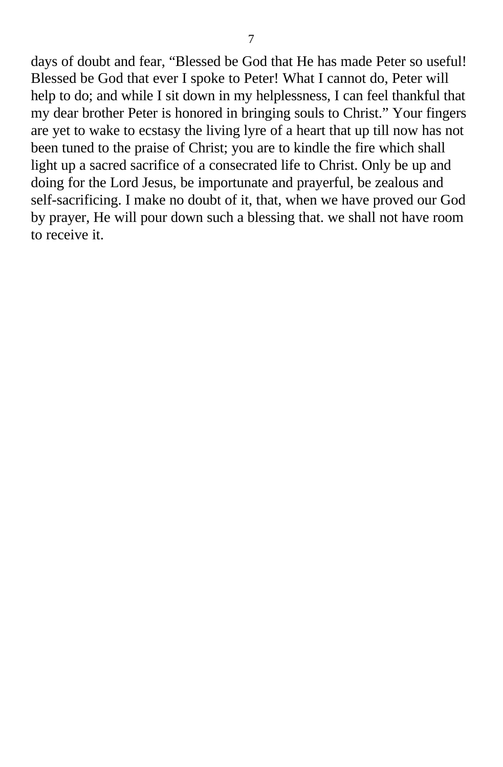days of doubt and fear, “Blessed be God that He has made Peter so useful! Blessed be God that ever I spoke to Peter! What I cannot do, Peter will help to do; and while I sit down in my helplessness, I can feel thankful that my dear brother Peter is honored in bringing souls to Christ.” Your fingers are yet to wake to ecstasy the living lyre of a heart that up till now has not been tuned to the praise of Christ; you are to kindle the fire which shall light up a sacred sacrifice of a consecrated life to Christ. Only be up and doing for the Lord Jesus, be importunate and prayerful, be zealous and self-sacrificing. I make no doubt of it, that, when we have proved our God by prayer, He will pour down such a blessing that. we shall not have room to receive it.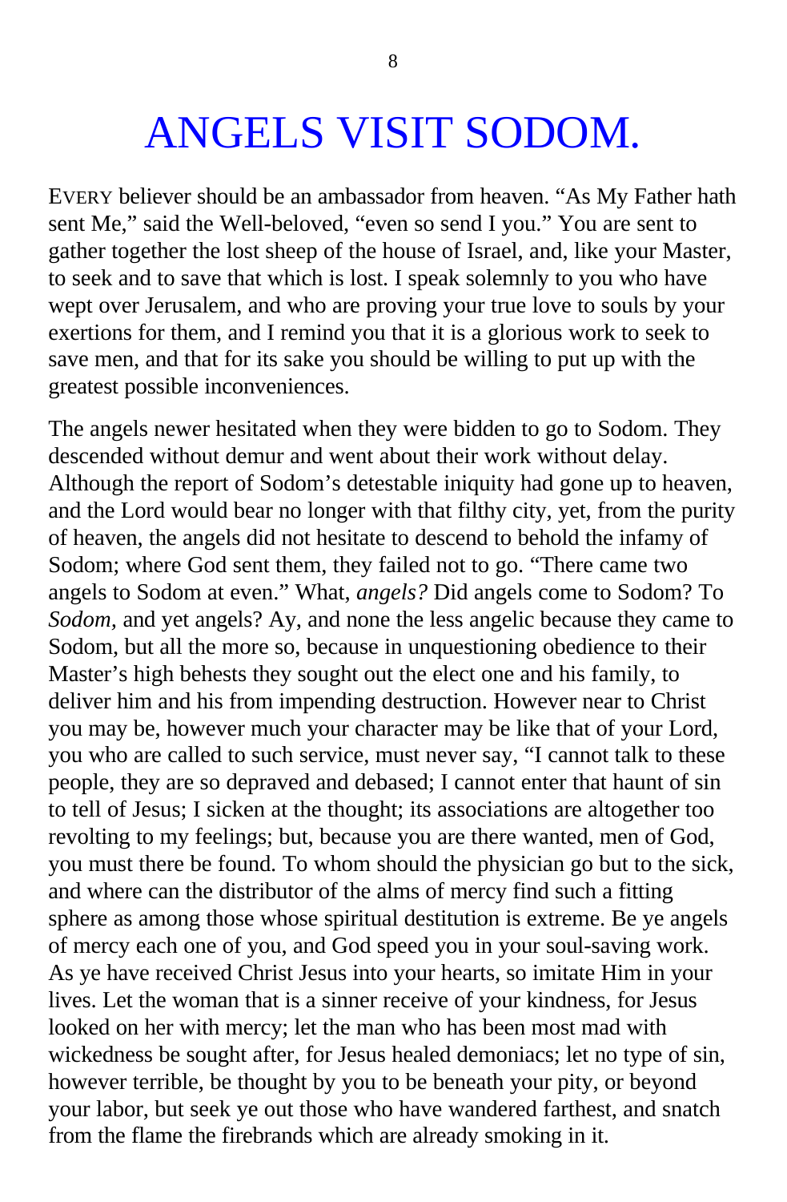# ANGELS VISIT SODOM.

EVERY believer should be an ambassador from heaven. "As My Father hath sent Me," said the Well-beloved, "even so send I you." You are sent to gather together the lost sheep of the house of Israel, and, like your Master, to seek and to save that which is lost. I speak solemnly to you who have wept over Jerusalem, and who are proving your true love to souls by your exertions for them, and I remind you that it is a glorious work to seek to save men, and that for its sake you should be willing to put up with the greatest possible inconveniences.

The angels newer hesitated when they were bidden to go to Sodom. They descended without demur and went about their work without delay. Although the report of Sodom's detestable iniquity had gone up to heaven, and the Lord would bear no longer with that filthy city, yet, from the purity of heaven, the angels did not hesitate to descend to behold the infamy of Sodom; where God sent them, they failed not to go. "There came two angels to Sodom at even." What, *angels?* Did angels come to Sodom? To *Sodom,* and yet angels? Ay, and none the less angelic because they came to Sodom, but all the more so, because in unquestioning obedience to their Master's high behests they sought out the elect one and his family, to deliver him and his from impending destruction. However near to Christ you may be, however much your character may be like that of your Lord, you who are called to such service, must never say, "I cannot talk to these people, they are so depraved and debased; I cannot enter that haunt of sin to tell of Jesus; I sicken at the thought; its associations are altogether too revolting to my feelings; but, because you are there wanted, men of God, you must there be found. To whom should the physician go but to the sick, and where can the distributor of the alms of mercy find such a fitting sphere as among those whose spiritual destitution is extreme. Be ye angels of mercy each one of you, and God speed you in your soul-saving work. As ye have received Christ Jesus into your hearts, so imitate Him in your lives. Let the woman that is a sinner receive of your kindness, for Jesus looked on her with mercy; let the man who has been most mad with wickedness be sought after, for Jesus healed demoniacs; let no type of sin, however terrible, be thought by you to be beneath your pity, or beyond your labor, but seek ye out those who have wandered farthest, and snatch from the flame the firebrands which are already smoking in it.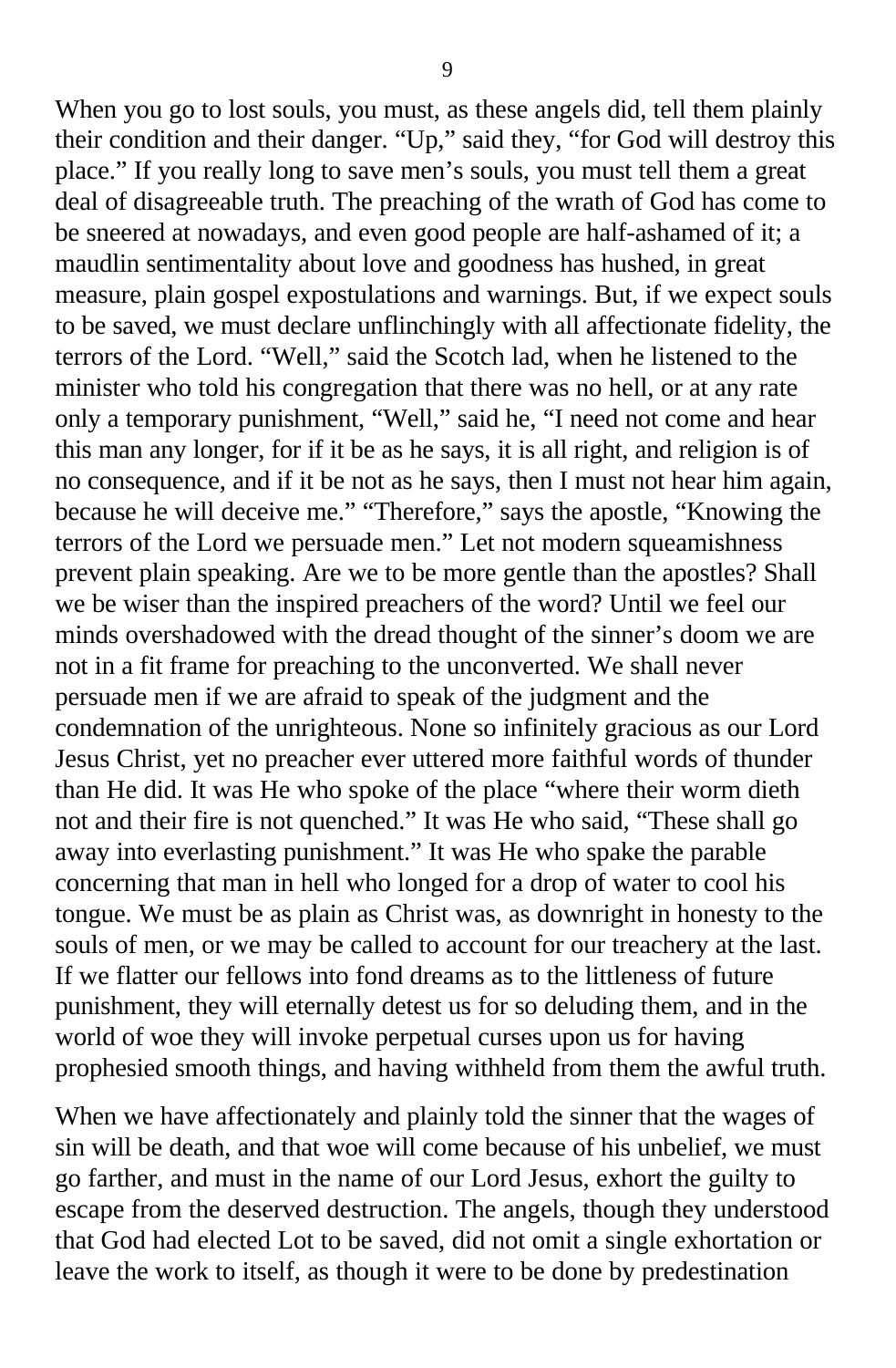When you go to lost souls, you must, as these angels did, tell them plainly their condition and their danger. "Up," said they, "for God will destroy this place." If you really long to save men's souls, you must tell them a great deal of disagreeable truth. The preaching of the wrath of God has come to be sneered at nowadays, and even good people are half-ashamed of it; a maudlin sentimentality about love and goodness has hushed, in great measure, plain gospel expostulations and warnings. But, if we expect souls to be saved, we must declare unflinchingly with all affectionate fidelity, the terrors of the Lord. "Well," said the Scotch lad, when he listened to the minister who told his congregation that there was no hell, or at any rate only a temporary punishment, "Well," said he, "I need not come and hear this man any longer, for if it be as he says, it is all right, and religion is of no consequence, and if it be not as he says, then I must not hear him again, because he will deceive me." "Therefore," says the apostle, "Knowing the terrors of the Lord we persuade men." Let not modern squeamishness prevent plain speaking. Are we to be more gentle than the apostles? Shall we be wiser than the inspired preachers of the word? Until we feel our minds overshadowed with the dread thought of the sinner's doom we are not in a fit frame for preaching to the unconverted. We shall never persuade men if we are afraid to speak of the judgment and the condemnation of the unrighteous. None so infinitely gracious as our Lord Jesus Christ, yet no preacher ever uttered more faithful words of thunder than He did. It was He who spoke of the place "where their worm dieth not and their fire is not quenched." It was He who said, "These shall go away into everlasting punishment." It was He who spake the parable concerning that man in hell who longed for a drop of water to cool his tongue. We must be as plain as Christ was, as downright in honesty to the souls of men, or we may be called to account for our treachery at the last. If we flatter our fellows into fond dreams as to the littleness of future punishment, they will eternally detest us for so deluding them, and in the world of woe they will invoke perpetual curses upon us for having prophesied smooth things, and having withheld from them the awful truth.

When we have affectionately and plainly told the sinner that the wages of sin will be death, and that woe will come because of his unbelief, we must go farther, and must in the name of our Lord Jesus, exhort the guilty to escape from the deserved destruction. The angels, though they understood that God had elected Lot to be saved, did not omit a single exhortation or leave the work to itself, as though it were to be done by predestination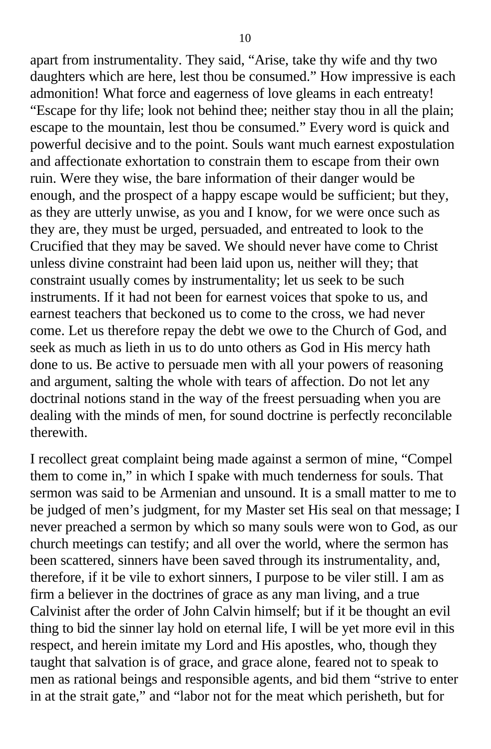apart from instrumentality. They said, "Arise, take thy wife and thy two daughters which are here, lest thou be consumed." How impressive is each admonition! What force and eagerness of love gleams in each entreaty! "Escape for thy life; look not behind thee; neither stay thou in all the plain; escape to the mountain, lest thou be consumed." Every word is quick and powerful decisive and to the point. Souls want much earnest expostulation and affectionate exhortation to constrain them to escape from their own ruin. Were they wise, the bare information of their danger would be enough, and the prospect of a happy escape would be sufficient; but they, as they are utterly unwise, as you and I know, for we were once such as they are, they must be urged, persuaded, and entreated to look to the Crucified that they may be saved. We should never have come to Christ unless divine constraint had been laid upon us, neither will they; that constraint usually comes by instrumentality; let us seek to be such instruments. If it had not been for earnest voices that spoke to us, and earnest teachers that beckoned us to come to the cross, we had never come. Let us therefore repay the debt we owe to the Church of God, and seek as much as lieth in us to do unto others as God in His mercy hath done to us. Be active to persuade men with all your powers of reasoning and argument, salting the whole with tears of affection. Do not let any doctrinal notions stand in the way of the freest persuading when you are dealing with the minds of men, for sound doctrine is perfectly reconcilable therewith.

I recollect great complaint being made against a sermon of mine, "Compel them to come in," in which I spake with much tenderness for souls. That sermon was said to be Armenian and unsound. It is a small matter to me to be judged of men's judgment, for my Master set His seal on that message; I never preached a sermon by which so many souls were won to God, as our church meetings can testify; and all over the world, where the sermon has been scattered, sinners have been saved through its instrumentality, and, therefore, if it be vile to exhort sinners, I purpose to be viler still. I am as firm a believer in the doctrines of grace as any man living, and a true Calvinist after the order of John Calvin himself; but if it be thought an evil thing to bid the sinner lay hold on eternal life, I will be yet more evil in this respect, and herein imitate my Lord and His apostles, who, though they taught that salvation is of grace, and grace alone, feared not to speak to men as rational beings and responsible agents, and bid them "strive to enter in at the strait gate," and "labor not for the meat which perisheth, but for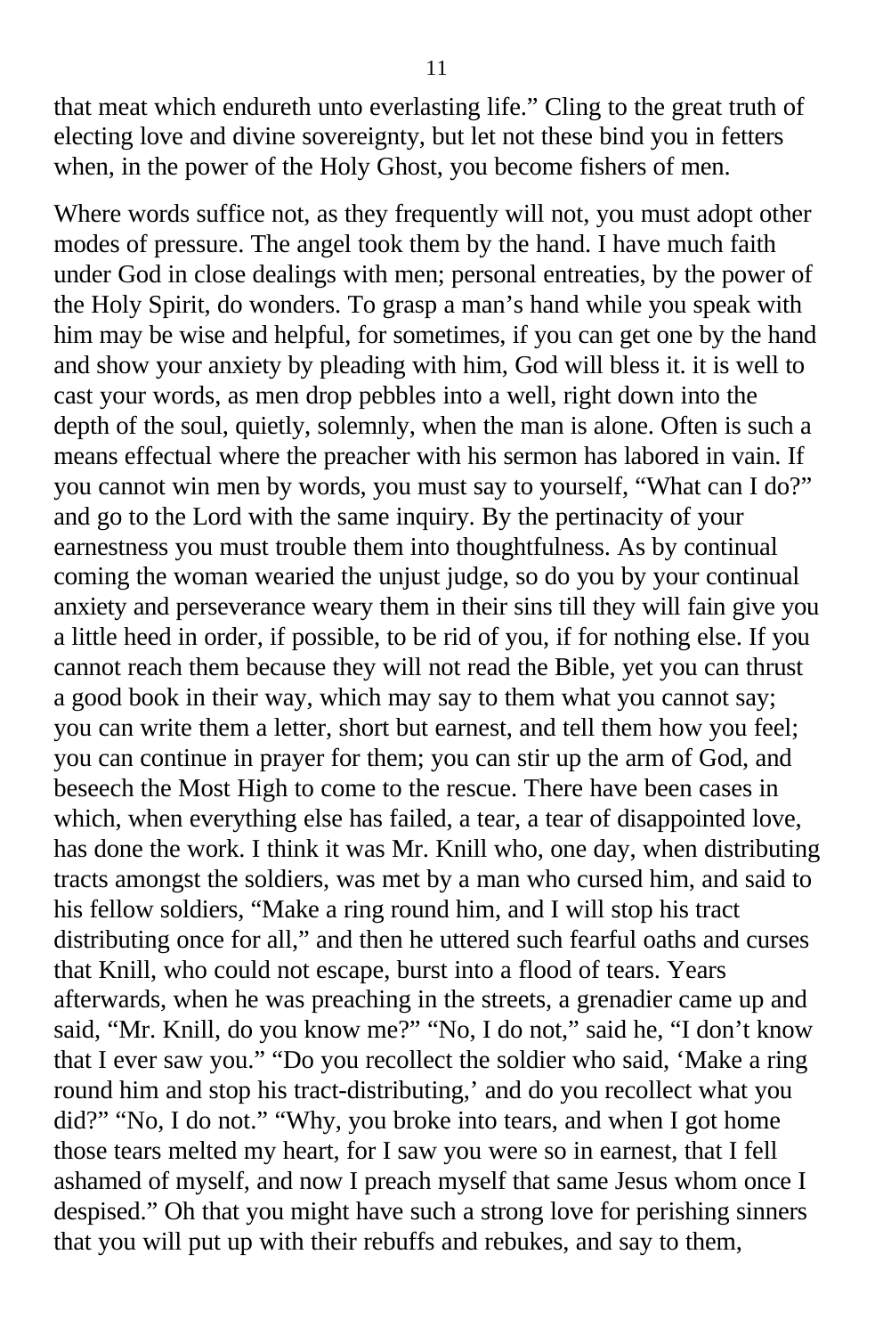that meat which endureth unto everlasting life." Cling to the great truth of electing love and divine sovereignty, but let not these bind you in fetters when, in the power of the Holy Ghost, you become fishers of men.

Where words suffice not, as they frequently will not, you must adopt other modes of pressure. The angel took them by the hand. I have much faith under God in close dealings with men; personal entreaties, by the power of the Holy Spirit, do wonders. To grasp a man's hand while you speak with him may be wise and helpful, for sometimes, if you can get one by the hand and show your anxiety by pleading with him, God will bless it. it is well to cast your words, as men drop pebbles into a well, right down into the depth of the soul, quietly, solemnly, when the man is alone. Often is such a means effectual where the preacher with his sermon has labored in vain. If you cannot win men by words, you must say to yourself, "What can I do?" and go to the Lord with the same inquiry. By the pertinacity of your earnestness you must trouble them into thoughtfulness. As by continual coming the woman wearied the unjust judge, so do you by your continual anxiety and perseverance weary them in their sins till they will fain give you a little heed in order, if possible, to be rid of you, if for nothing else. If you cannot reach them because they will not read the Bible, yet you can thrust a good book in their way, which may say to them what you cannot say; you can write them a letter, short but earnest, and tell them how you feel; you can continue in prayer for them; you can stir up the arm of God, and beseech the Most High to come to the rescue. There have been cases in which, when everything else has failed, a tear, a tear of disappointed love, has done the work. I think it was Mr. Knill who, one day, when distributing tracts amongst the soldiers, was met by a man who cursed him, and said to his fellow soldiers, "Make a ring round him, and I will stop his tract distributing once for all," and then he uttered such fearful oaths and curses that Knill, who could not escape, burst into a flood of tears. Years afterwards, when he was preaching in the streets, a grenadier came up and said, "Mr. Knill, do you know me?" "No, I do not," said he, "I don't know that I ever saw you." "Do you recollect the soldier who said, 'Make a ring round him and stop his tract-distributing,' and do you recollect what you did?" "No, I do not." "Why, you broke into tears, and when I got home those tears melted my heart, for I saw you were so in earnest, that I fell ashamed of myself, and now I preach myself that same Jesus whom once I despised." Oh that you might have such a strong love for perishing sinners that you will put up with their rebuffs and rebukes, and say to them,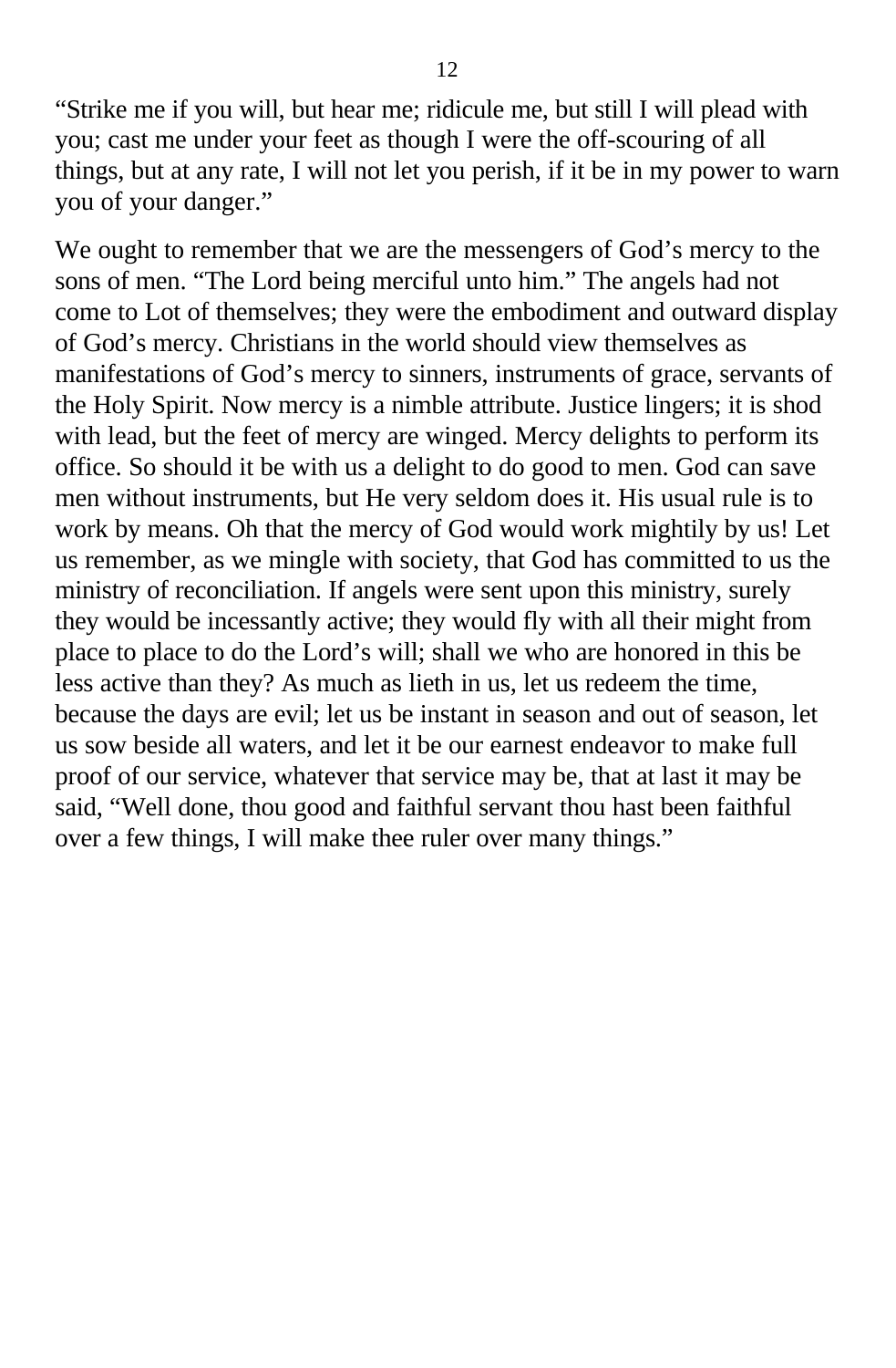“Strike me if you will, but hear me; ridicule me, but still I will plead with you; cast me under your feet as though I were the off-scouring of all things, but at any rate, I will not let you perish, if it be in my power to warn you of your danger.”

We ought to remember that we are the messengers of God’s mercy to the sons of men. “The Lord being merciful unto him.” The angels had not come to Lot of themselves; they were the embodiment and outward display of God’s mercy. Christians in the world should view themselves as manifestations of God’s mercy to sinners, instruments of grace, servants of the Holy Spirit. Now mercy is a nimble attribute. Justice lingers; it is shod with lead, but the feet of mercy are winged. Mercy delights to perform its office. So should it be with us a delight to do good to men. God can save men without instruments, but He very seldom does it. His usual rule is to work by means. Oh that the mercy of God would work mightily by us! Let us remember, as we mingle with society, that God has committed to us the ministry of reconciliation. If angels were sent upon this ministry, surely they would be incessantly active; they would fly with all their might from place to place to do the Lord’s will; shall we who are honored in this be less active than they? As much as lieth in us, let us redeem the time, because the days are evil; let us be instant in season and out of season, let us sow beside all waters, and let it be our earnest endeavor to make full proof of our service, whatever that service may be, that at last it may be said, “Well done, thou good and faithful servant thou hast been faithful over a few things, I will make thee ruler over many things.”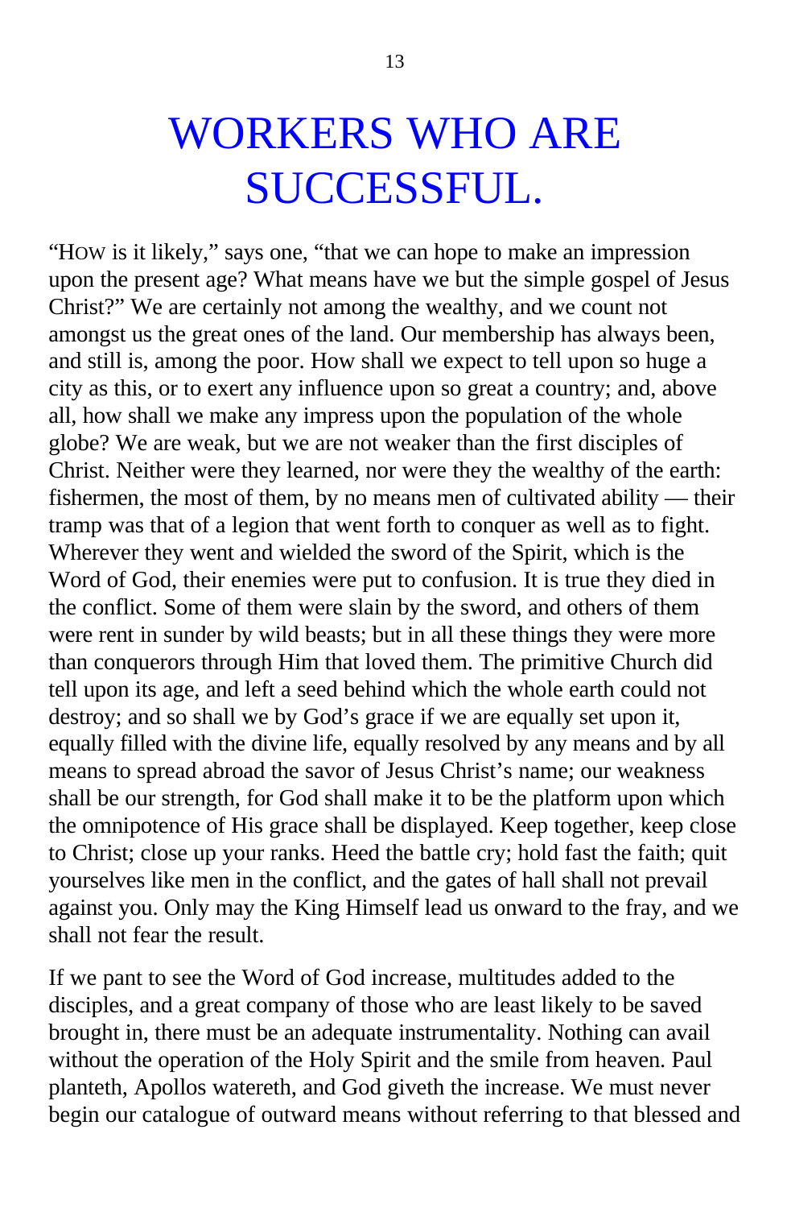# WORKERS WHO ARE SUCCESSFUL.

"HOW is it likely," says one, "that we can hope to make an impression upon the present age? What means have we but the simple gospel of Jesus Christ?" We are certainly not among the wealthy, and we count not amongst us the great ones of the land. Our membership has always been, and still is, among the poor. How shall we expect to tell upon so huge a city as this, or to exert any influence upon so great a country; and, above all, how shall we make any impress upon the population of the whole globe? We are weak, but we are not weaker than the first disciples of Christ. Neither were they learned, nor were they the wealthy of the earth: fishermen, the most of them, by no means men of cultivated ability — their tramp was that of a legion that went forth to conquer as well as to fight. Wherever they went and wielded the sword of the Spirit, which is the Word of God, their enemies were put to confusion. It is true they died in the conflict. Some of them were slain by the sword, and others of them were rent in sunder by wild beasts; but in all these things they were more than conquerors through Him that loved them. The primitive Church did tell upon its age, and left a seed behind which the whole earth could not destroy; and so shall we by God's grace if we are equally set upon it, equally filled with the divine life, equally resolved by any means and by all means to spread abroad the savor of Jesus Christ's name; our weakness shall be our strength, for God shall make it to be the platform upon which the omnipotence of His grace shall be displayed. Keep together, keep close to Christ; close up your ranks. Heed the battle cry; hold fast the faith; quit yourselves like men in the conflict, and the gates of hall shall not prevail against you. Only may the King Himself lead us onward to the fray, and we shall not fear the result.

If we pant to see the Word of God increase, multitudes added to the disciples, and a great company of those who are least likely to be saved brought in, there must be an adequate instrumentality. Nothing can avail without the operation of the Holy Spirit and the smile from heaven. Paul planteth, Apollos watereth, and God giveth the increase. We must never begin our catalogue of outward means without referring to that blessed and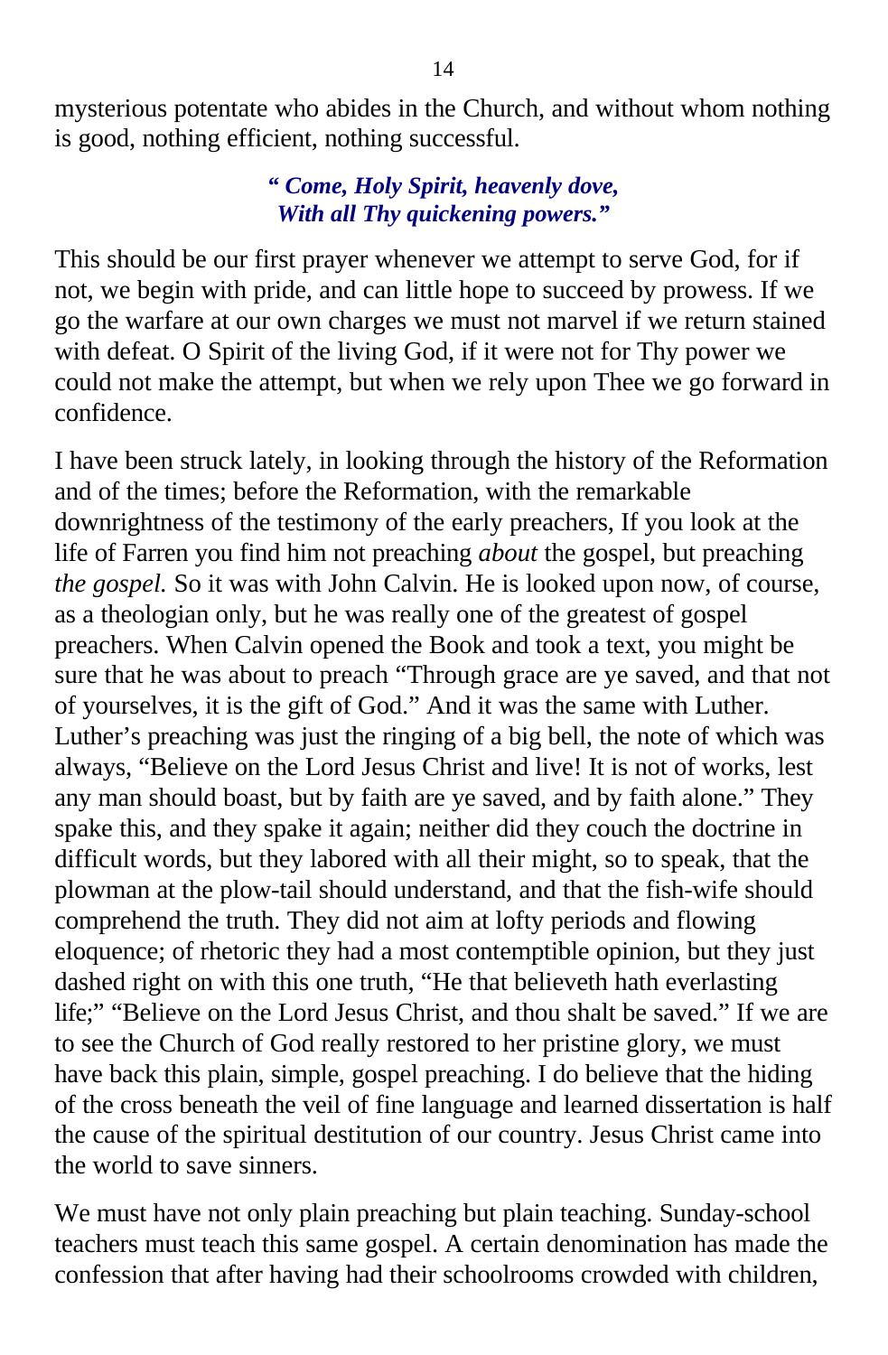mysterious potentate who abides in the Church, and without whom nothing is good, nothing efficient, nothing successful.

> ***" Come, Holy Spirit, heavenly dove,***
> ***With all Thy quickening powers."***

This should be our first prayer whenever we attempt to serve God, for if not, we begin with pride, and can little hope to succeed by prowess. If we go the warfare at our own charges we must not marvel if we return stained with defeat. O Spirit of the living God, if it were not for Thy power we could not make the attempt, but when we rely upon Thee we go forward in confidence.

I have been struck lately, in looking through the history of the Reformation and of the times; before the Reformation, with the remarkable downrightness of the testimony of the early preachers, If you look at the life of Farren you find him not preaching *about* the gospel, but preaching *the gospel.* So it was with John Calvin. He is looked upon now, of course, as a theologian only, but he was really one of the greatest of gospel preachers. When Calvin opened the Book and took a text, you might be sure that he was about to preach "Through grace are ye saved, and that not of yourselves, it is the gift of God." And it was the same with Luther. Luther's preaching was just the ringing of a big bell, the note of which was always, "Believe on the Lord Jesus Christ and live! It is not of works, lest any man should boast, but by faith are ye saved, and by faith alone." They spake this, and they spake it again; neither did they couch the doctrine in difficult words, but they labored with all their might, so to speak, that the plowman at the plow-tail should understand, and that the fish-wife should comprehend the truth. They did not aim at lofty periods and flowing eloquence; of rhetoric they had a most contemptible opinion, but they just dashed right on with this one truth, "He that believeth hath everlasting life;" "Believe on the Lord Jesus Christ, and thou shalt be saved." If we are to see the Church of God really restored to her pristine glory, we must have back this plain, simple, gospel preaching. I do believe that the hiding of the cross beneath the veil of fine language and learned dissertation is half the cause of the spiritual destitution of our country. Jesus Christ came into the world to save sinners.

We must have not only plain preaching but plain teaching. Sunday-school teachers must teach this same gospel. A certain denomination has made the confession that after having had their schoolrooms crowded with children,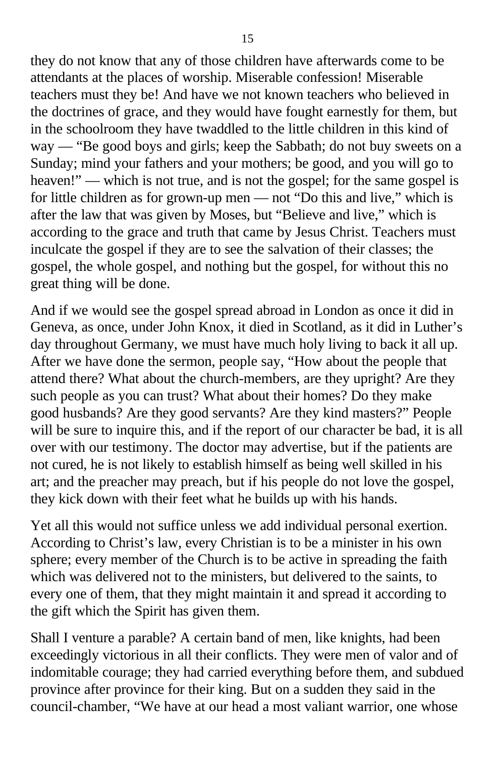they do not know that any of those children have afterwards come to be attendants at the places of worship. Miserable confession! Miserable teachers must they be! And have we not known teachers who believed in the doctrines of grace, and they would have fought earnestly for them, but in the schoolroom they have twaddled to the little children in this kind of way — "Be good boys and girls; keep the Sabbath; do not buy sweets on a Sunday; mind your fathers and your mothers; be good, and you will go to heaven!" — which is not true, and is not the gospel; for the same gospel is for little children as for grown-up men — not "Do this and live," which is after the law that was given by Moses, but "Believe and live," which is according to the grace and truth that came by Jesus Christ. Teachers must inculcate the gospel if they are to see the salvation of their classes; the gospel, the whole gospel, and nothing but the gospel, for without this no great thing will be done.

And if we would see the gospel spread abroad in London as once it did in Geneva, as once, under John Knox, it died in Scotland, as it did in Luther's day throughout Germany, we must have much holy living to back it all up. After we have done the sermon, people say, "How about the people that attend there? What about the church-members, are they upright? Are they such people as you can trust? What about their homes? Do they make good husbands? Are they good servants? Are they kind masters?" People will be sure to inquire this, and if the report of our character be bad, it is all over with our testimony. The doctor may advertise, but if the patients are not cured, he is not likely to establish himself as being well skilled in his art; and the preacher may preach, but if his people do not love the gospel, they kick down with their feet what he builds up with his hands.

Yet all this would not suffice unless we add individual personal exertion. According to Christ's law, every Christian is to be a minister in his own sphere; every member of the Church is to be active in spreading the faith which was delivered not to the ministers, but delivered to the saints, to every one of them, that they might maintain it and spread it according to the gift which the Spirit has given them.

Shall I venture a parable? A certain band of men, like knights, had been exceedingly victorious in all their conflicts. They were men of valor and of indomitable courage; they had carried everything before them, and subdued province after province for their king. But on a sudden they said in the council-chamber, "We have at our head a most valiant warrior, one whose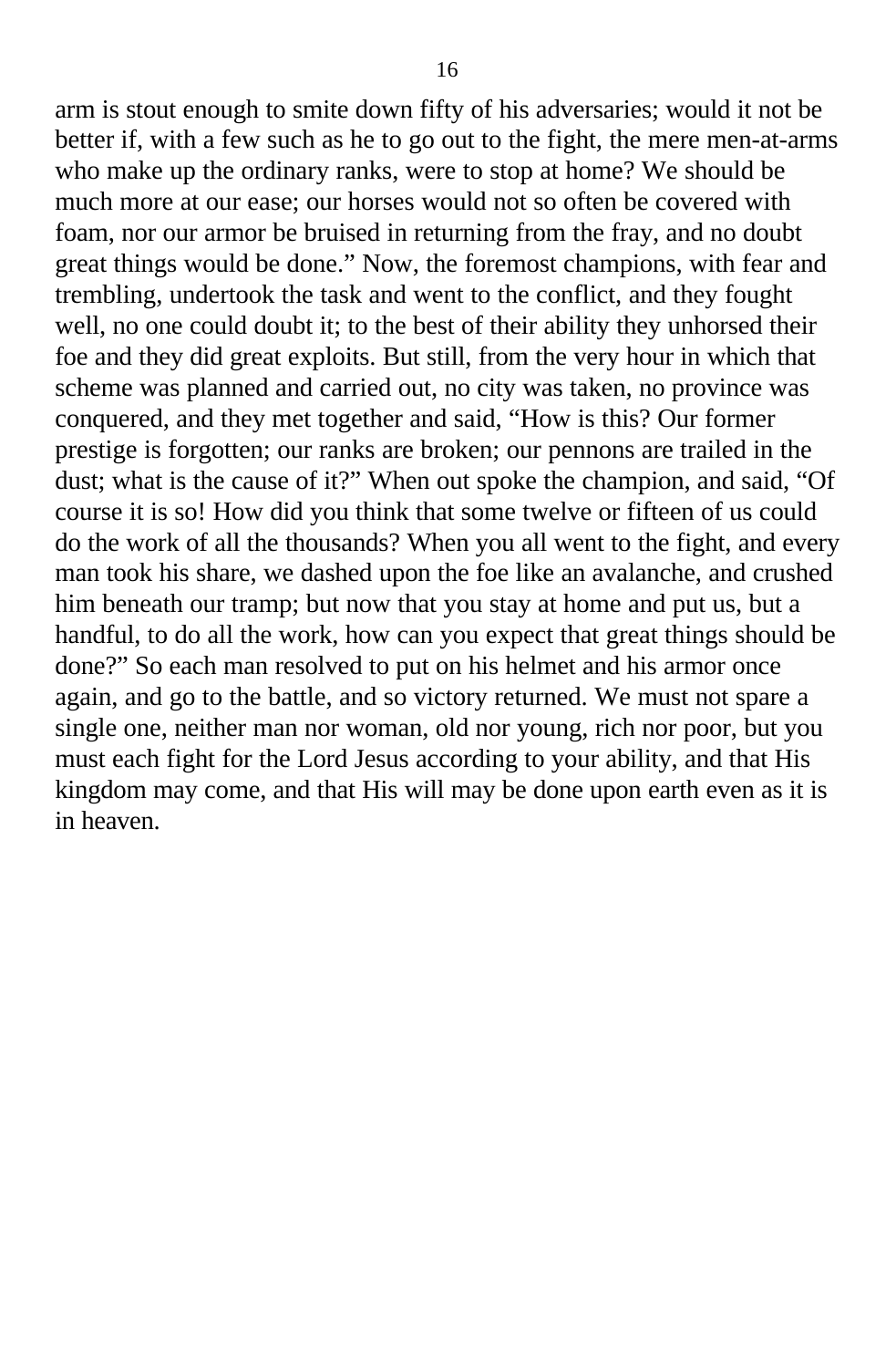arm is stout enough to smite down fifty of his adversaries; would it not be better if, with a few such as he to go out to the fight, the mere men-at-arms who make up the ordinary ranks, were to stop at home? We should be much more at our ease; our horses would not so often be covered with foam, nor our armor be bruised in returning from the fray, and no doubt great things would be done." Now, the foremost champions, with fear and trembling, undertook the task and went to the conflict, and they fought well, no one could doubt it; to the best of their ability they unhorsed their foe and they did great exploits. But still, from the very hour in which that scheme was planned and carried out, no city was taken, no province was conquered, and they met together and said, "How is this? Our former prestige is forgotten; our ranks are broken; our pennons are trailed in the dust; what is the cause of it?" When out spoke the champion, and said, "Of course it is so! How did you think that some twelve or fifteen of us could do the work of all the thousands? When you all went to the fight, and every man took his share, we dashed upon the foe like an avalanche, and crushed him beneath our tramp; but now that you stay at home and put us, but a handful, to do all the work, how can you expect that great things should be done?" So each man resolved to put on his helmet and his armor once again, and go to the battle, and so victory returned. We must not spare a single one, neither man nor woman, old nor young, rich nor poor, but you must each fight for the Lord Jesus according to your ability, and that His kingdom may come, and that His will may be done upon earth even as it is in heaven.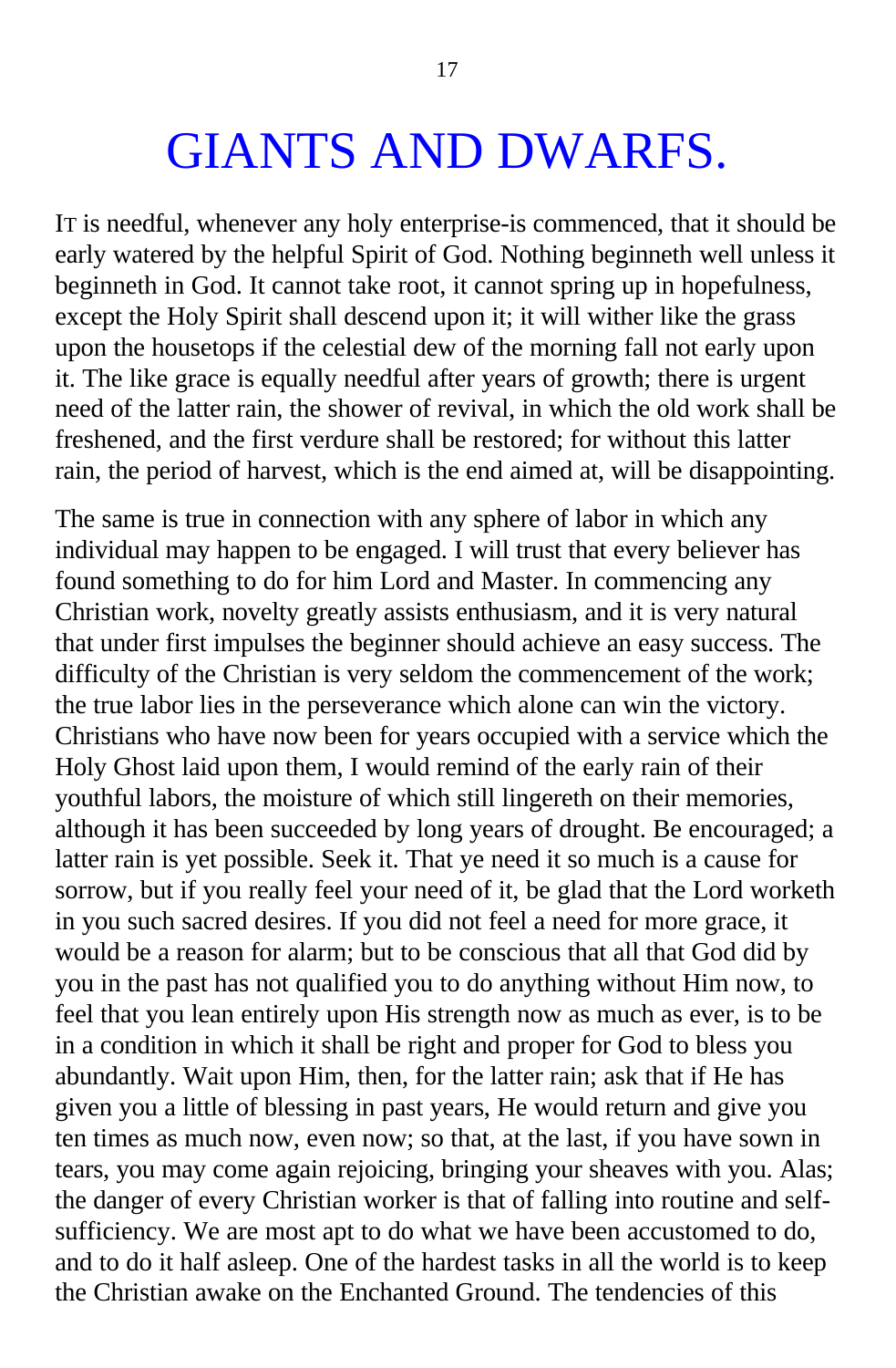# GIANTS AND DWARFS.

IT is needful, whenever any holy enterprise-is commenced, that it should be early watered by the helpful Spirit of God. Nothing beginneth well unless it beginneth in God. It cannot take root, it cannot spring up in hopefulness, except the Holy Spirit shall descend upon it; it will wither like the grass upon the housetops if the celestial dew of the morning fall not early upon it. The like grace is equally needful after years of growth; there is urgent need of the latter rain, the shower of revival, in which the old work shall be freshened, and the first verdure shall be restored; for without this latter rain, the period of harvest, which is the end aimed at, will be disappointing.

The same is true in connection with any sphere of labor in which any individual may happen to be engaged. I will trust that every believer has found something to do for him Lord and Master. In commencing any Christian work, novelty greatly assists enthusiasm, and it is very natural that under first impulses the beginner should achieve an easy success. The difficulty of the Christian is very seldom the commencement of the work; the true labor lies in the perseverance which alone can win the victory. Christians who have now been for years occupied with a service which the Holy Ghost laid upon them, I would remind of the early rain of their youthful labors, the moisture of which still lingereth on their memories, although it has been succeeded by long years of drought. Be encouraged; a latter rain is yet possible. Seek it. That ye need it so much is a cause for sorrow, but if you really feel your need of it, be glad that the Lord worketh in you such sacred desires. If you did not feel a need for more grace, it would be a reason for alarm; but to be conscious that all that God did by you in the past has not qualified you to do anything without Him now, to feel that you lean entirely upon His strength now as much as ever, is to be in a condition in which it shall be right and proper for God to bless you abundantly. Wait upon Him, then, for the latter rain; ask that if He has given you a little of blessing in past years, He would return and give you ten times as much now, even now; so that, at the last, if you have sown in tears, you may come again rejoicing, bringing your sheaves with you. Alas; the danger of every Christian worker is that of falling into routine and self-sufficiency. We are most apt to do what we have been accustomed to do, and to do it half asleep. One of the hardest tasks in all the world is to keep the Christian awake on the Enchanted Ground. The tendencies of this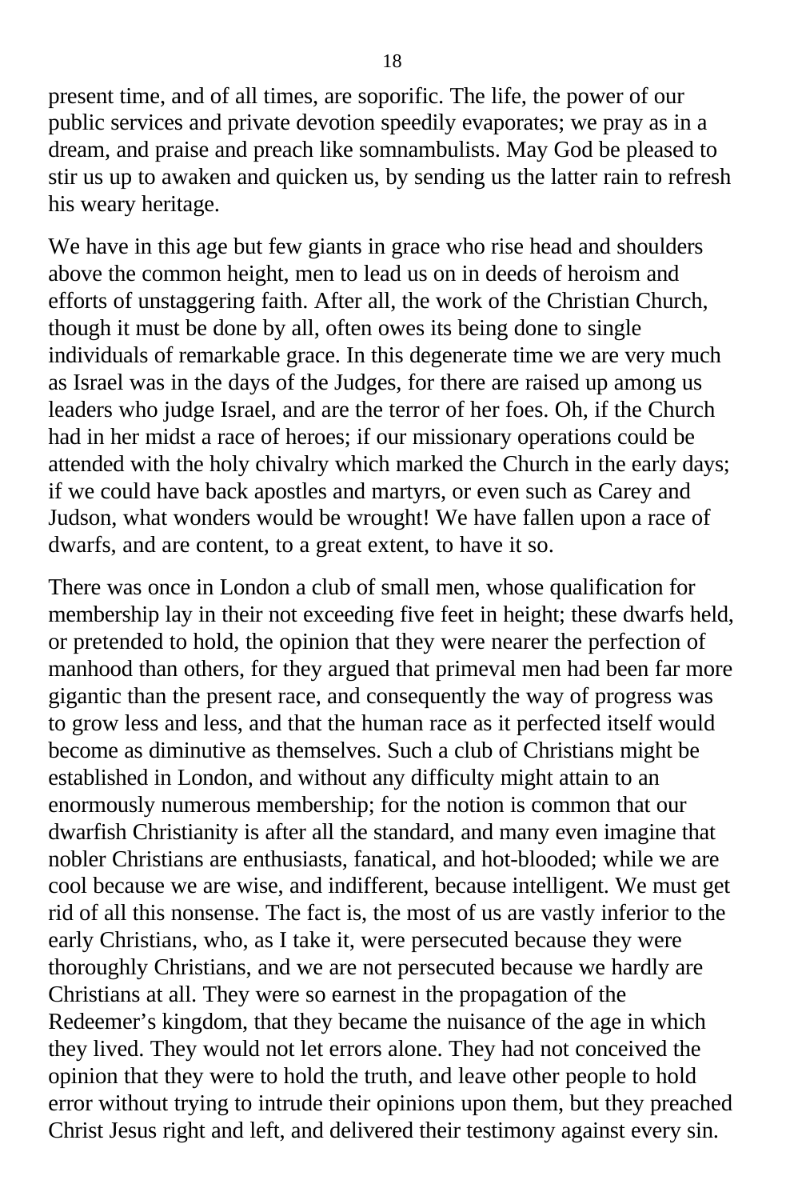present time, and of all times, are soporific. The life, the power of our public services and private devotion speedily evaporates; we pray as in a dream, and praise and preach like somnambulists. May God be pleased to stir us up to awaken and quicken us, by sending us the latter rain to refresh his weary heritage.

We have in this age but few giants in grace who rise head and shoulders above the common height, men to lead us on in deeds of heroism and efforts of unstaggering faith. After all, the work of the Christian Church, though it must be done by all, often owes its being done to single individuals of remarkable grace. In this degenerate time we are very much as Israel was in the days of the Judges, for there are raised up among us leaders who judge Israel, and are the terror of her foes. Oh, if the Church had in her midst a race of heroes; if our missionary operations could be attended with the holy chivalry which marked the Church in the early days; if we could have back apostles and martyrs, or even such as Carey and Judson, what wonders would be wrought! We have fallen upon a race of dwarfs, and are content, to a great extent, to have it so.

There was once in London a club of small men, whose qualification for membership lay in their not exceeding five feet in height; these dwarfs held, or pretended to hold, the opinion that they were nearer the perfection of manhood than others, for they argued that primeval men had been far more gigantic than the present race, and consequently the way of progress was to grow less and less, and that the human race as it perfected itself would become as diminutive as themselves. Such a club of Christians might be established in London, and without any difficulty might attain to an enormously numerous membership; for the notion is common that our dwarfish Christianity is after all the standard, and many even imagine that nobler Christians are enthusiasts, fanatical, and hot-blooded; while we are cool because we are wise, and indifferent, because intelligent. We must get rid of all this nonsense. The fact is, the most of us are vastly inferior to the early Christians, who, as I take it, were persecuted because they were thoroughly Christians, and we are not persecuted because we hardly are Christians at all. They were so earnest in the propagation of the Redeemer's kingdom, that they became the nuisance of the age in which they lived. They would not let errors alone. They had not conceived the opinion that they were to hold the truth, and leave other people to hold error without trying to intrude their opinions upon them, but they preached Christ Jesus right and left, and delivered their testimony against every sin.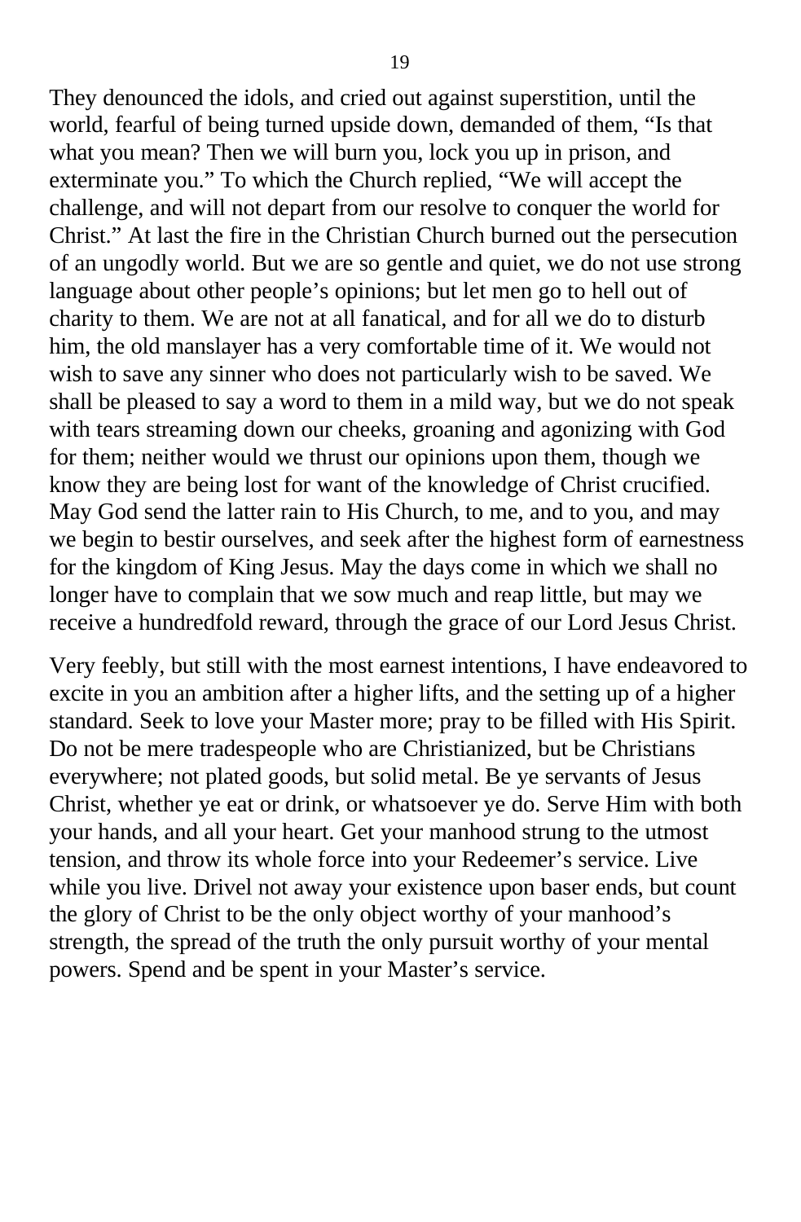They denounced the idols, and cried out against superstition, until the world, fearful of being turned upside down, demanded of them, “Is that what you mean? Then we will burn you, lock you up in prison, and exterminate you.” To which the Church replied, “We will accept the challenge, and will not depart from our resolve to conquer the world for Christ.” At last the fire in the Christian Church burned out the persecution of an ungodly world. But we are so gentle and quiet, we do not use strong language about other people’s opinions; but let men go to hell out of charity to them. We are not at all fanatical, and for all we do to disturb him, the old manslayer has a very comfortable time of it. We would not wish to save any sinner who does not particularly wish to be saved. We shall be pleased to say a word to them in a mild way, but we do not speak with tears streaming down our cheeks, groaning and agonizing with God for them; neither would we thrust our opinions upon them, though we know they are being lost for want of the knowledge of Christ crucified. May God send the latter rain to His Church, to me, and to you, and may we begin to bestir ourselves, and seek after the highest form of earnestness for the kingdom of King Jesus. May the days come in which we shall no longer have to complain that we sow much and reap little, but may we receive a hundredfold reward, through the grace of our Lord Jesus Christ.

Very feebly, but still with the most earnest intentions, I have endeavored to excite in you an ambition after a higher lifts, and the setting up of a higher standard. Seek to love your Master more; pray to be filled with His Spirit. Do not be mere tradespeople who are Christianized, but be Christians everywhere; not plated goods, but solid metal. Be ye servants of Jesus Christ, whether ye eat or drink, or whatsoever ye do. Serve Him with both your hands, and all your heart. Get your manhood strung to the utmost tension, and throw its whole force into your Redeemer’s service. Live while you live. Drivel not away your existence upon baser ends, but count the glory of Christ to be the only object worthy of your manhood’s strength, the spread of the truth the only pursuit worthy of your mental powers. Spend and be spent in your Master’s service.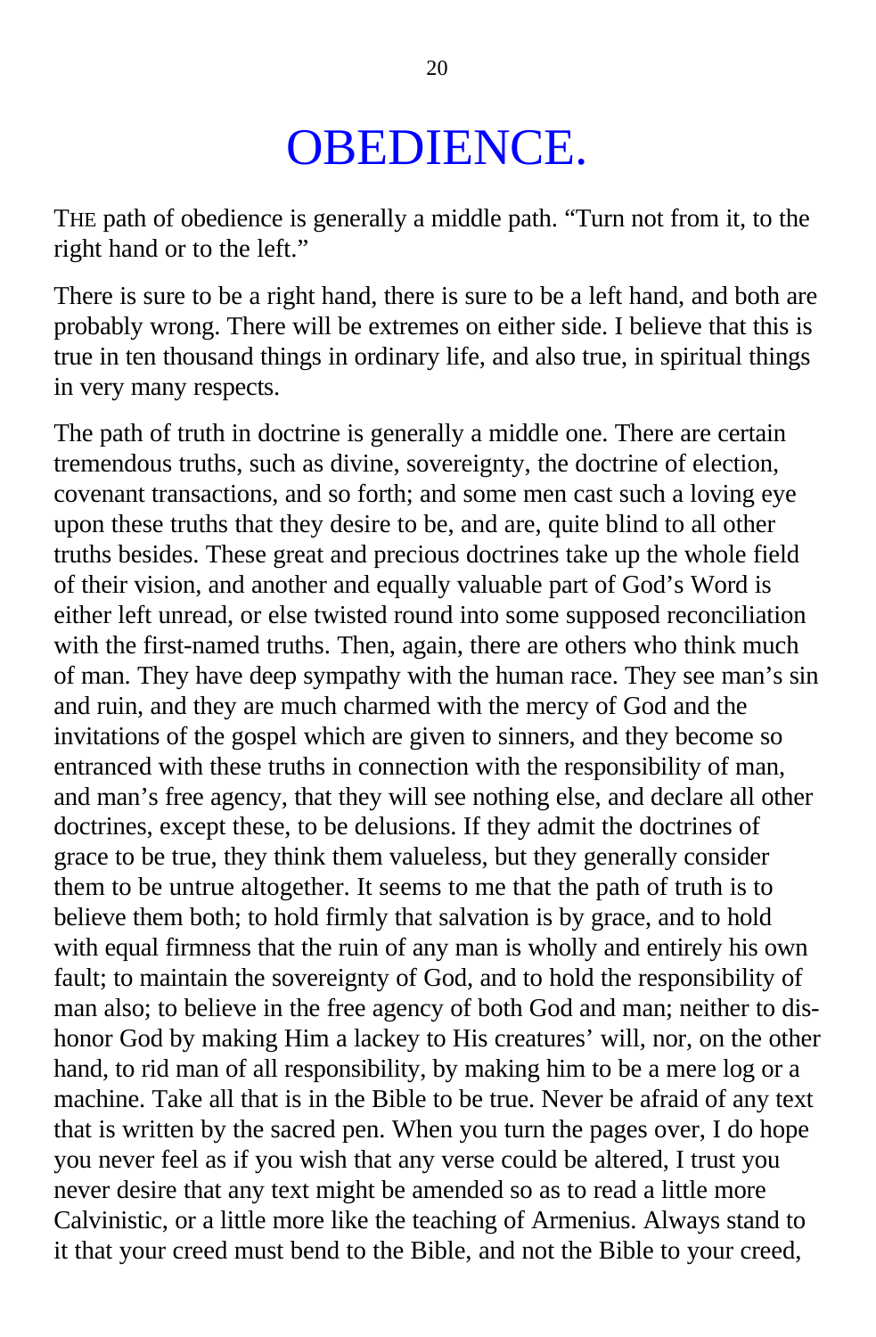# OBEDIENCE.

THE path of obedience is generally a middle path. "Turn not from it, to the right hand or to the left."

There is sure to be a right hand, there is sure to be a left hand, and both are probably wrong. There will be extremes on either side. I believe that this is true in ten thousand things in ordinary life, and also true, in spiritual things in very many respects.

The path of truth in doctrine is generally a middle one. There are certain tremendous truths, such as divine, sovereignty, the doctrine of election, covenant transactions, and so forth; and some men cast such a loving eye upon these truths that they desire to be, and are, quite blind to all other truths besides. These great and precious doctrines take up the whole field of their vision, and another and equally valuable part of God's Word is either left unread, or else twisted round into some supposed reconciliation with the first-named truths. Then, again, there are others who think much of man. They have deep sympathy with the human race. They see man's sin and ruin, and they are much charmed with the mercy of God and the invitations of the gospel which are given to sinners, and they become so entranced with these truths in connection with the responsibility of man, and man's free agency, that they will see nothing else, and declare all other doctrines, except these, to be delusions. If they admit the doctrines of grace to be true, they think them valueless, but they generally consider them to be untrue altogether. It seems to me that the path of truth is to believe them both; to hold firmly that salvation is by grace, and to hold with equal firmness that the ruin of any man is wholly and entirely his own fault; to maintain the sovereignty of God, and to hold the responsibility of man also; to believe in the free agency of both God and man; neither to dishonor God by making Him a lackey to His creatures' will, nor, on the other hand, to rid man of all responsibility, by making him to be a mere log or a machine. Take all that is in the Bible to be true. Never be afraid of any text that is written by the sacred pen. When you turn the pages over, I do hope you never feel as if you wish that any verse could be altered, I trust you never desire that any text might be amended so as to read a little more Calvinistic, or a little more like the teaching of Armenius. Always stand to it that your creed must bend to the Bible, and not the Bible to your creed,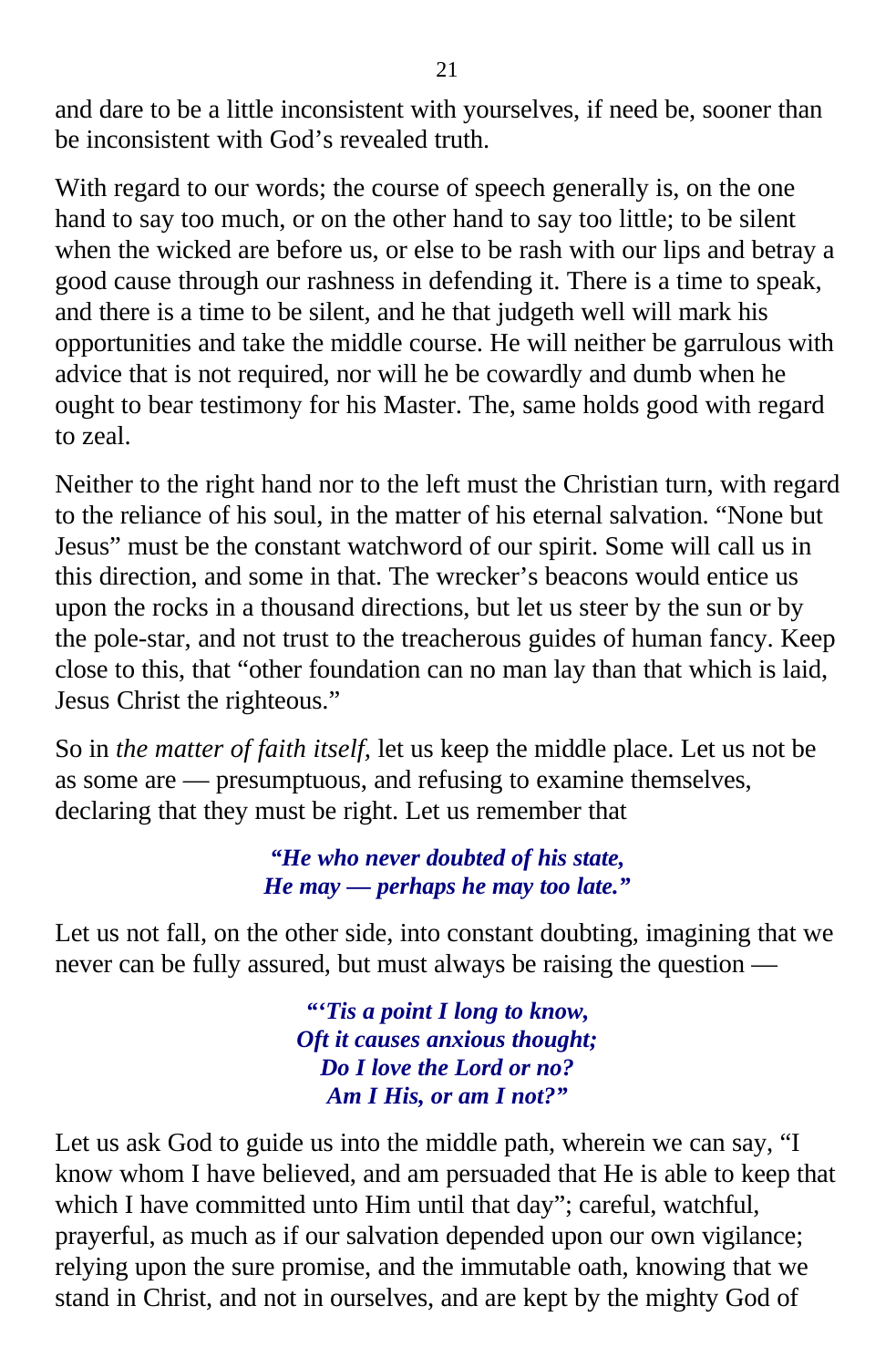and dare to be a little inconsistent with yourselves, if need be, sooner than be inconsistent with God's revealed truth.

With regard to our words; the course of speech generally is, on the one hand to say too much, or on the other hand to say too little; to be silent when the wicked are before us, or else to be rash with our lips and betray a good cause through our rashness in defending it. There is a time to speak, and there is a time to be silent, and he that judgeth well will mark his opportunities and take the middle course. He will neither be garrulous with advice that is not required, nor will he be cowardly and dumb when he ought to bear testimony for his Master. The, same holds good with regard to zeal.

Neither to the right hand nor to the left must the Christian turn, with regard to the reliance of his soul, in the matter of his eternal salvation. "None but Jesus" must be the constant watchword of our spirit. Some will call us in this direction, and some in that. The wrecker's beacons would entice us upon the rocks in a thousand directions, but let us steer by the sun or by the pole-star, and not trust to the treacherous guides of human fancy. Keep close to this, that "other foundation can no man lay than that which is laid, Jesus Christ the righteous."

So in *the matter of faith itself,* let us keep the middle place. Let us not be as some are — presumptuous, and refusing to examine themselves, declaring that they must be right. Let us remember that

> ***"He who never doubted of his state,***
> ***He may — perhaps he may too late."***

Let us not fall, on the other side, into constant doubting, imagining that we never can be fully assured, but must always be raising the question —

> ***"'Tis a point I long to know,***
> ***Oft it causes anxious thought;***
> ***Do I love the Lord or no?***
> ***Am I His, or am I not?"***

Let us ask God to guide us into the middle path, wherein we can say, "I know whom I have believed, and am persuaded that He is able to keep that which I have committed unto Him until that day"; careful, watchful, prayerful, as much as if our salvation depended upon our own vigilance; relying upon the sure promise, and the immutable oath, knowing that we stand in Christ, and not in ourselves, and are kept by the mighty God of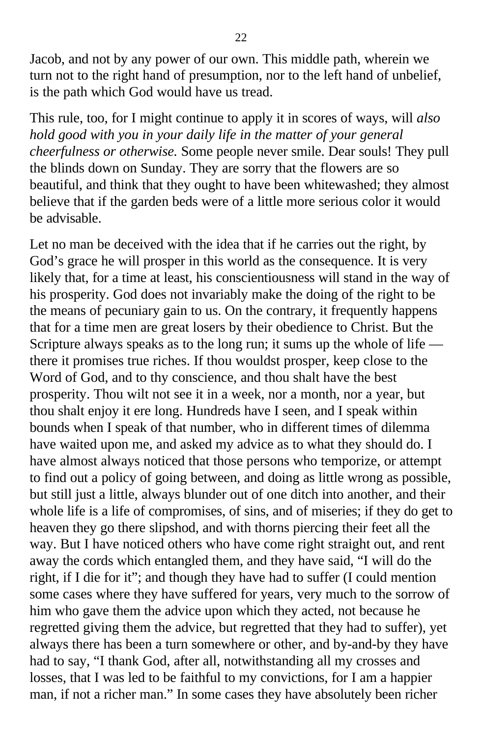Jacob, and not by any power of our own. This middle path, wherein we turn not to the right hand of presumption, nor to the left hand of unbelief, is the path which God would have us tread.

This rule, too, for I might continue to apply it in scores of ways, will *also hold good with you in your daily life in the matter of your general cheerfulness or otherwise.* Some people never smile. Dear souls! They pull the blinds down on Sunday. They are sorry that the flowers are so beautiful, and think that they ought to have been whitewashed; they almost believe that if the garden beds were of a little more serious color it would be advisable.

Let no man be deceived with the idea that if he carries out the right, by God's grace he will prosper in this world as the consequence. It is very likely that, for a time at least, his conscientiousness will stand in the way of his prosperity. God does not invariably make the doing of the right to be the means of pecuniary gain to us. On the contrary, it frequently happens that for a time men are great losers by their obedience to Christ. But the Scripture always speaks as to the long run; it sums up the whole of life — there it promises true riches. If thou wouldst prosper, keep close to the Word of God, and to thy conscience, and thou shalt have the best prosperity. Thou wilt not see it in a week, nor a month, nor a year, but thou shalt enjoy it ere long. Hundreds have I seen, and I speak within bounds when I speak of that number, who in different times of dilemma have waited upon me, and asked my advice as to what they should do. I have almost always noticed that those persons who temporize, or attempt to find out a policy of going between, and doing as little wrong as possible, but still just a little, always blunder out of one ditch into another, and their whole life is a life of compromises, of sins, and of miseries; if they do get to heaven they go there slipshod, and with thorns piercing their feet all the way. But I have noticed others who have come right straight out, and rent away the cords which entangled them, and they have said, "I will do the right, if I die for it"; and though they have had to suffer (I could mention some cases where they have suffered for years, very much to the sorrow of him who gave them the advice upon which they acted, not because he regretted giving them the advice, but regretted that they had to suffer), yet always there has been a turn somewhere or other, and by-and-by they have had to say, "I thank God, after all, notwithstanding all my crosses and losses, that I was led to be faithful to my convictions, for I am a happier man, if not a richer man." In some cases they have absolutely been richer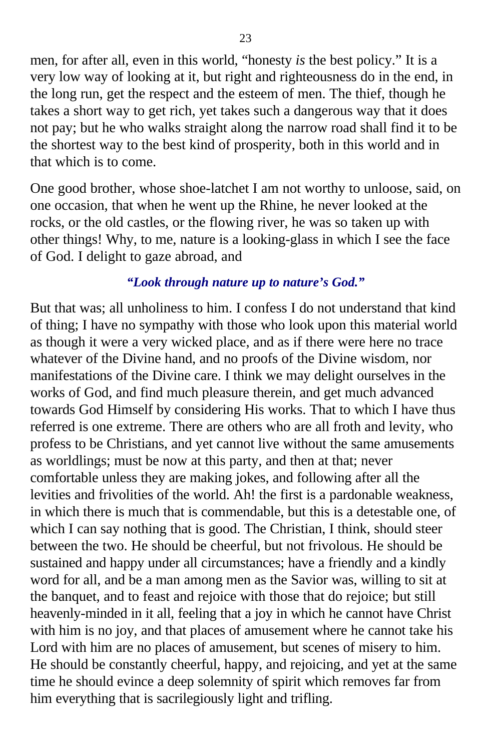men, for after all, even in this world, “honesty *is* the best policy.” It is a very low way of looking at it, but right and righteousness do in the end, in the long run, get the respect and the esteem of men. The thief, though he takes a short way to get rich, yet takes such a dangerous way that it does not pay; but he who walks straight along the narrow road shall find it to be the shortest way to the best kind of prosperity, both in this world and in that which is to come.

One good brother, whose shoe-latchet I am not worthy to unloose, said, on one occasion, that when he went up the Rhine, he never looked at the rocks, or the old castles, or the flowing river, he was so taken up with other things! Why, to me, nature is a looking-glass in which I see the face of God. I delight to gaze abroad, and

***“Look through nature up to nature’s God.”***

But that was; all unholiness to him. I confess I do not understand that kind of thing; I have no sympathy with those who look upon this material world as though it were a very wicked place, and as if there were here no trace whatever of the Divine hand, and no proofs of the Divine wisdom, nor manifestations of the Divine care. I think we may delight ourselves in the works of God, and find much pleasure therein, and get much advanced towards God Himself by considering His works. That to which I have thus referred is one extreme. There are others who are all froth and levity, who profess to be Christians, and yet cannot live without the same amusements as worldlings; must be now at this party, and then at that; never comfortable unless they are making jokes, and following after all the levities and frivolities of the world. Ah! the first is a pardonable weakness, in which there is much that is commendable, but this is a detestable one, of which I can say nothing that is good. The Christian, I think, should steer between the two. He should be cheerful, but not frivolous. He should be sustained and happy under all circumstances; have a friendly and a kindly word for all, and be a man among men as the Savior was, willing to sit at the banquet, and to feast and rejoice with those that do rejoice; but still heavenly-minded in it all, feeling that a joy in which he cannot have Christ with him is no joy, and that places of amusement where he cannot take his Lord with him are no places of amusement, but scenes of misery to him. He should be constantly cheerful, happy, and rejoicing, and yet at the same time he should evince a deep solemnity of spirit which removes far from him everything that is sacrilegiously light and trifling.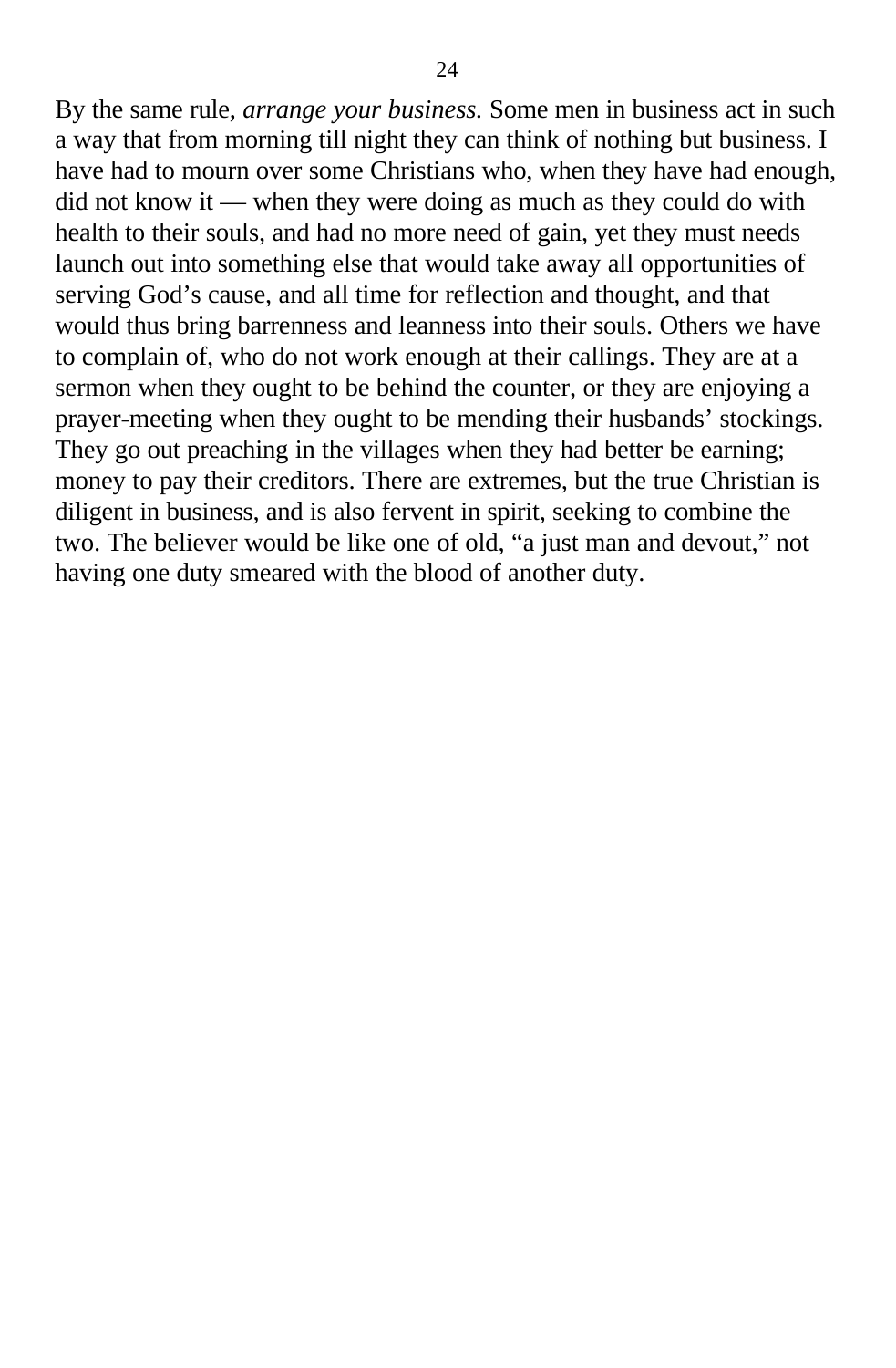By the same rule, *arrange your business.* Some men in business act in such a way that from morning till night they can think of nothing but business. I have had to mourn over some Christians who, when they have had enough, did not know it — when they were doing as much as they could do with health to their souls, and had no more need of gain, yet they must needs launch out into something else that would take away all opportunities of serving God's cause, and all time for reflection and thought, and that would thus bring barrenness and leanness into their souls. Others we have to complain of, who do not work enough at their callings. They are at a sermon when they ought to be behind the counter, or they are enjoying a prayer-meeting when they ought to be mending their husbands' stockings. They go out preaching in the villages when they had better be earning; money to pay their creditors. There are extremes, but the true Christian is diligent in business, and is also fervent in spirit, seeking to combine the two. The believer would be like one of old, "a just man and devout," not having one duty smeared with the blood of another duty.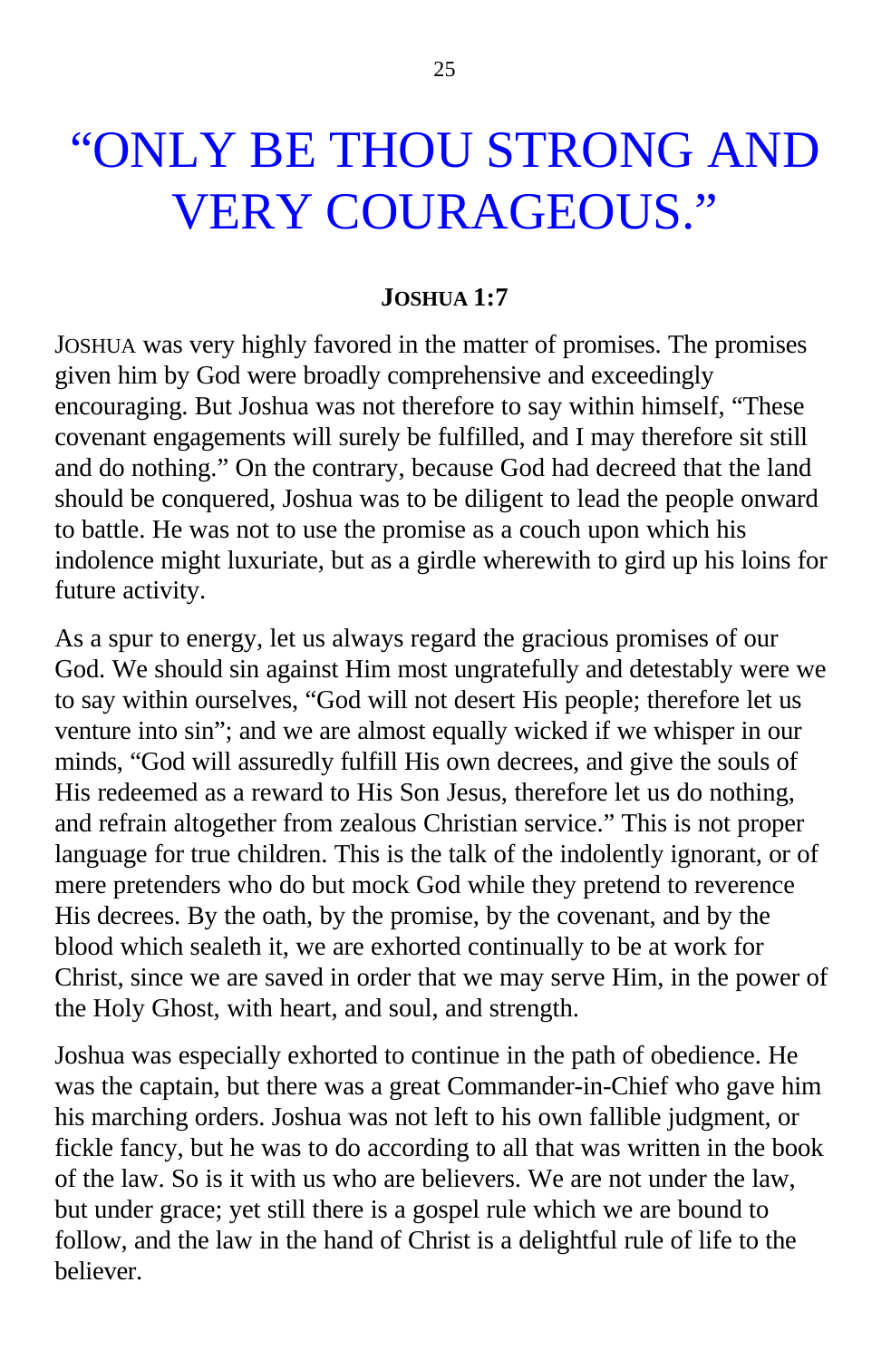# "ONLY BE THOU STRONG AND VERY COURAGEOUS."

**JOSHUA 1:7**

JOSHUA was very highly favored in the matter of promises. The promises given him by God were broadly comprehensive and exceedingly encouraging. But Joshua was not therefore to say within himself, "These covenant engagements will surely be fulfilled, and I may therefore sit still and do nothing." On the contrary, because God had decreed that the land should be conquered, Joshua was to be diligent to lead the people onward to battle. He was not to use the promise as a couch upon which his indolence might luxuriate, but as a girdle wherewith to gird up his loins for future activity.

As a spur to energy, let us always regard the gracious promises of our God. We should sin against Him most ungratefully and detestably were we to say within ourselves, "God will not desert His people; therefore let us venture into sin"; and we are almost equally wicked if we whisper in our minds, "God will assuredly fulfill His own decrees, and give the souls of His redeemed as a reward to His Son Jesus, therefore let us do nothing, and refrain altogether from zealous Christian service." This is not proper language for true children. This is the talk of the indolently ignorant, or of mere pretenders who do but mock God while they pretend to reverence His decrees. By the oath, by the promise, by the covenant, and by the blood which sealeth it, we are exhorted continually to be at work for Christ, since we are saved in order that we may serve Him, in the power of the Holy Ghost, with heart, and soul, and strength.

Joshua was especially exhorted to continue in the path of obedience. He was the captain, but there was a great Commander-in-Chief who gave him his marching orders. Joshua was not left to his own fallible judgment, or fickle fancy, but he was to do according to all that was written in the book of the law. So is it with us who are believers. We are not under the law, but under grace; yet still there is a gospel rule which we are bound to follow, and the law in the hand of Christ is a delightful rule of life to the believer.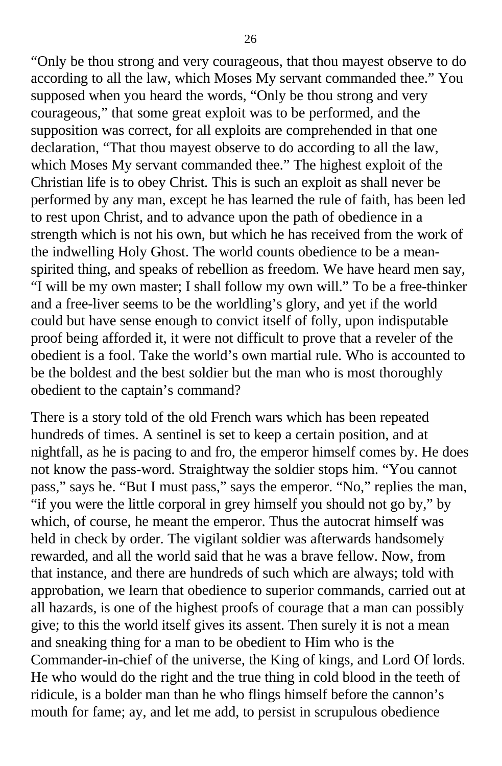"Only be thou strong and very courageous, that thou mayest observe to do according to all the law, which Moses My servant commanded thee." You supposed when you heard the words, "Only be thou strong and very courageous," that some great exploit was to be performed, and the supposition was correct, for all exploits are comprehended in that one declaration, "That thou mayest observe to do according to all the law, which Moses My servant commanded thee." The highest exploit of the Christian life is to obey Christ. This is such an exploit as shall never be performed by any man, except he has learned the rule of faith, has been led to rest upon Christ, and to advance upon the path of obedience in a strength which is not his own, but which he has received from the work of the indwelling Holy Ghost. The world counts obedience to be a mean-spirited thing, and speaks of rebellion as freedom. We have heard men say, "I will be my own master; I shall follow my own will." To be a free-thinker and a free-liver seems to be the worldling's glory, and yet if the world could but have sense enough to convict itself of folly, upon indisputable proof being afforded it, it were not difficult to prove that a reveler of the obedient is a fool. Take the world's own martial rule. Who is accounted to be the boldest and the best soldier but the man who is most thoroughly obedient to the captain's command?

There is a story told of the old French wars which has been repeated hundreds of times. A sentinel is set to keep a certain position, and at nightfall, as he is pacing to and fro, the emperor himself comes by. He does not know the pass-word. Straightway the soldier stops him. "You cannot pass," says he. "But I must pass," says the emperor. "No," replies the man, "if you were the little corporal in grey himself you should not go by," by which, of course, he meant the emperor. Thus the autocrat himself was held in check by order. The vigilant soldier was afterwards handsomely rewarded, and all the world said that he was a brave fellow. Now, from that instance, and there are hundreds of such which are always; told with approbation, we learn that obedience to superior commands, carried out at all hazards, is one of the highest proofs of courage that a man can possibly give; to this the world itself gives its assent. Then surely it is not a mean and sneaking thing for a man to be obedient to Him who is the Commander-in-chief of the universe, the King of kings, and Lord Of lords. He who would do the right and the true thing in cold blood in the teeth of ridicule, is a bolder man than he who flings himself before the cannon's mouth for fame; ay, and let me add, to persist in scrupulous obedience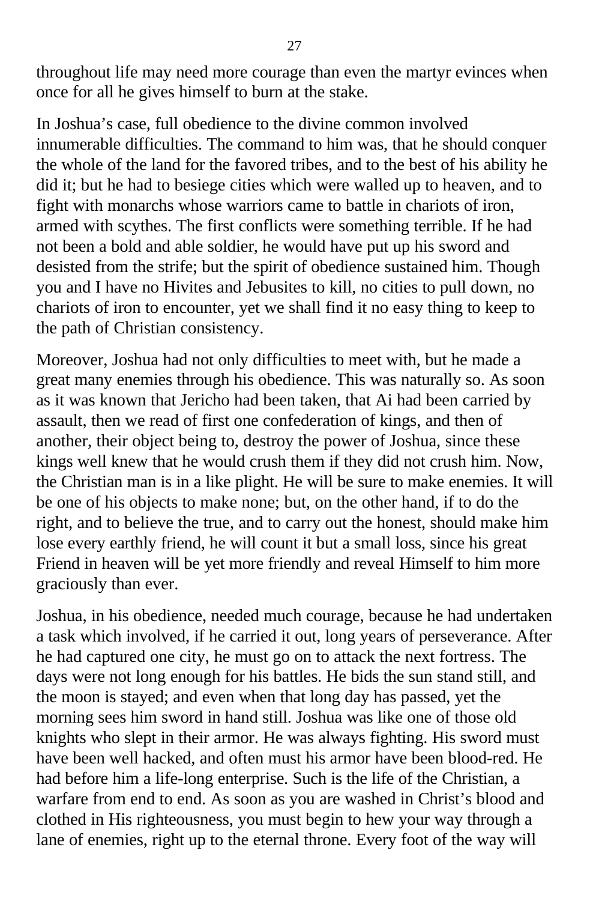throughout life may need more courage than even the martyr evinces when once for all he gives himself to burn at the stake.

In Joshua’s case, full obedience to the divine common involved innumerable difficulties. The command to him was, that he should conquer the whole of the land for the favored tribes, and to the best of his ability he did it; but he had to besiege cities which were walled up to heaven, and to fight with monarchs whose warriors came to battle in chariots of iron, armed with scythes. The first conflicts were something terrible. If he had not been a bold and able soldier, he would have put up his sword and desisted from the strife; but the spirit of obedience sustained him. Though you and I have no Hivites and Jebusites to kill, no cities to pull down, no chariots of iron to encounter, yet we shall find it no easy thing to keep to the path of Christian consistency.

Moreover, Joshua had not only difficulties to meet with, but he made a great many enemies through his obedience. This was naturally so. As soon as it was known that Jericho had been taken, that Ai had been carried by assault, then we read of first one confederation of kings, and then of another, their object being to, destroy the power of Joshua, since these kings well knew that he would crush them if they did not crush him. Now, the Christian man is in a like plight. He will be sure to make enemies. It will be one of his objects to make none; but, on the other hand, if to do the right, and to believe the true, and to carry out the honest, should make him lose every earthly friend, he will count it but a small loss, since his great Friend in heaven will be yet more friendly and reveal Himself to him more graciously than ever.

Joshua, in his obedience, needed much courage, because he had undertaken a task which involved, if he carried it out, long years of perseverance. After he had captured one city, he must go on to attack the next fortress. The days were not long enough for his battles. He bids the sun stand still, and the moon is stayed; and even when that long day has passed, yet the morning sees him sword in hand still. Joshua was like one of those old knights who slept in their armor. He was always fighting. His sword must have been well hacked, and often must his armor have been blood-red. He had before him a life-long enterprise. Such is the life of the Christian, a warfare from end to end. As soon as you are washed in Christ’s blood and clothed in His righteousness, you must begin to hew your way through a lane of enemies, right up to the eternal throne. Every foot of the way will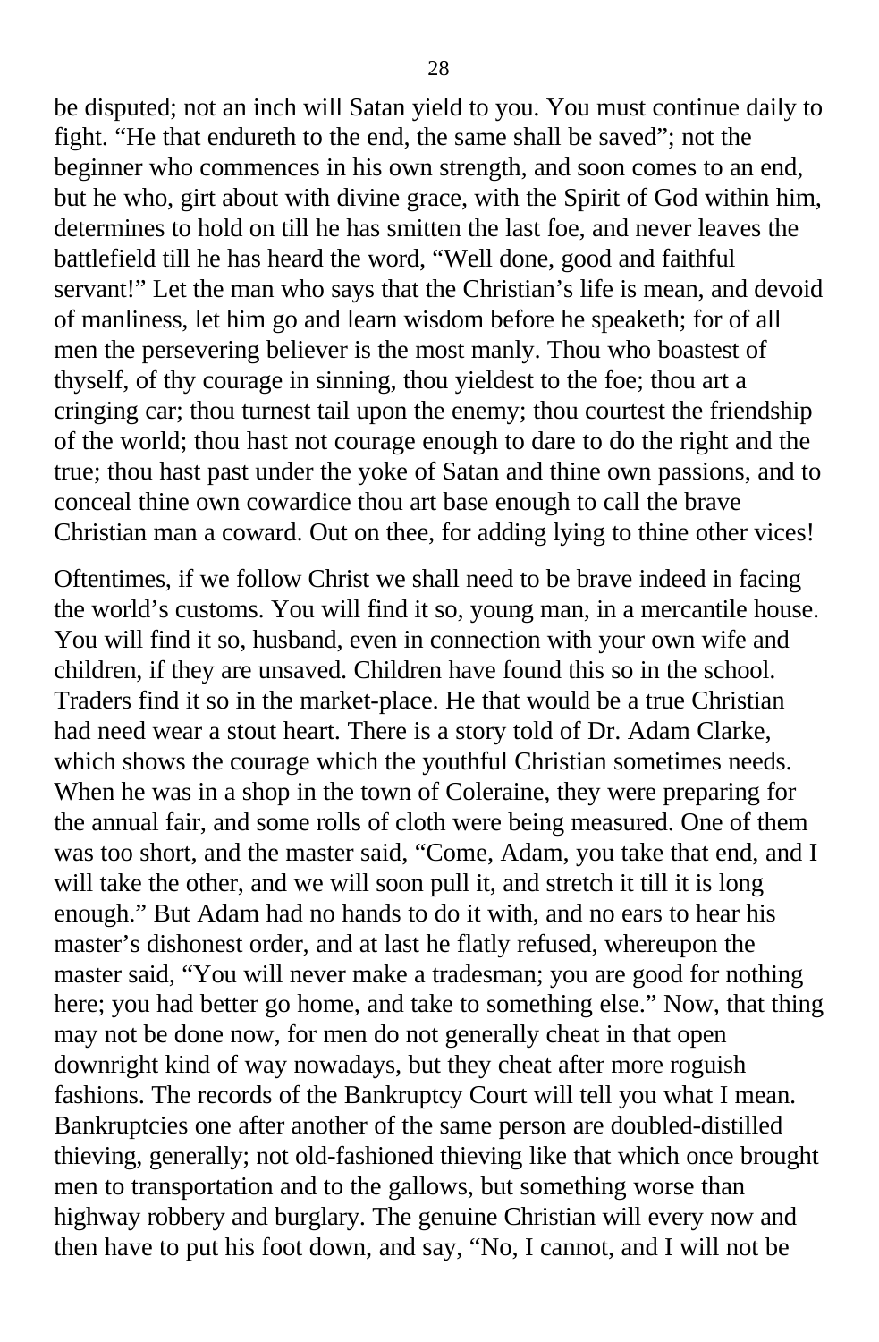be disputed; not an inch will Satan yield to you. You must continue daily to fight. “He that endureth to the end, the same shall be saved”; not the beginner who commences in his own strength, and soon comes to an end, but he who, girt about with divine grace, with the Spirit of God within him, determines to hold on till he has smitten the last foe, and never leaves the battlefield till he has heard the word, “Well done, good and faithful servant!” Let the man who says that the Christian’s life is mean, and devoid of manliness, let him go and learn wisdom before he speaketh; for of all men the persevering believer is the most manly. Thou who boastest of thyself, of thy courage in sinning, thou yieldest to the foe; thou art a cringing car; thou turnest tail upon the enemy; thou courtest the friendship of the world; thou hast not courage enough to dare to do the right and the true; thou hast past under the yoke of Satan and thine own passions, and to conceal thine own cowardice thou art base enough to call the brave Christian man a coward. Out on thee, for adding lying to thine other vices!

Oftentimes, if we follow Christ we shall need to be brave indeed in facing the world’s customs. You will find it so, young man, in a mercantile house. You will find it so, husband, even in connection with your own wife and children, if they are unsaved. Children have found this so in the school. Traders find it so in the market-place. He that would be a true Christian had need wear a stout heart. There is a story told of Dr. Adam Clarke, which shows the courage which the youthful Christian sometimes needs. When he was in a shop in the town of Coleraine, they were preparing for the annual fair, and some rolls of cloth were being measured. One of them was too short, and the master said, “Come, Adam, you take that end, and I will take the other, and we will soon pull it, and stretch it till it is long enough.” But Adam had no hands to do it with, and no ears to hear his master’s dishonest order, and at last he flatly refused, whereupon the master said, “You will never make a tradesman; you are good for nothing here; you had better go home, and take to something else.” Now, that thing may not be done now, for men do not generally cheat in that open downright kind of way nowadays, but they cheat after more roguish fashions. The records of the Bankruptcy Court will tell you what I mean. Bankruptcies one after another of the same person are doubled-distilled thieving, generally; not old-fashioned thieving like that which once brought men to transportation and to the gallows, but something worse than highway robbery and burglary. The genuine Christian will every now and then have to put his foot down, and say, “No, I cannot, and I will not be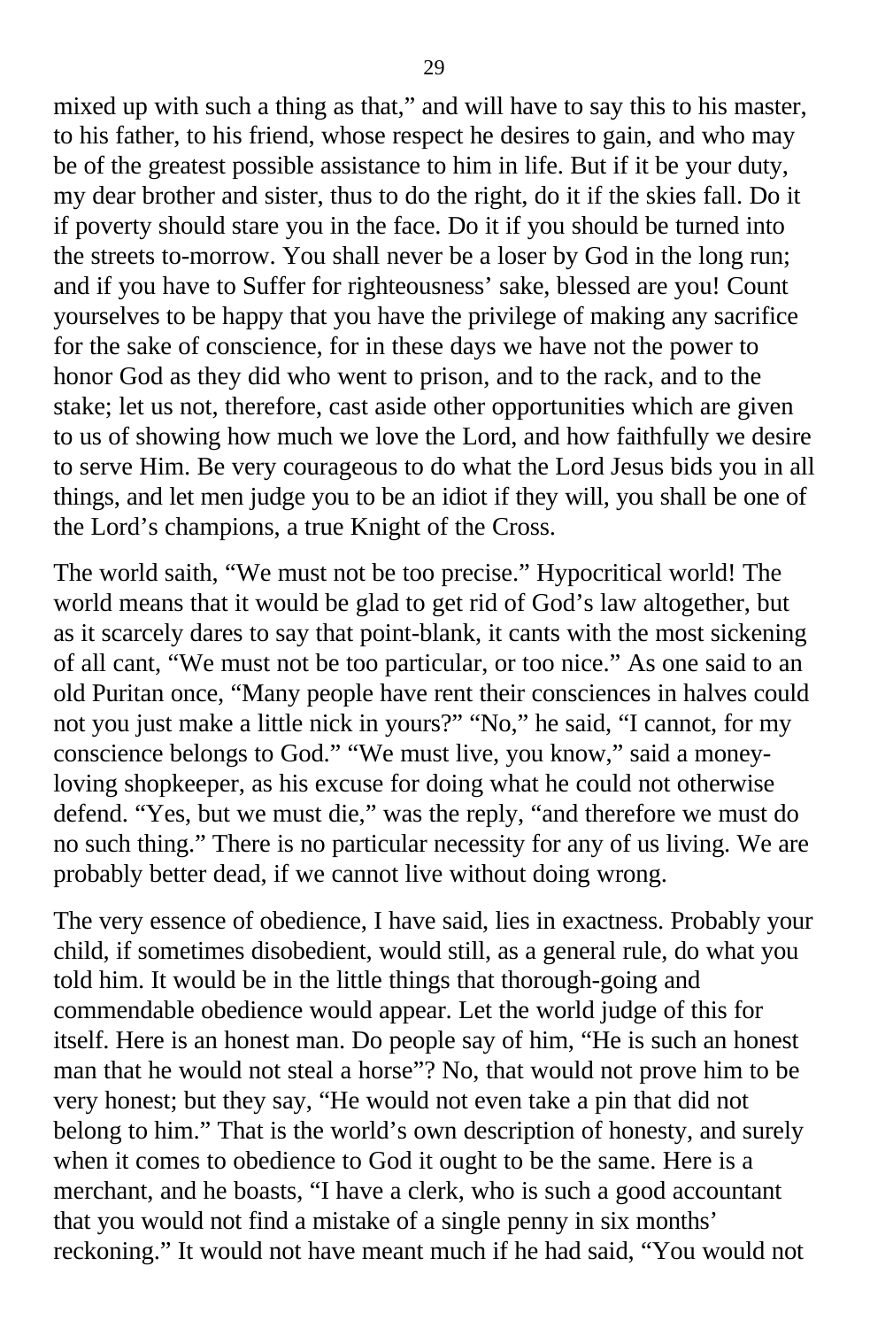mixed up with such a thing as that," and will have to say this to his master, to his father, to his friend, whose respect he desires to gain, and who may be of the greatest possible assistance to him in life. But if it be your duty, my dear brother and sister, thus to do the right, do it if the skies fall. Do it if poverty should stare you in the face. Do it if you should be turned into the streets to-morrow. You shall never be a loser by God in the long run; and if you have to Suffer for righteousness' sake, blessed are you! Count yourselves to be happy that you have the privilege of making any sacrifice for the sake of conscience, for in these days we have not the power to honor God as they did who went to prison, and to the rack, and to the stake; let us not, therefore, cast aside other opportunities which are given to us of showing how much we love the Lord, and how faithfully we desire to serve Him. Be very courageous to do what the Lord Jesus bids you in all things, and let men judge you to be an idiot if they will, you shall be one of the Lord's champions, a true Knight of the Cross.

The world saith, "We must not be too precise." Hypocritical world! The world means that it would be glad to get rid of God's law altogether, but as it scarcely dares to say that point-blank, it cants with the most sickening of all cant, "We must not be too particular, or too nice." As one said to an old Puritan once, "Many people have rent their consciences in halves could not you just make a little nick in yours?" "No," he said, "I cannot, for my conscience belongs to God." "We must live, you know," said a money-loving shopkeeper, as his excuse for doing what he could not otherwise defend. "Yes, but we must die," was the reply, "and therefore we must do no such thing." There is no particular necessity for any of us living. We are probably better dead, if we cannot live without doing wrong.

The very essence of obedience, I have said, lies in exactness. Probably your child, if sometimes disobedient, would still, as a general rule, do what you told him. It would be in the little things that thorough-going and commendable obedience would appear. Let the world judge of this for itself. Here is an honest man. Do people say of him, "He is such an honest man that he would not steal a horse"? No, that would not prove him to be very honest; but they say, "He would not even take a pin that did not belong to him." That is the world's own description of honesty, and surely when it comes to obedience to God it ought to be the same. Here is a merchant, and he boasts, "I have a clerk, who is such a good accountant that you would not find a mistake of a single penny in six months' reckoning." It would not have meant much if he had said, "You would not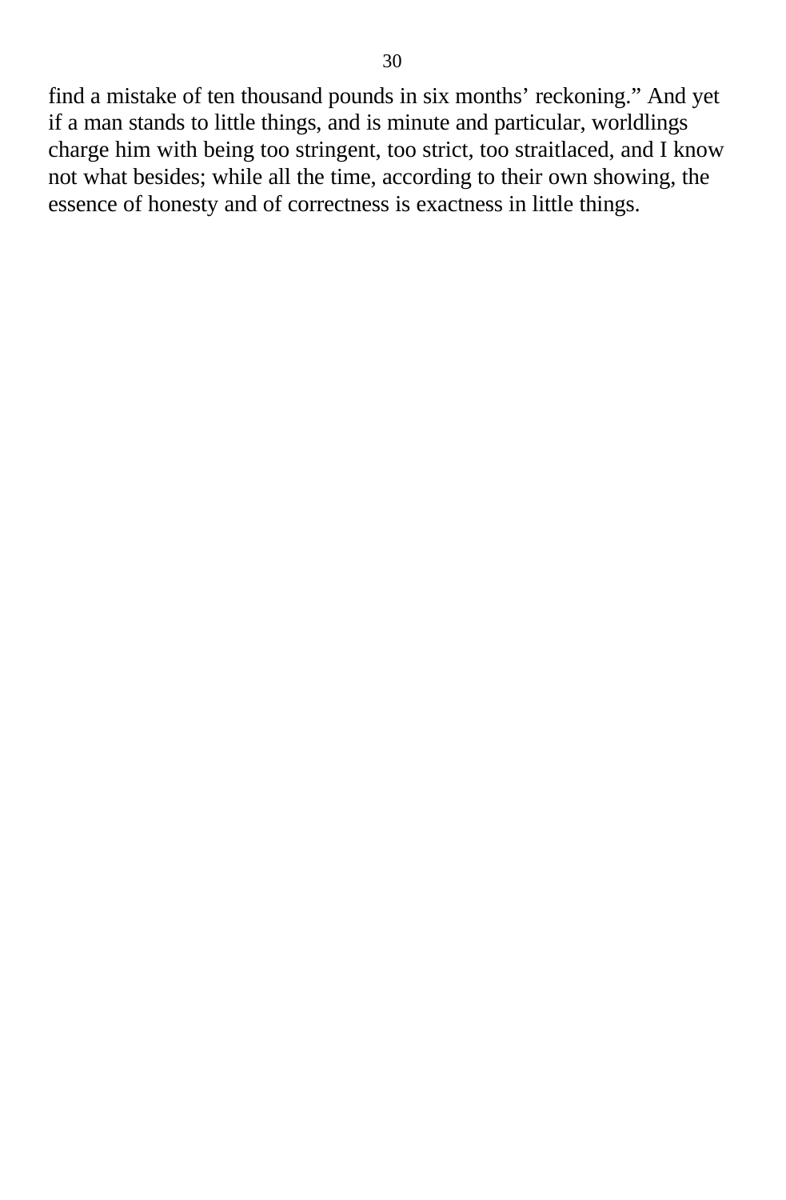find a mistake of ten thousand pounds in six months' reckoning." And yet if a man stands to little things, and is minute and particular, worldlings charge him with being too stringent, too strict, too straitlaced, and I know not what besides; while all the time, according to their own showing, the essence of honesty and of correctness is exactness in little things.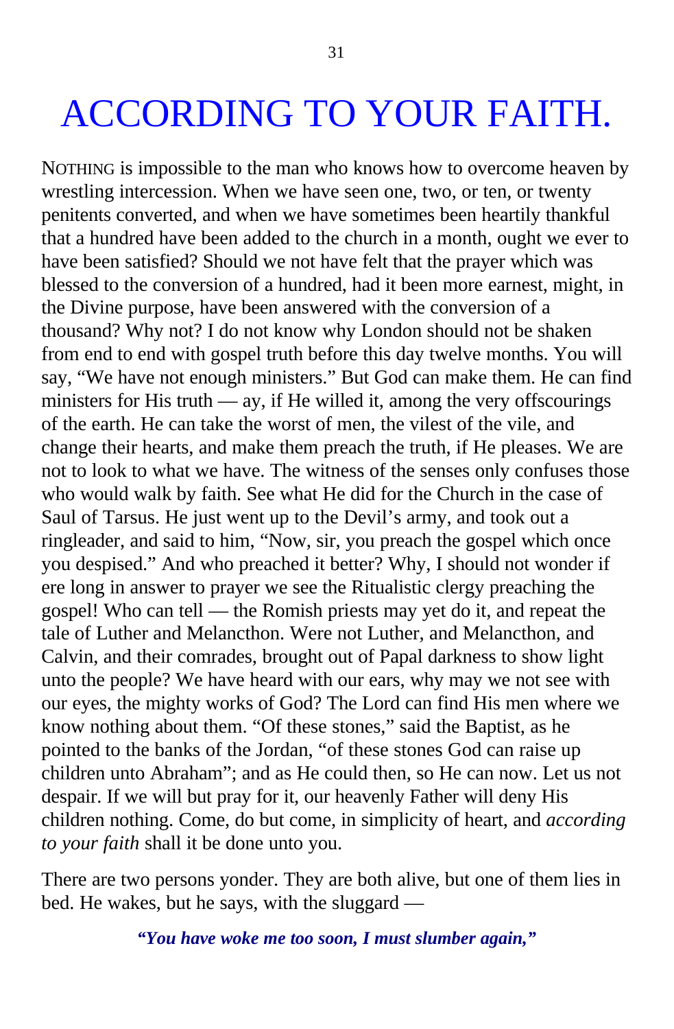# ACCORDING TO YOUR FAITH.

NOTHING is impossible to the man who knows how to overcome heaven by wrestling intercession. When we have seen one, two, or ten, or twenty penitents converted, and when we have sometimes been heartily thankful that a hundred have been added to the church in a month, ought we ever to have been satisfied? Should we not have felt that the prayer which was blessed to the conversion of a hundred, had it been more earnest, might, in the Divine purpose, have been answered with the conversion of a thousand? Why not? I do not know why London should not be shaken from end to end with gospel truth before this day twelve months. You will say, "We have not enough ministers." But God can make them. He can find ministers for His truth — ay, if He willed it, among the very offscourings of the earth. He can take the worst of men, the vilest of the vile, and change their hearts, and make them preach the truth, if He pleases. We are not to look to what we have. The witness of the senses only confuses those who would walk by faith. See what He did for the Church in the case of Saul of Tarsus. He just went up to the Devil's army, and took out a ringleader, and said to him, "Now, sir, you preach the gospel which once you despised." And who preached it better? Why, I should not wonder if ere long in answer to prayer we see the Ritualistic clergy preaching the gospel! Who can tell — the Romish priests may yet do it, and repeat the tale of Luther and Melancthon. Were not Luther, and Melancthon, and Calvin, and their comrades, brought out of Papal darkness to show light unto the people? We have heard with our ears, why may we not see with our eyes, the mighty works of God? The Lord can find His men where we know nothing about them. "Of these stones," said the Baptist, as he pointed to the banks of the Jordan, "of these stones God can raise up children unto Abraham"; and as He could then, so He can now. Let us not despair. If we will but pray for it, our heavenly Father will deny His children nothing. Come, do but come, in simplicity of heart, and *according to your faith* shall it be done unto you.

There are two persons yonder. They are both alive, but one of them lies in bed. He wakes, but he says, with the sluggard —

***"You have woke me too soon, I must slumber again,"***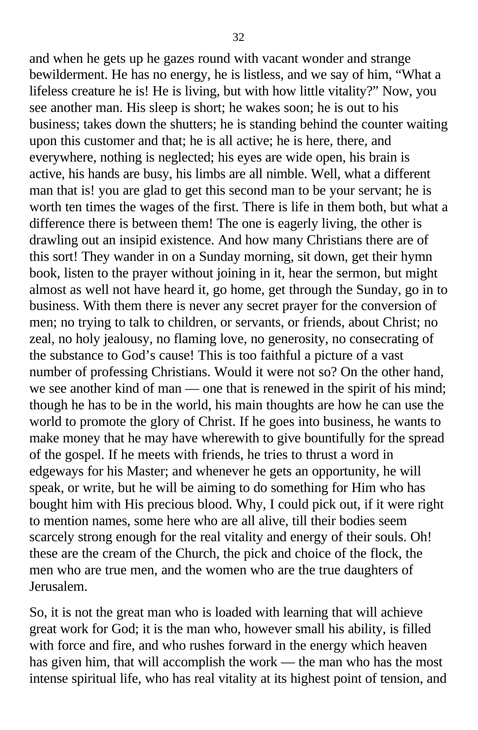and when he gets up he gazes round with vacant wonder and strange bewilderment. He has no energy, he is listless, and we say of him, "What a lifeless creature he is! He is living, but with how little vitality?" Now, you see another man. His sleep is short; he wakes soon; he is out to his business; takes down the shutters; he is standing behind the counter waiting upon this customer and that; he is all active; he is here, there, and everywhere, nothing is neglected; his eyes are wide open, his brain is active, his hands are busy, his limbs are all nimble. Well, what a different man that is! you are glad to get this second man to be your servant; he is worth ten times the wages of the first. There is life in them both, but what a difference there is between them! The one is eagerly living, the other is drawling out an insipid existence. And how many Christians there are of this sort! They wander in on a Sunday morning, sit down, get their hymn book, listen to the prayer without joining in it, hear the sermon, but might almost as well not have heard it, go home, get through the Sunday, go in to business. With them there is never any secret prayer for the conversion of men; no trying to talk to children, or servants, or friends, about Christ; no zeal, no holy jealousy, no flaming love, no generosity, no consecrating of the substance to God's cause! This is too faithful a picture of a vast number of professing Christians. Would it were not so? On the other hand, we see another kind of man — one that is renewed in the spirit of his mind; though he has to be in the world, his main thoughts are how he can use the world to promote the glory of Christ. If he goes into business, he wants to make money that he may have wherewith to give bountifully for the spread of the gospel. If he meets with friends, he tries to thrust a word in edgeways for his Master; and whenever he gets an opportunity, he will speak, or write, but he will be aiming to do something for Him who has bought him with His precious blood. Why, I could pick out, if it were right to mention names, some here who are all alive, till their bodies seem scarcely strong enough for the real vitality and energy of their souls. Oh! these are the cream of the Church, the pick and choice of the flock, the men who are true men, and the women who are the true daughters of Jerusalem.

So, it is not the great man who is loaded with learning that will achieve great work for God; it is the man who, however small his ability, is filled with force and fire, and who rushes forward in the energy which heaven has given him, that will accomplish the work — the man who has the most intense spiritual life, who has real vitality at its highest point of tension, and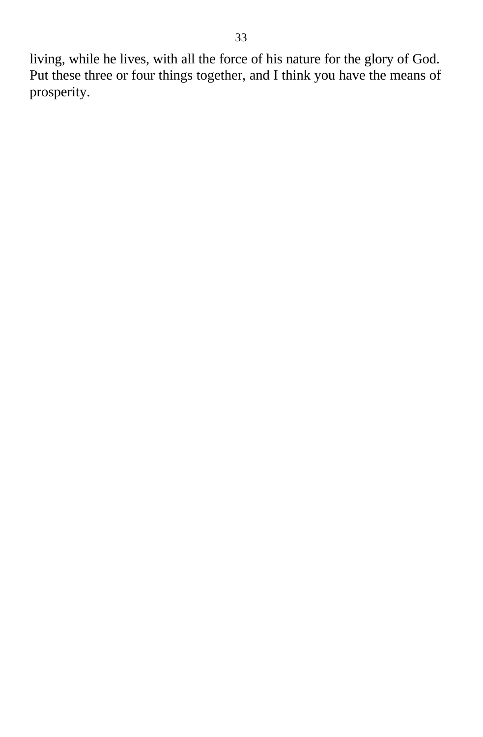living, while he lives, with all the force of his nature for the glory of God. Put these three or four things together, and I think you have the means of prosperity.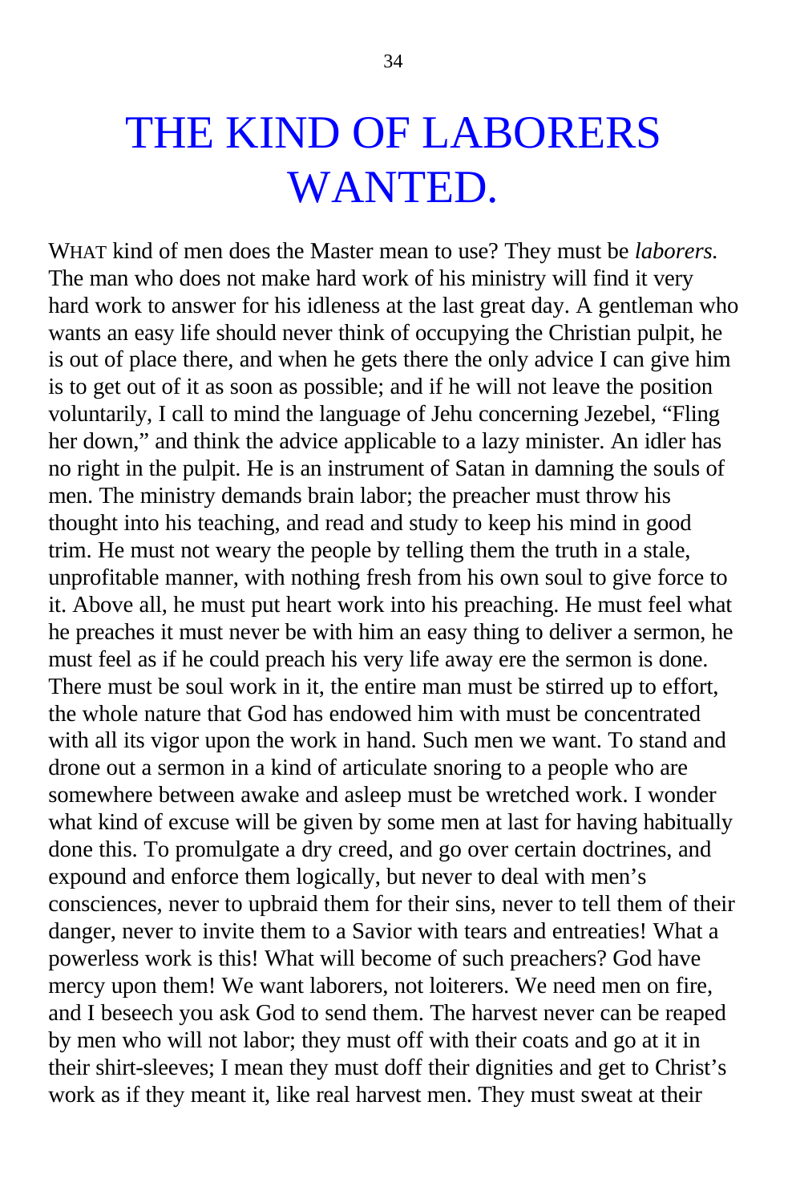# THE KIND OF LABORERS WANTED.

WHAT kind of men does the Master mean to use? They must be *laborers.* The man who does not make hard work of his ministry will find it very hard work to answer for his idleness at the last great day. A gentleman who wants an easy life should never think of occupying the Christian pulpit, he is out of place there, and when he gets there the only advice I can give him is to get out of it as soon as possible; and if he will not leave the position voluntarily, I call to mind the language of Jehu concerning Jezebel, "Fling her down," and think the advice applicable to a lazy minister. An idler has no right in the pulpit. He is an instrument of Satan in damning the souls of men. The ministry demands brain labor; the preacher must throw his thought into his teaching, and read and study to keep his mind in good trim. He must not weary the people by telling them the truth in a stale, unprofitable manner, with nothing fresh from his own soul to give force to it. Above all, he must put heart work into his preaching. He must feel what he preaches it must never be with him an easy thing to deliver a sermon, he must feel as if he could preach his very life away ere the sermon is done. There must be soul work in it, the entire man must be stirred up to effort, the whole nature that God has endowed him with must be concentrated with all its vigor upon the work in hand. Such men we want. To stand and drone out a sermon in a kind of articulate snoring to a people who are somewhere between awake and asleep must be wretched work. I wonder what kind of excuse will be given by some men at last for having habitually done this. To promulgate a dry creed, and go over certain doctrines, and expound and enforce them logically, but never to deal with men's consciences, never to upbraid them for their sins, never to tell them of their danger, never to invite them to a Savior with tears and entreaties! What a powerless work is this! What will become of such preachers? God have mercy upon them! We want laborers, not loiterers. We need men on fire, and I beseech you ask God to send them. The harvest never can be reaped by men who will not labor; they must off with their coats and go at it in their shirt-sleeves; I mean they must doff their dignities and get to Christ's work as if they meant it, like real harvest men. They must sweat at their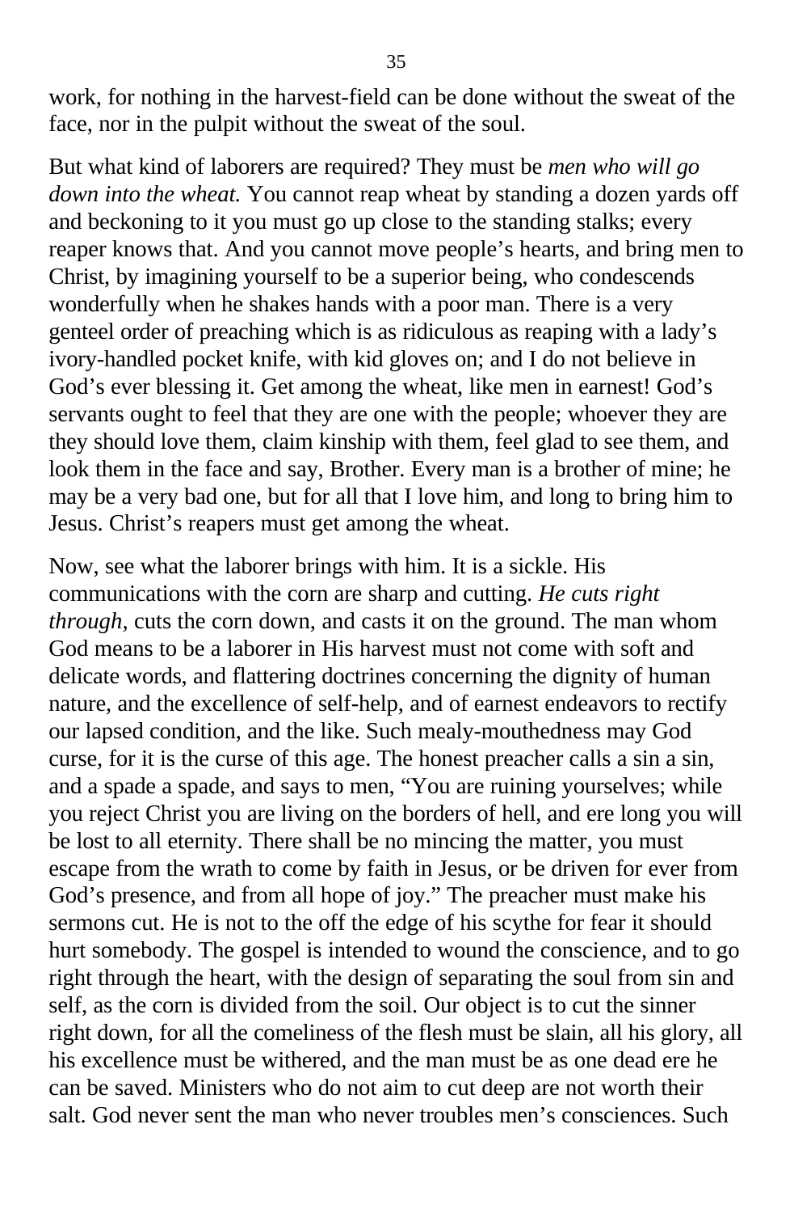work, for nothing in the harvest-field can be done without the sweat of the face, nor in the pulpit without the sweat of the soul.

But what kind of laborers are required? They must be *men who will go down into the wheat.* You cannot reap wheat by standing a dozen yards off and beckoning to it you must go up close to the standing stalks; every reaper knows that. And you cannot move people's hearts, and bring men to Christ, by imagining yourself to be a superior being, who condescends wonderfully when he shakes hands with a poor man. There is a very genteel order of preaching which is as ridiculous as reaping with a lady's ivory-handled pocket knife, with kid gloves on; and I do not believe in God's ever blessing it. Get among the wheat, like men in earnest! God's servants ought to feel that they are one with the people; whoever they are they should love them, claim kinship with them, feel glad to see them, and look them in the face and say, Brother. Every man is a brother of mine; he may be a very bad one, but for all that I love him, and long to bring him to Jesus. Christ's reapers must get among the wheat.

Now, see what the laborer brings with him. It is a sickle. His communications with the corn are sharp and cutting. *He cuts right through*, cuts the corn down, and casts it on the ground. The man whom God means to be a laborer in His harvest must not come with soft and delicate words, and flattering doctrines concerning the dignity of human nature, and the excellence of self-help, and of earnest endeavors to rectify our lapsed condition, and the like. Such mealy-mouthedness may God curse, for it is the curse of this age. The honest preacher calls a sin a sin, and a spade a spade, and says to men, "You are ruining yourselves; while you reject Christ you are living on the borders of hell, and ere long you will be lost to all eternity. There shall be no mincing the matter, you must escape from the wrath to come by faith in Jesus, or be driven for ever from God's presence, and from all hope of joy." The preacher must make his sermons cut. He is not to the off the edge of his scythe for fear it should hurt somebody. The gospel is intended to wound the conscience, and to go right through the heart, with the design of separating the soul from sin and self, as the corn is divided from the soil. Our object is to cut the sinner right down, for all the comeliness of the flesh must be slain, all his glory, all his excellence must be withered, and the man must be as one dead ere he can be saved. Ministers who do not aim to cut deep are not worth their salt. God never sent the man who never troubles men's consciences. Such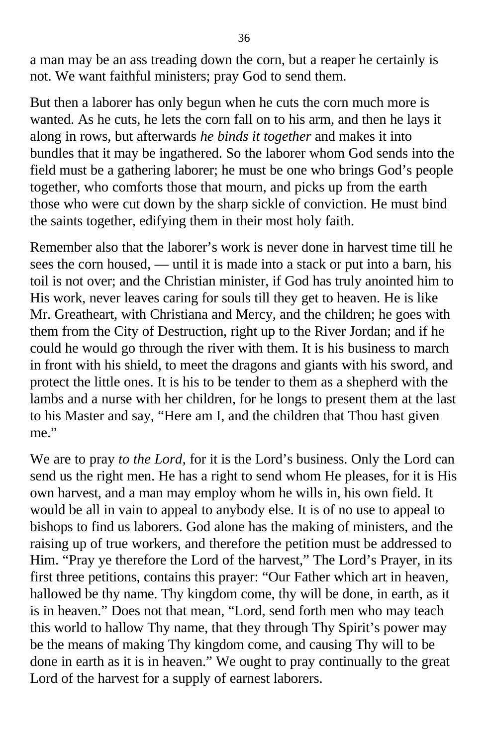a man may be an ass treading down the corn, but a reaper he certainly is not. We want faithful ministers; pray God to send them.

But then a laborer has only begun when he cuts the corn much more is wanted. As he cuts, he lets the corn fall on to his arm, and then he lays it along in rows, but afterwards *he binds it together* and makes it into bundles that it may be ingathered. So the laborer whom God sends into the field must be a gathering laborer; he must be one who brings God's people together, who comforts those that mourn, and picks up from the earth those who were cut down by the sharp sickle of conviction. He must bind the saints together, edifying them in their most holy faith.

Remember also that the laborer's work is never done in harvest time till he sees the corn housed, — until it is made into a stack or put into a barn, his toil is not over; and the Christian minister, if God has truly anointed him to His work, never leaves caring for souls till they get to heaven. He is like Mr. Greatheart, with Christiana and Mercy, and the children; he goes with them from the City of Destruction, right up to the River Jordan; and if he could he would go through the river with them. It is his business to march in front with his shield, to meet the dragons and giants with his sword, and protect the little ones. It is his to be tender to them as a shepherd with the lambs and a nurse with her children, for he longs to present them at the last to his Master and say, "Here am I, and the children that Thou hast given me."

We are to pray *to the Lord,* for it is the Lord's business. Only the Lord can send us the right men. He has a right to send whom He pleases, for it is His own harvest, and a man may employ whom he wills in, his own field. It would be all in vain to appeal to anybody else. It is of no use to appeal to bishops to find us laborers. God alone has the making of ministers, and the raising up of true workers, and therefore the petition must be addressed to Him. "Pray ye therefore the Lord of the harvest," The Lord's Prayer, in its first three petitions, contains this prayer: "Our Father which art in heaven, hallowed be thy name. Thy kingdom come, thy will be done, in earth, as it is in heaven." Does not that mean, "Lord, send forth men who may teach this world to hallow Thy name, that they through Thy Spirit's power may be the means of making Thy kingdom come, and causing Thy will to be done in earth as it is in heaven." We ought to pray continually to the great Lord of the harvest for a supply of earnest laborers.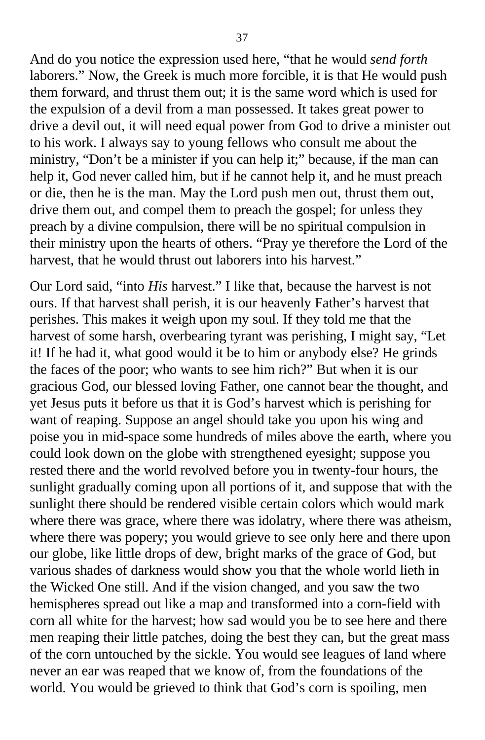And do you notice the expression used here, "that he would *send forth* laborers." Now, the Greek is much more forcible, it is that He would push them forward, and thrust them out; it is the same word which is used for the expulsion of a devil from a man possessed. It takes great power to drive a devil out, it will need equal power from God to drive a minister out to his work. I always say to young fellows who consult me about the ministry, "Don't be a minister if you can help it;" because, if the man can help it, God never called him, but if he cannot help it, and he must preach or die, then he is the man. May the Lord push men out, thrust them out, drive them out, and compel them to preach the gospel; for unless they preach by a divine compulsion, there will be no spiritual compulsion in their ministry upon the hearts of others. "Pray ye therefore the Lord of the harvest, that he would thrust out laborers into his harvest."

Our Lord said, "into *His* harvest." I like that, because the harvest is not ours. If that harvest shall perish, it is our heavenly Father's harvest that perishes. This makes it weigh upon my soul. If they told me that the harvest of some harsh, overbearing tyrant was perishing, I might say, "Let it! If he had it, what good would it be to him or anybody else? He grinds the faces of the poor; who wants to see him rich?" But when it is our gracious God, our blessed loving Father, one cannot bear the thought, and yet Jesus puts it before us that it is God's harvest which is perishing for want of reaping. Suppose an angel should take you upon his wing and poise you in mid-space some hundreds of miles above the earth, where you could look down on the globe with strengthened eyesight; suppose you rested there and the world revolved before you in twenty-four hours, the sunlight gradually coming upon all portions of it, and suppose that with the sunlight there should be rendered visible certain colors which would mark where there was grace, where there was idolatry, where there was atheism, where there was popery; you would grieve to see only here and there upon our globe, like little drops of dew, bright marks of the grace of God, but various shades of darkness would show you that the whole world lieth in the Wicked One still. And if the vision changed, and you saw the two hemispheres spread out like a map and transformed into a corn-field with corn all white for the harvest; how sad would you be to see here and there men reaping their little patches, doing the best they can, but the great mass of the corn untouched by the sickle. You would see leagues of land where never an ear was reaped that we know of, from the foundations of the world. You would be grieved to think that God's corn is spoiling, men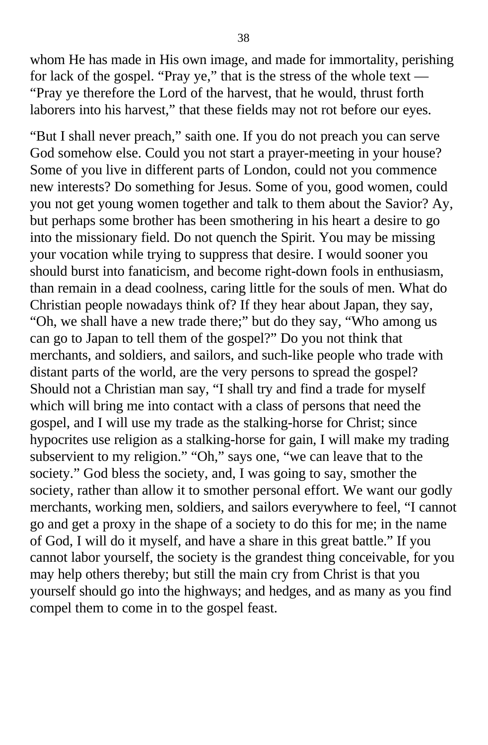whom He has made in His own image, and made for immortality, perishing for lack of the gospel. “Pray ye,” that is the stress of the whole text — “Pray ye therefore the Lord of the harvest, that he would, thrust forth laborers into his harvest,” that these fields may not rot before our eyes.

“But I shall never preach,” saith one. If you do not preach you can serve God somehow else. Could you not start a prayer-meeting in your house? Some of you live in different parts of London, could not you commence new interests? Do something for Jesus. Some of you, good women, could you not get young women together and talk to them about the Savior? Ay, but perhaps some brother has been smothering in his heart a desire to go into the missionary field. Do not quench the Spirit. You may be missing your vocation while trying to suppress that desire. I would sooner you should burst into fanaticism, and become right-down fools in enthusiasm, than remain in a dead coolness, caring little for the souls of men. What do Christian people nowadays think of? If they hear about Japan, they say, “Oh, we shall have a new trade there;” but do they say, “Who among us can go to Japan to tell them of the gospel?” Do you not think that merchants, and soldiers, and sailors, and such-like people who trade with distant parts of the world, are the very persons to spread the gospel? Should not a Christian man say, “I shall try and find a trade for myself which will bring me into contact with a class of persons that need the gospel, and I will use my trade as the stalking-horse for Christ; since hypocrites use religion as a stalking-horse for gain, I will make my trading subservient to my religion.” “Oh,” says one, “we can leave that to the society.” God bless the society, and, I was going to say, smother the society, rather than allow it to smother personal effort. We want our godly merchants, working men, soldiers, and sailors everywhere to feel, “I cannot go and get a proxy in the shape of a society to do this for me; in the name of God, I will do it myself, and have a share in this great battle.” If you cannot labor yourself, the society is the grandest thing conceivable, for you may help others thereby; but still the main cry from Christ is that you yourself should go into the highways; and hedges, and as many as you find compel them to come in to the gospel feast.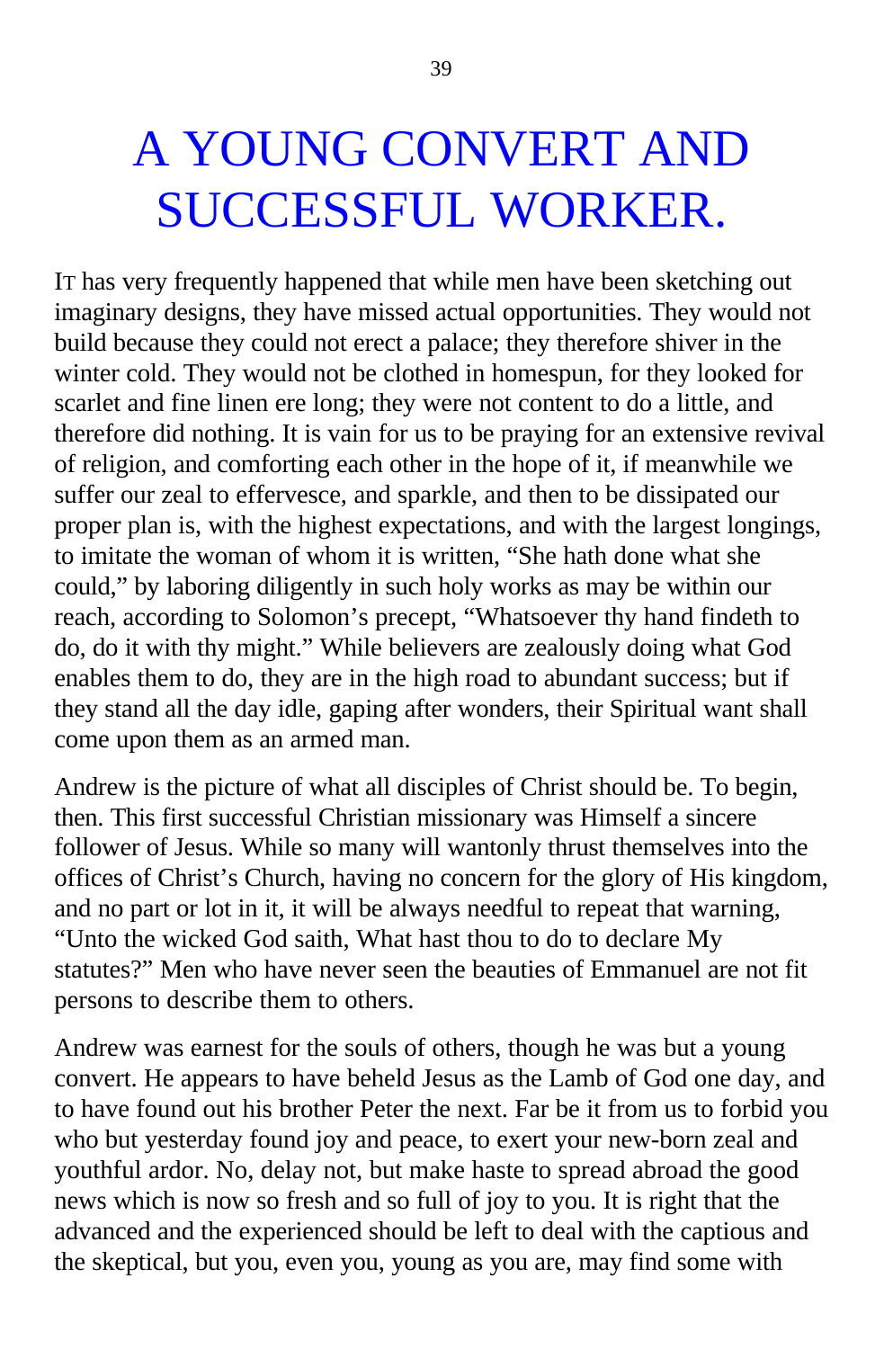# A YOUNG CONVERT AND SUCCESSFUL WORKER.

IT has very frequently happened that while men have been sketching out imaginary designs, they have missed actual opportunities. They would not build because they could not erect a palace; they therefore shiver in the winter cold. They would not be clothed in homespun, for they looked for scarlet and fine linen ere long; they were not content to do a little, and therefore did nothing. It is vain for us to be praying for an extensive revival of religion, and comforting each other in the hope of it, if meanwhile we suffer our zeal to effervesce, and sparkle, and then to be dissipated our proper plan is, with the highest expectations, and with the largest longings, to imitate the woman of whom it is written, "She hath done what she could," by laboring diligently in such holy works as may be within our reach, according to Solomon's precept, "Whatsoever thy hand findeth to do, do it with thy might." While believers are zealously doing what God enables them to do, they are in the high road to abundant success; but if they stand all the day idle, gaping after wonders, their Spiritual want shall come upon them as an armed man.

Andrew is the picture of what all disciples of Christ should be. To begin, then. This first successful Christian missionary was Himself a sincere follower of Jesus. While so many will wantonly thrust themselves into the offices of Christ's Church, having no concern for the glory of His kingdom, and no part or lot in it, it will be always needful to repeat that warning, "Unto the wicked God saith, What hast thou to do to declare My statutes?" Men who have never seen the beauties of Emmanuel are not fit persons to describe them to others.

Andrew was earnest for the souls of others, though he was but a young convert. He appears to have beheld Jesus as the Lamb of God one day, and to have found out his brother Peter the next. Far be it from us to forbid you who but yesterday found joy and peace, to exert your new-born zeal and youthful ardor. No, delay not, but make haste to spread abroad the good news which is now so fresh and so full of joy to you. It is right that the advanced and the experienced should be left to deal with the captious and the skeptical, but you, even you, young as you are, may find some with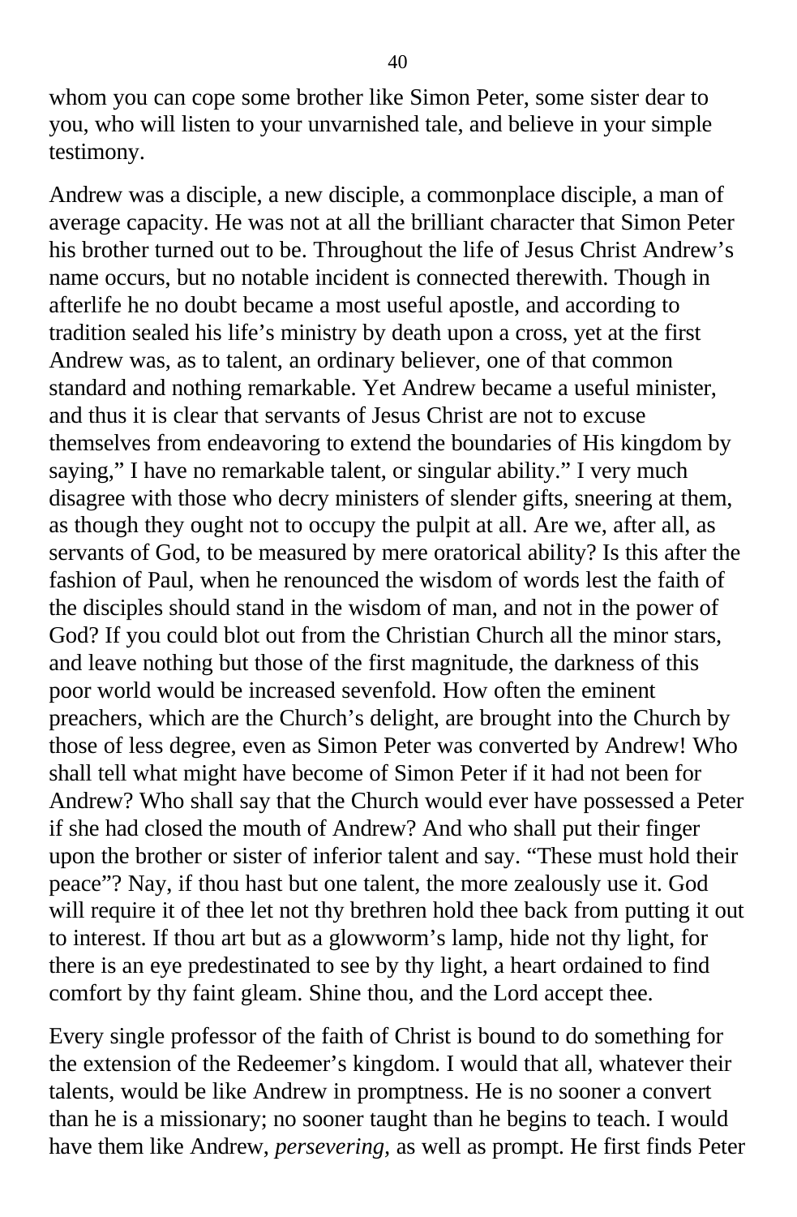whom you can cope some brother like Simon Peter, some sister dear to you, who will listen to your unvarnished tale, and believe in your simple testimony.

Andrew was a disciple, a new disciple, a commonplace disciple, a man of average capacity. He was not at all the brilliant character that Simon Peter his brother turned out to be. Throughout the life of Jesus Christ Andrew's name occurs, but no notable incident is connected therewith. Though in afterlife he no doubt became a most useful apostle, and according to tradition sealed his life's ministry by death upon a cross, yet at the first Andrew was, as to talent, an ordinary believer, one of that common standard and nothing remarkable. Yet Andrew became a useful minister, and thus it is clear that servants of Jesus Christ are not to excuse themselves from endeavoring to extend the boundaries of His kingdom by saying," I have no remarkable talent, or singular ability." I very much disagree with those who decry ministers of slender gifts, sneering at them, as though they ought not to occupy the pulpit at all. Are we, after all, as servants of God, to be measured by mere oratorical ability? Is this after the fashion of Paul, when he renounced the wisdom of words lest the faith of the disciples should stand in the wisdom of man, and not in the power of God? If you could blot out from the Christian Church all the minor stars, and leave nothing but those of the first magnitude, the darkness of this poor world would be increased sevenfold. How often the eminent preachers, which are the Church's delight, are brought into the Church by those of less degree, even as Simon Peter was converted by Andrew! Who shall tell what might have become of Simon Peter if it had not been for Andrew? Who shall say that the Church would ever have possessed a Peter if she had closed the mouth of Andrew? And who shall put their finger upon the brother or sister of inferior talent and say. "These must hold their peace"? Nay, if thou hast but one talent, the more zealously use it. God will require it of thee let not thy brethren hold thee back from putting it out to interest. If thou art but as a glowworm's lamp, hide not thy light, for there is an eye predestinated to see by thy light, a heart ordained to find comfort by thy faint gleam. Shine thou, and the Lord accept thee.

Every single professor of the faith of Christ is bound to do something for the extension of the Redeemer's kingdom. I would that all, whatever their talents, would be like Andrew in promptness. He is no sooner a convert than he is a missionary; no sooner taught than he begins to teach. I would have them like Andrew, *persevering,* as well as prompt. He first finds Peter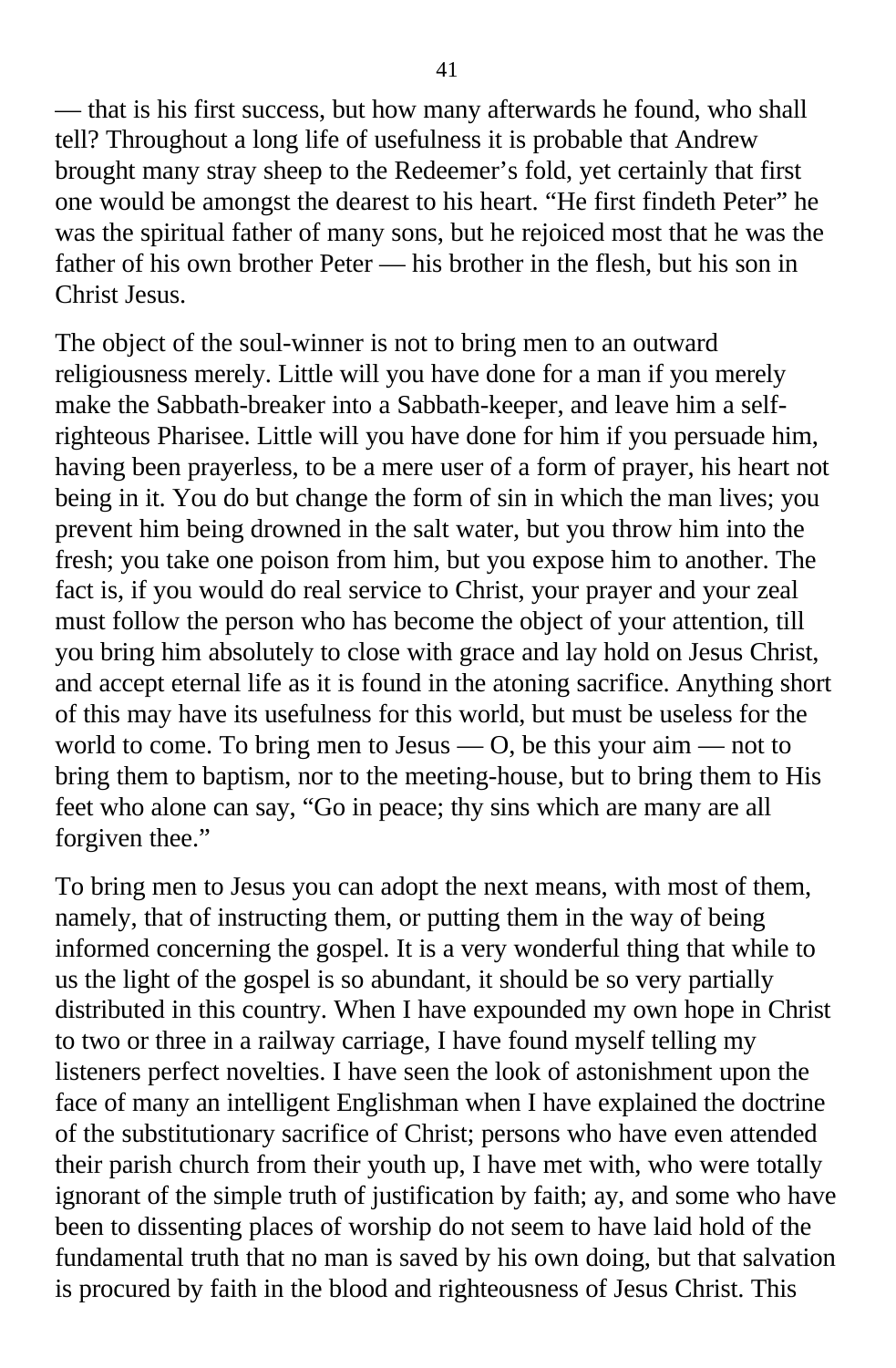— that is his first success, but how many afterwards he found, who shall tell? Throughout a long life of usefulness it is probable that Andrew brought many stray sheep to the Redeemer's fold, yet certainly that first one would be amongst the dearest to his heart. "He first findeth Peter" he was the spiritual father of many sons, but he rejoiced most that he was the father of his own brother Peter — his brother in the flesh, but his son in Christ Jesus.

The object of the soul-winner is not to bring men to an outward religiousness merely. Little will you have done for a man if you merely make the Sabbath-breaker into a Sabbath-keeper, and leave him a self-righteous Pharisee. Little will you have done for him if you persuade him, having been prayerless, to be a mere user of a form of prayer, his heart not being in it. You do but change the form of sin in which the man lives; you prevent him being drowned in the salt water, but you throw him into the fresh; you take one poison from him, but you expose him to another. The fact is, if you would do real service to Christ, your prayer and your zeal must follow the person who has become the object of your attention, till you bring him absolutely to close with grace and lay hold on Jesus Christ, and accept eternal life as it is found in the atoning sacrifice. Anything short of this may have its usefulness for this world, but must be useless for the world to come. To bring men to Jesus — O, be this your aim — not to bring them to baptism, nor to the meeting-house, but to bring them to His feet who alone can say, "Go in peace; thy sins which are many are all forgiven thee."

To bring men to Jesus you can adopt the next means, with most of them, namely, that of instructing them, or putting them in the way of being informed concerning the gospel. It is a very wonderful thing that while to us the light of the gospel is so abundant, it should be so very partially distributed in this country. When I have expounded my own hope in Christ to two or three in a railway carriage, I have found myself telling my listeners perfect novelties. I have seen the look of astonishment upon the face of many an intelligent Englishman when I have explained the doctrine of the substitutionary sacrifice of Christ; persons who have even attended their parish church from their youth up, I have met with, who were totally ignorant of the simple truth of justification by faith; ay, and some who have been to dissenting places of worship do not seem to have laid hold of the fundamental truth that no man is saved by his own doing, but that salvation is procured by faith in the blood and righteousness of Jesus Christ. This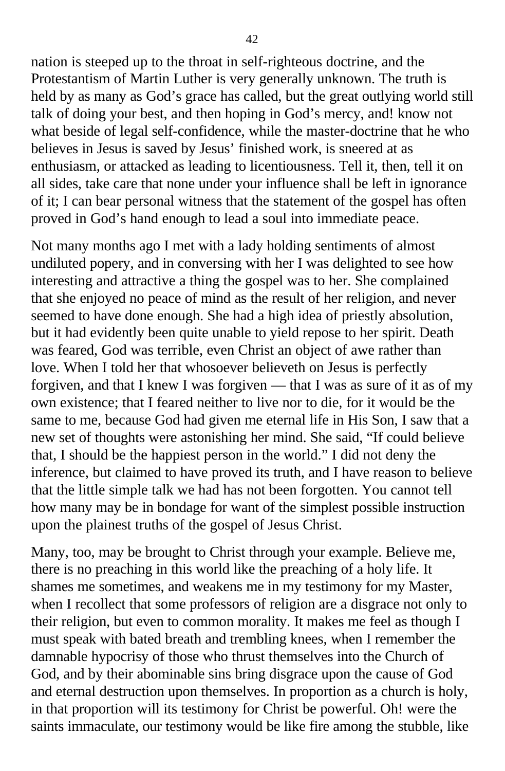nation is steeped up to the throat in self-righteous doctrine, and the Protestantism of Martin Luther is very generally unknown. The truth is held by as many as God's grace has called, but the great outlying world still talk of doing your best, and then hoping in God's mercy, and! know not what beside of legal self-confidence, while the master-doctrine that he who believes in Jesus is saved by Jesus' finished work, is sneered at as enthusiasm, or attacked as leading to licentiousness. Tell it, then, tell it on all sides, take care that none under your influence shall be left in ignorance of it; I can bear personal witness that the statement of the gospel has often proved in God's hand enough to lead a soul into immediate peace.

Not many months ago I met with a lady holding sentiments of almost undiluted popery, and in conversing with her I was delighted to see how interesting and attractive a thing the gospel was to her. She complained that she enjoyed no peace of mind as the result of her religion, and never seemed to have done enough. She had a high idea of priestly absolution, but it had evidently been quite unable to yield repose to her spirit. Death was feared, God was terrible, even Christ an object of awe rather than love. When I told her that whosoever believeth on Jesus is perfectly forgiven, and that I knew I was forgiven — that I was as sure of it as of my own existence; that I feared neither to live nor to die, for it would be the same to me, because God had given me eternal life in His Son, I saw that a new set of thoughts were astonishing her mind. She said, "If could believe that, I should be the happiest person in the world." I did not deny the inference, but claimed to have proved its truth, and I have reason to believe that the little simple talk we had has not been forgotten. You cannot tell how many may be in bondage for want of the simplest possible instruction upon the plainest truths of the gospel of Jesus Christ.

Many, too, may be brought to Christ through your example. Believe me, there is no preaching in this world like the preaching of a holy life. It shames me sometimes, and weakens me in my testimony for my Master, when I recollect that some professors of religion are a disgrace not only to their religion, but even to common morality. It makes me feel as though I must speak with bated breath and trembling knees, when I remember the damnable hypocrisy of those who thrust themselves into the Church of God, and by their abominable sins bring disgrace upon the cause of God and eternal destruction upon themselves. In proportion as a church is holy, in that proportion will its testimony for Christ be powerful. Oh! were the saints immaculate, our testimony would be like fire among the stubble, like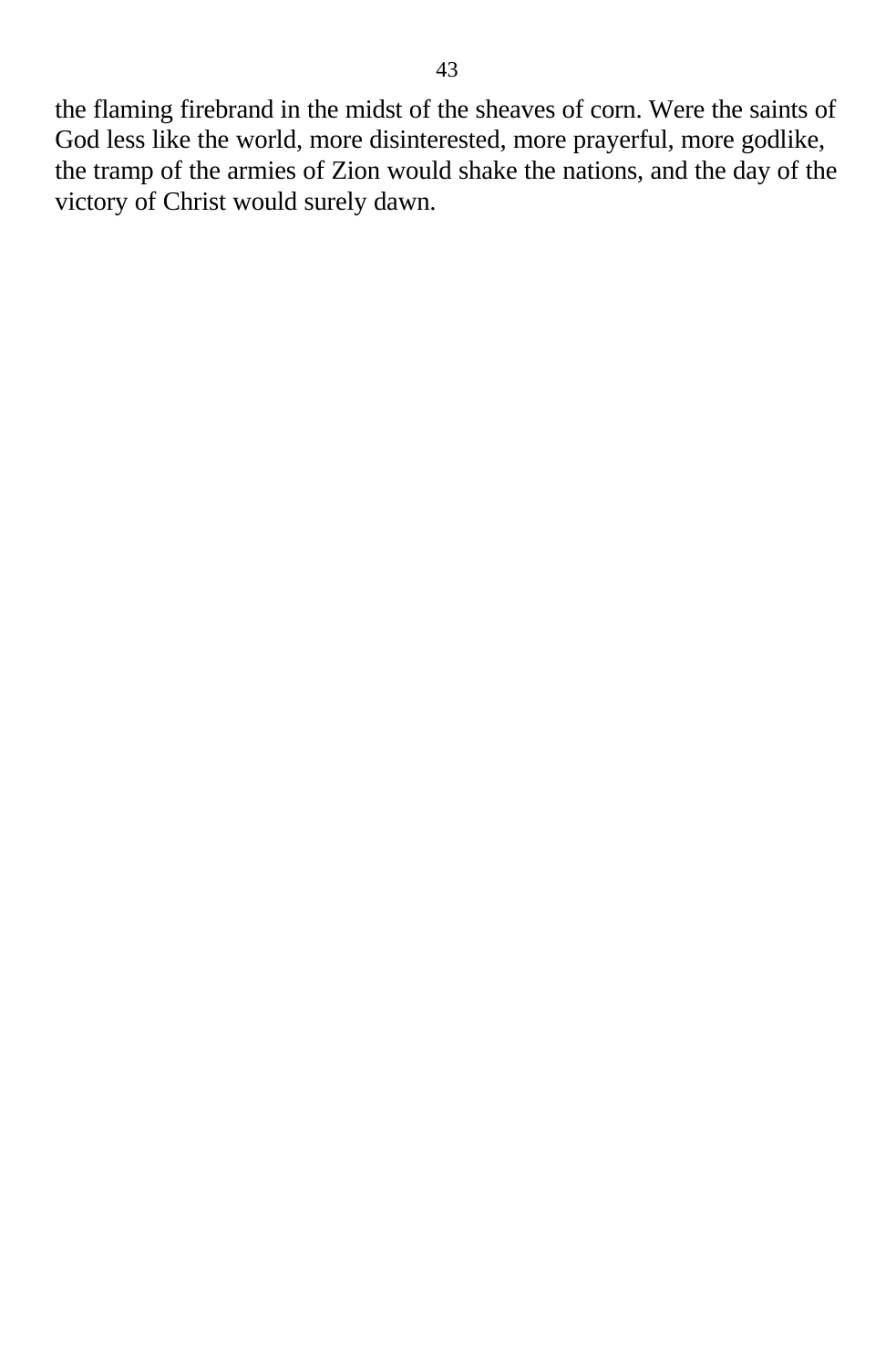the flaming firebrand in the midst of the sheaves of corn. Were the saints of God less like the world, more disinterested, more prayerful, more godlike, the tramp of the armies of Zion would shake the nations, and the day of the victory of Christ would surely dawn.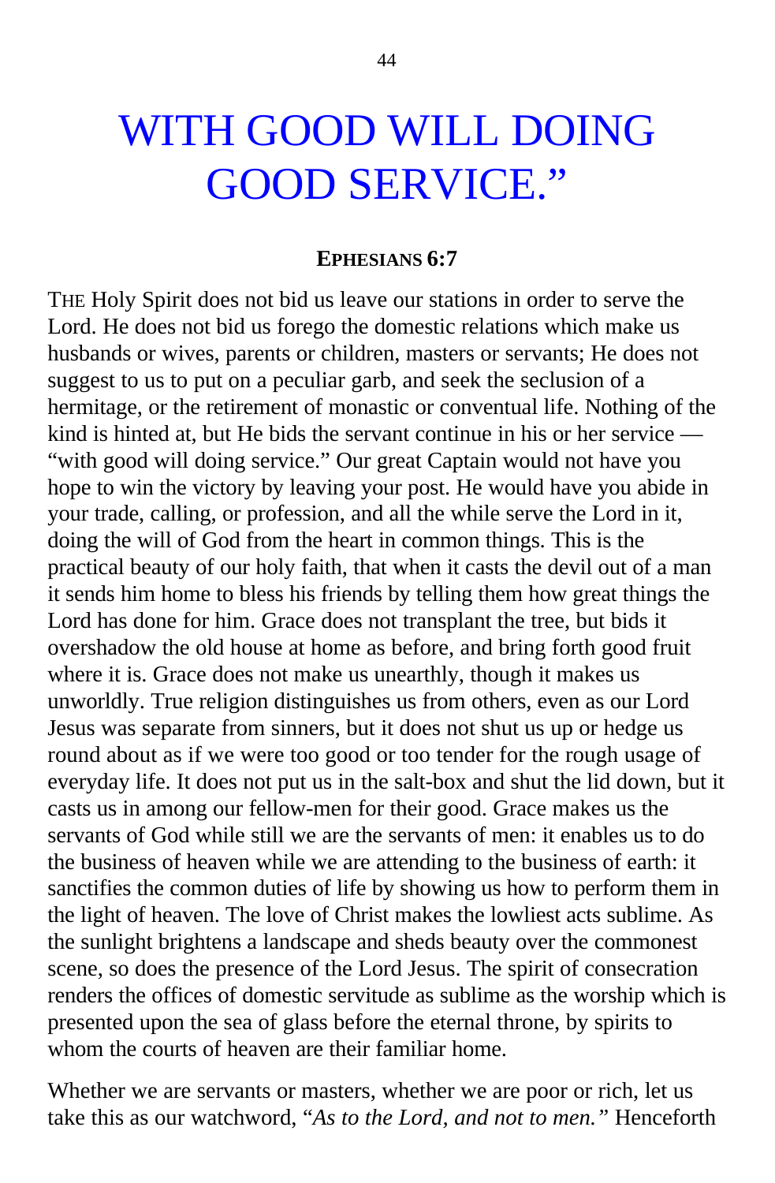# WITH GOOD WILL DOING GOOD SERVICE.”

**EPHESIANS 6:7**

THE Holy Spirit does not bid us leave our stations in order to serve the Lord. He does not bid us forego the domestic relations which make us husbands or wives, parents or children, masters or servants; He does not suggest to us to put on a peculiar garb, and seek the seclusion of a hermitage, or the retirement of monastic or conventual life. Nothing of the kind is hinted at, but He bids the servant continue in his or her service — “with good will doing service.” Our great Captain would not have you hope to win the victory by leaving your post. He would have you abide in your trade, calling, or profession, and all the while serve the Lord in it, doing the will of God from the heart in common things. This is the practical beauty of our holy faith, that when it casts the devil out of a man it sends him home to bless his friends by telling them how great things the Lord has done for him. Grace does not transplant the tree, but bids it overshadow the old house at home as before, and bring forth good fruit where it is. Grace does not make us unearthly, though it makes us unworldly. True religion distinguishes us from others, even as our Lord Jesus was separate from sinners, but it does not shut us up or hedge us round about as if we were too good or too tender for the rough usage of everyday life. It does not put us in the salt-box and shut the lid down, but it casts us in among our fellow-men for their good. Grace makes us the servants of God while still we are the servants of men: it enables us to do the business of heaven while we are attending to the business of earth: it sanctifies the common duties of life by showing us how to perform them in the light of heaven. The love of Christ makes the lowliest acts sublime. As the sunlight brightens a landscape and sheds beauty over the commonest scene, so does the presence of the Lord Jesus. The spirit of consecration renders the offices of domestic servitude as sublime as the worship which is presented upon the sea of glass before the eternal throne, by spirits to whom the courts of heaven are their familiar home.

Whether we are servants or masters, whether we are poor or rich, let us take this as our watchword, “*As to the Lord, and not to men.*” Henceforth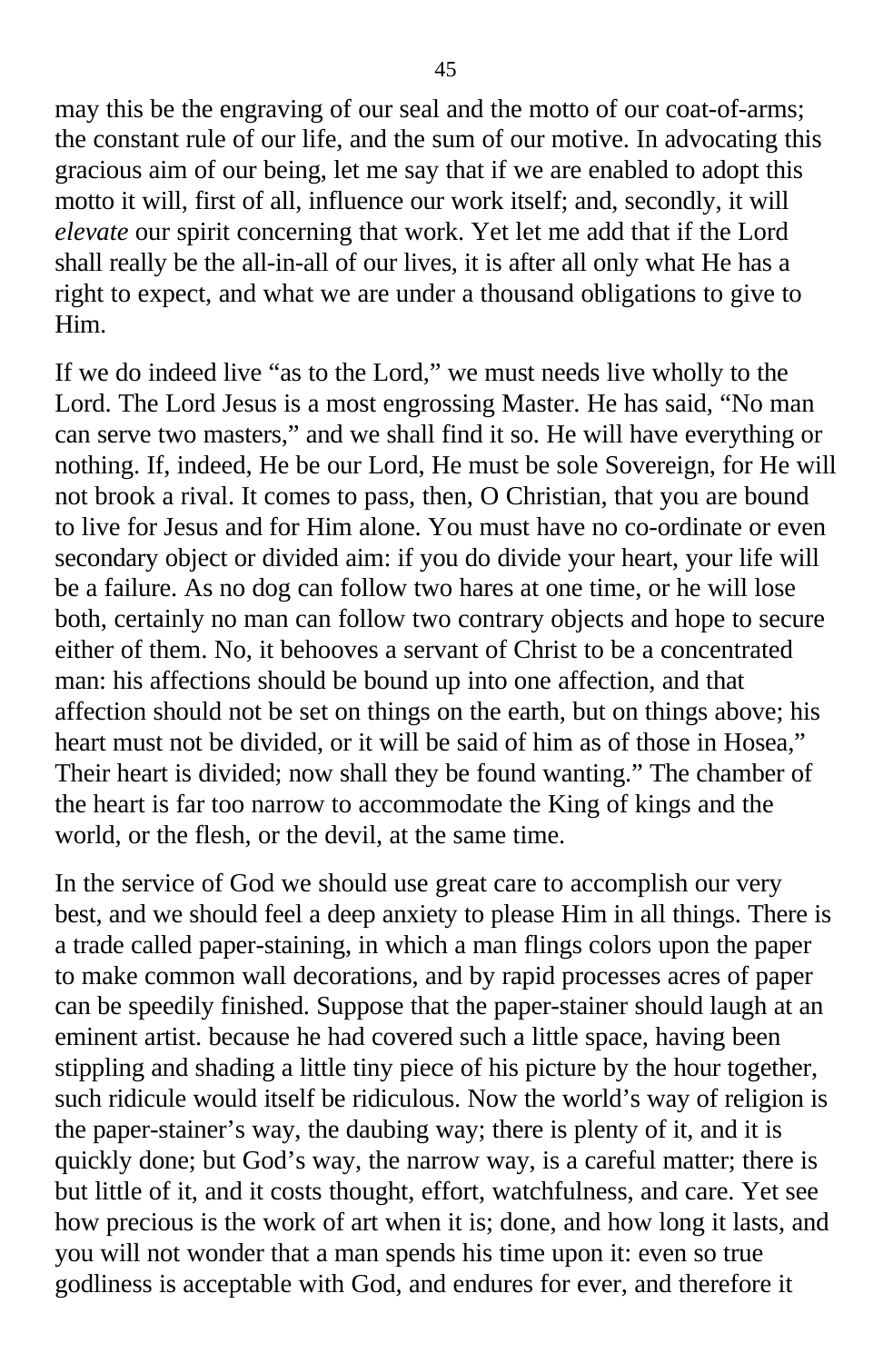may this be the engraving of our seal and the motto of our coat-of-arms; the constant rule of our life, and the sum of our motive. In advocating this gracious aim of our being, let me say that if we are enabled to adopt this motto it will, first of all, influence our work itself; and, secondly, it will *elevate* our spirit concerning that work. Yet let me add that if the Lord shall really be the all-in-all of our lives, it is after all only what He has a right to expect, and what we are under a thousand obligations to give to Him.

If we do indeed live "as to the Lord," we must needs live wholly to the Lord. The Lord Jesus is a most engrossing Master. He has said, "No man can serve two masters," and we shall find it so. He will have everything or nothing. If, indeed, He be our Lord, He must be sole Sovereign, for He will not brook a rival. It comes to pass, then, O Christian, that you are bound to live for Jesus and for Him alone. You must have no co-ordinate or even secondary object or divided aim: if you do divide your heart, your life will be a failure. As no dog can follow two hares at one time, or he will lose both, certainly no man can follow two contrary objects and hope to secure either of them. No, it behooves a servant of Christ to be a concentrated man: his affections should be bound up into one affection, and that affection should not be set on things on the earth, but on things above; his heart must not be divided, or it will be said of him as of those in Hosea," Their heart is divided; now shall they be found wanting." The chamber of the heart is far too narrow to accommodate the King of kings and the world, or the flesh, or the devil, at the same time.

In the service of God we should use great care to accomplish our very best, and we should feel a deep anxiety to please Him in all things. There is a trade called paper-staining, in which a man flings colors upon the paper to make common wall decorations, and by rapid processes acres of paper can be speedily finished. Suppose that the paper-stainer should laugh at an eminent artist. because he had covered such a little space, having been stippling and shading a little tiny piece of his picture by the hour together, such ridicule would itself be ridiculous. Now the world's way of religion is the paper-stainer's way, the daubing way; there is plenty of it, and it is quickly done; but God's way, the narrow way, is a careful matter; there is but little of it, and it costs thought, effort, watchfulness, and care. Yet see how precious is the work of art when it is; done, and how long it lasts, and you will not wonder that a man spends his time upon it: even so true godliness is acceptable with God, and endures for ever, and therefore it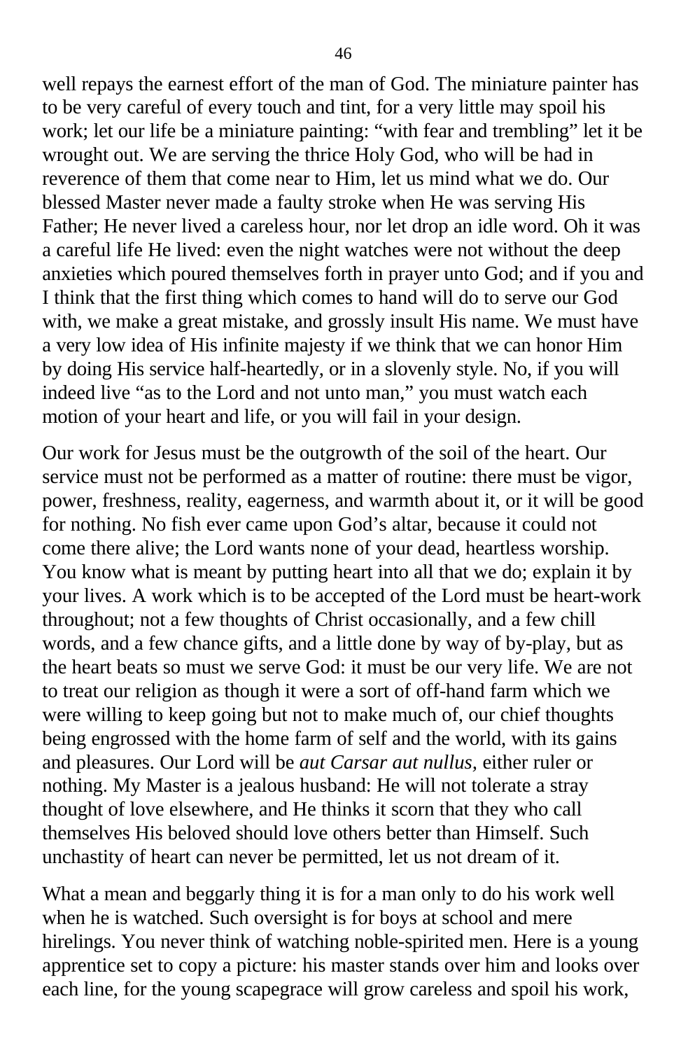well repays the earnest effort of the man of God. The miniature painter has to be very careful of every touch and tint, for a very little may spoil his work; let our life be a miniature painting: “with fear and trembling” let it be wrought out. We are serving the thrice Holy God, who will be had in reverence of them that come near to Him, let us mind what we do. Our blessed Master never made a faulty stroke when He was serving His Father; He never lived a careless hour, nor let drop an idle word. Oh it was a careful life He lived: even the night watches were not without the deep anxieties which poured themselves forth in prayer unto God; and if you and I think that the first thing which comes to hand will do to serve our God with, we make a great mistake, and grossly insult His name. We must have a very low idea of His infinite majesty if we think that we can honor Him by doing His service half-heartedly, or in a slovenly style. No, if you will indeed live “as to the Lord and not unto man,” you must watch each motion of your heart and life, or you will fail in your design.

Our work for Jesus must be the outgrowth of the soil of the heart. Our service must not be performed as a matter of routine: there must be vigor, power, freshness, reality, eagerness, and warmth about it, or it will be good for nothing. No fish ever came upon God’s altar, because it could not come there alive; the Lord wants none of your dead, heartless worship. You know what is meant by putting heart into all that we do; explain it by your lives. A work which is to be accepted of the Lord must be heart-work throughout; not a few thoughts of Christ occasionally, and a few chill words, and a few chance gifts, and a little done by way of by-play, but as the heart beats so must we serve God: it must be our very life. We are not to treat our religion as though it were a sort of off-hand farm which we were willing to keep going but not to make much of, our chief thoughts being engrossed with the home farm of self and the world, with its gains and pleasures. Our Lord will be *aut Carsar aut nullus,* either ruler or nothing. My Master is a jealous husband: He will not tolerate a stray thought of love elsewhere, and He thinks it scorn that they who call themselves His beloved should love others better than Himself. Such unchastity of heart can never be permitted, let us not dream of it.

What a mean and beggarly thing it is for a man only to do his work well when he is watched. Such oversight is for boys at school and mere hirelings. You never think of watching noble-spirited men. Here is a young apprentice set to copy a picture: his master stands over him and looks over each line, for the young scapegrace will grow careless and spoil his work,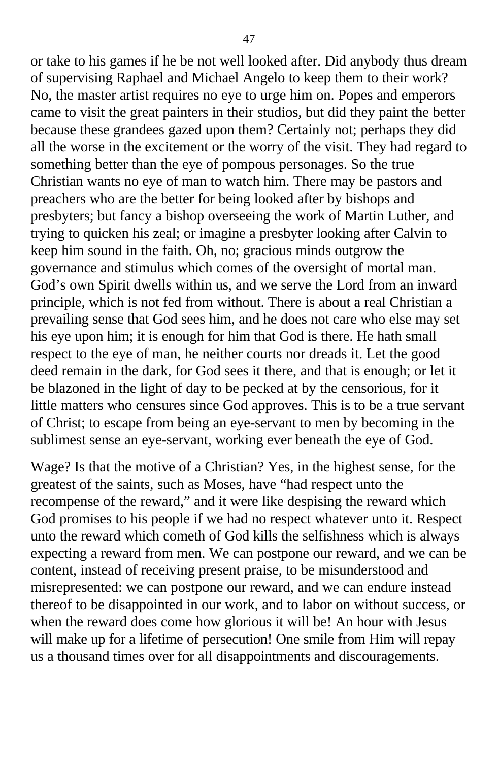or take to his games if he be not well looked after. Did anybody thus dream of supervising Raphael and Michael Angelo to keep them to their work? No, the master artist requires no eye to urge him on. Popes and emperors came to visit the great painters in their studios, but did they paint the better because these grandees gazed upon them? Certainly not; perhaps they did all the worse in the excitement or the worry of the visit. They had regard to something better than the eye of pompous personages. So the true Christian wants no eye of man to watch him. There may be pastors and preachers who are the better for being looked after by bishops and presbyters; but fancy a bishop overseeing the work of Martin Luther, and trying to quicken his zeal; or imagine a presbyter looking after Calvin to keep him sound in the faith. Oh, no; gracious minds outgrow the governance and stimulus which comes of the oversight of mortal man. God's own Spirit dwells within us, and we serve the Lord from an inward principle, which is not fed from without. There is about a real Christian a prevailing sense that God sees him, and he does not care who else may set his eye upon him; it is enough for him that God is there. He hath small respect to the eye of man, he neither courts nor dreads it. Let the good deed remain in the dark, for God sees it there, and that is enough; or let it be blazoned in the light of day to be pecked at by the censorious, for it little matters who censures since God approves. This is to be a true servant of Christ; to escape from being an eye-servant to men by becoming in the sublimest sense an eye-servant, working ever beneath the eye of God.

Wage? Is that the motive of a Christian? Yes, in the highest sense, for the greatest of the saints, such as Moses, have "had respect unto the recompense of the reward," and it were like despising the reward which God promises to his people if we had no respect whatever unto it. Respect unto the reward which cometh of God kills the selfishness which is always expecting a reward from men. We can postpone our reward, and we can be content, instead of receiving present praise, to be misunderstood and misrepresented: we can postpone our reward, and we can endure instead thereof to be disappointed in our work, and to labor on without success, or when the reward does come how glorious it will be! An hour with Jesus will make up for a lifetime of persecution! One smile from Him will repay us a thousand times over for all disappointments and discouragements.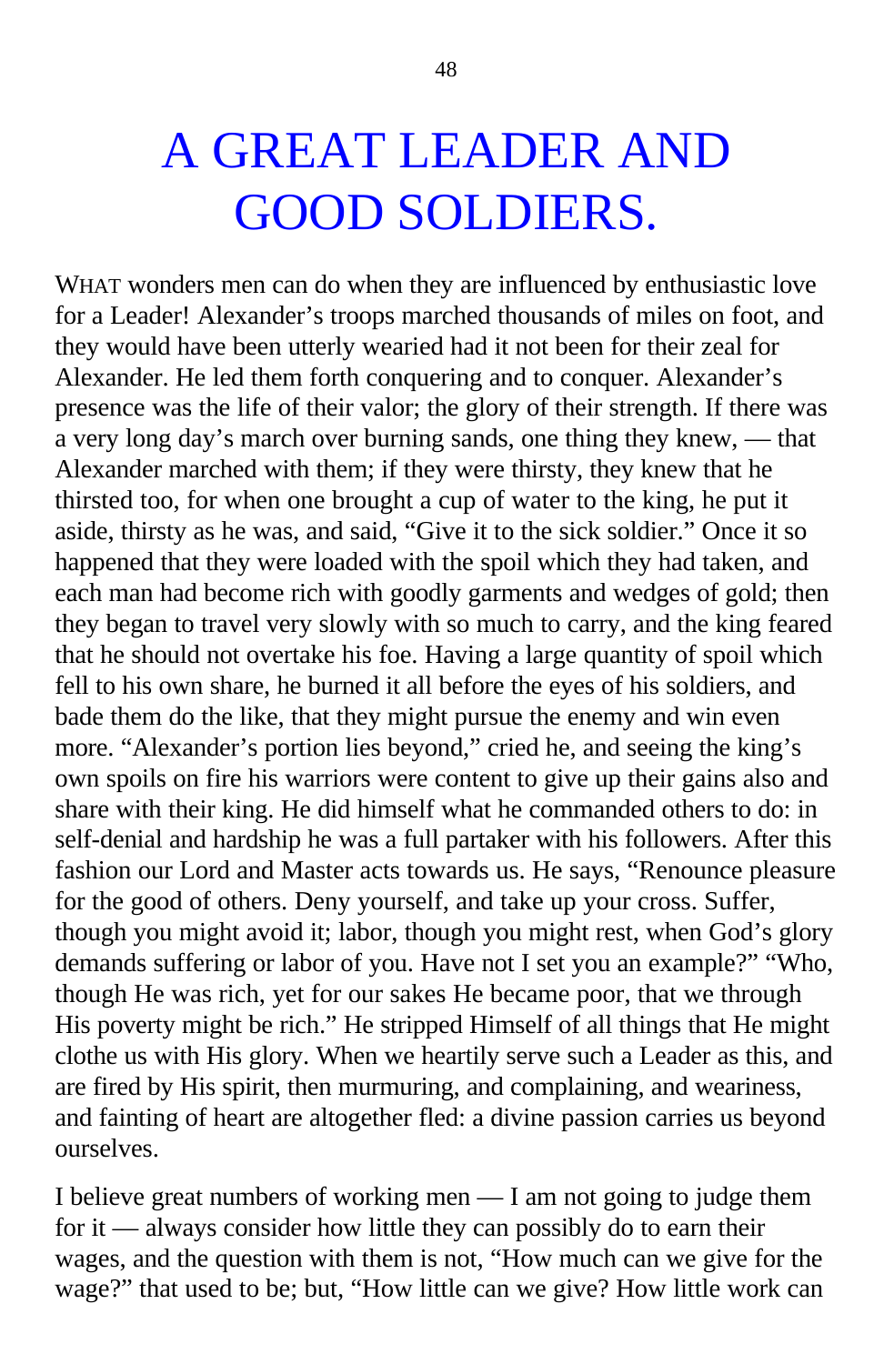# A GREAT LEADER AND GOOD SOLDIERS.

WHAT wonders men can do when they are influenced by enthusiastic love for a Leader! Alexander's troops marched thousands of miles on foot, and they would have been utterly wearied had it not been for their zeal for Alexander. He led them forth conquering and to conquer. Alexander's presence was the life of their valor; the glory of their strength. If there was a very long day's march over burning sands, one thing they knew, — that Alexander marched with them; if they were thirsty, they knew that he thirsted too, for when one brought a cup of water to the king, he put it aside, thirsty as he was, and said, "Give it to the sick soldier." Once it so happened that they were loaded with the spoil which they had taken, and each man had become rich with goodly garments and wedges of gold; then they began to travel very slowly with so much to carry, and the king feared that he should not overtake his foe. Having a large quantity of spoil which fell to his own share, he burned it all before the eyes of his soldiers, and bade them do the like, that they might pursue the enemy and win even more. "Alexander's portion lies beyond," cried he, and seeing the king's own spoils on fire his warriors were content to give up their gains also and share with their king. He did himself what he commanded others to do: in self-denial and hardship he was a full partaker with his followers. After this fashion our Lord and Master acts towards us. He says, "Renounce pleasure for the good of others. Deny yourself, and take up your cross. Suffer, though you might avoid it; labor, though you might rest, when God's glory demands suffering or labor of you. Have not I set you an example?" "Who, though He was rich, yet for our sakes He became poor, that we through His poverty might be rich." He stripped Himself of all things that He might clothe us with His glory. When we heartily serve such a Leader as this, and are fired by His spirit, then murmuring, and complaining, and weariness, and fainting of heart are altogether fled: a divine passion carries us beyond ourselves.

I believe great numbers of working men — I am not going to judge them for it — always consider how little they can possibly do to earn their wages, and the question with them is not, "How much can we give for the wage?" that used to be; but, "How little can we give? How little work can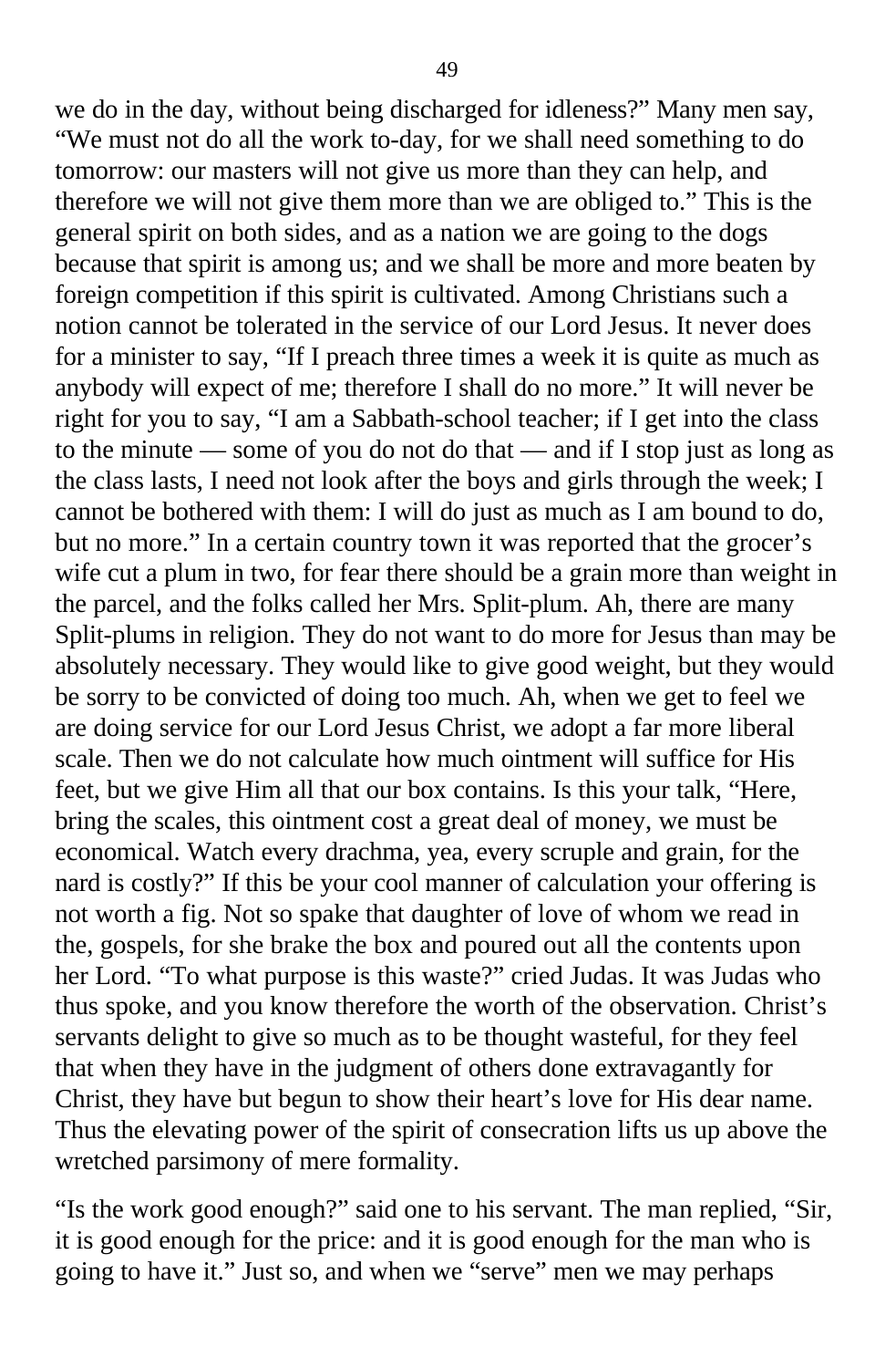we do in the day, without being discharged for idleness?" Many men say, "We must not do all the work to-day, for we shall need something to do tomorrow: our masters will not give us more than they can help, and therefore we will not give them more than we are obliged to." This is the general spirit on both sides, and as a nation we are going to the dogs because that spirit is among us; and we shall be more and more beaten by foreign competition if this spirit is cultivated. Among Christians such a notion cannot be tolerated in the service of our Lord Jesus. It never does for a minister to say, "If I preach three times a week it is quite as much as anybody will expect of me; therefore I shall do no more." It will never be right for you to say, "I am a Sabbath-school teacher; if I get into the class to the minute — some of you do not do that — and if I stop just as long as the class lasts, I need not look after the boys and girls through the week; I cannot be bothered with them: I will do just as much as I am bound to do, but no more." In a certain country town it was reported that the grocer's wife cut a plum in two, for fear there should be a grain more than weight in the parcel, and the folks called her Mrs. Split-plum. Ah, there are many Split-plums in religion. They do not want to do more for Jesus than may be absolutely necessary. They would like to give good weight, but they would be sorry to be convicted of doing too much. Ah, when we get to feel we are doing service for our Lord Jesus Christ, we adopt a far more liberal scale. Then we do not calculate how much ointment will suffice for His feet, but we give Him all that our box contains. Is this your talk, "Here, bring the scales, this ointment cost a great deal of money, we must be economical. Watch every drachma, yea, every scruple and grain, for the nard is costly?" If this be your cool manner of calculation your offering is not worth a fig. Not so spake that daughter of love of whom we read in the, gospels, for she brake the box and poured out all the contents upon her Lord. "To what purpose is this waste?" cried Judas. It was Judas who thus spoke, and you know therefore the worth of the observation. Christ's servants delight to give so much as to be thought wasteful, for they feel that when they have in the judgment of others done extravagantly for Christ, they have but begun to show their heart's love for His dear name. Thus the elevating power of the spirit of consecration lifts us up above the wretched parsimony of mere formality.

"Is the work good enough?" said one to his servant. The man replied, "Sir, it is good enough for the price: and it is good enough for the man who is going to have it." Just so, and when we "serve" men we may perhaps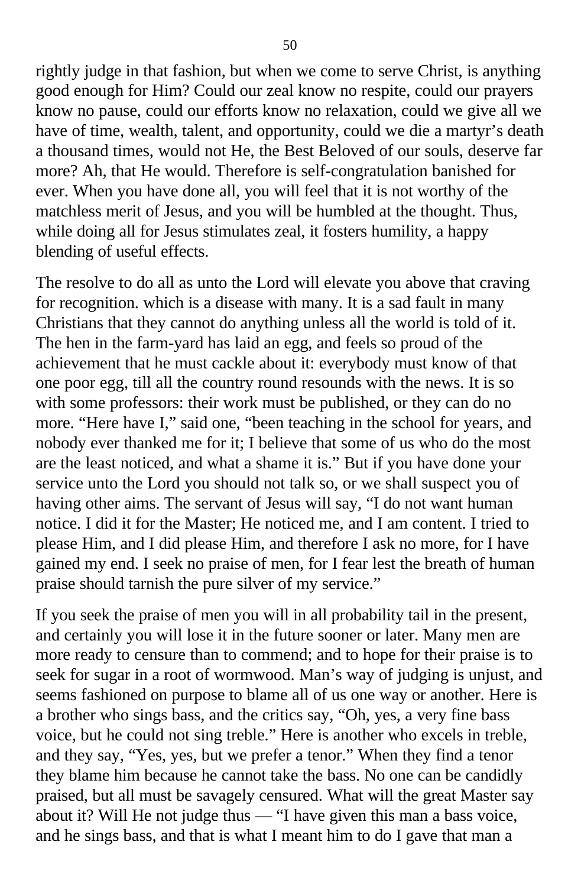rightly judge in that fashion, but when we come to serve Christ, is anything good enough for Him? Could our zeal know no respite, could our prayers know no pause, could our efforts know no relaxation, could we give all we have of time, wealth, talent, and opportunity, could we die a martyr's death a thousand times, would not He, the Best Beloved of our souls, deserve far more? Ah, that He would. Therefore is self-congratulation banished for ever. When you have done all, you will feel that it is not worthy of the matchless merit of Jesus, and you will be humbled at the thought. Thus, while doing all for Jesus stimulates zeal, it fosters humility, a happy blending of useful effects.

The resolve to do all as unto the Lord will elevate you above that craving for recognition. which is a disease with many. It is a sad fault in many Christians that they cannot do anything unless all the world is told of it. The hen in the farm-yard has laid an egg, and feels so proud of the achievement that he must cackle about it: everybody must know of that one poor egg, till all the country round resounds with the news. It is so with some professors: their work must be published, or they can do no more. "Here have I," said one, "been teaching in the school for years, and nobody ever thanked me for it; I believe that some of us who do the most are the least noticed, and what a shame it is." But if you have done your service unto the Lord you should not talk so, or we shall suspect you of having other aims. The servant of Jesus will say, "I do not want human notice. I did it for the Master; He noticed me, and I am content. I tried to please Him, and I did please Him, and therefore I ask no more, for I have gained my end. I seek no praise of men, for I fear lest the breath of human praise should tarnish the pure silver of my service."

If you seek the praise of men you will in all probability tail in the present, and certainly you will lose it in the future sooner or later. Many men are more ready to censure than to commend; and to hope for their praise is to seek for sugar in a root of wormwood. Man's way of judging is unjust, and seems fashioned on purpose to blame all of us one way or another. Here is a brother who sings bass, and the critics say, "Oh, yes, a very fine bass voice, but he could not sing treble." Here is another who excels in treble, and they say, "Yes, yes, but we prefer a tenor." When they find a tenor they blame him because he cannot take the bass. No one can be candidly praised, but all must be savagely censured. What will the great Master say about it? Will He not judge thus — "I have given this man a bass voice, and he sings bass, and that is what I meant him to do I gave that man a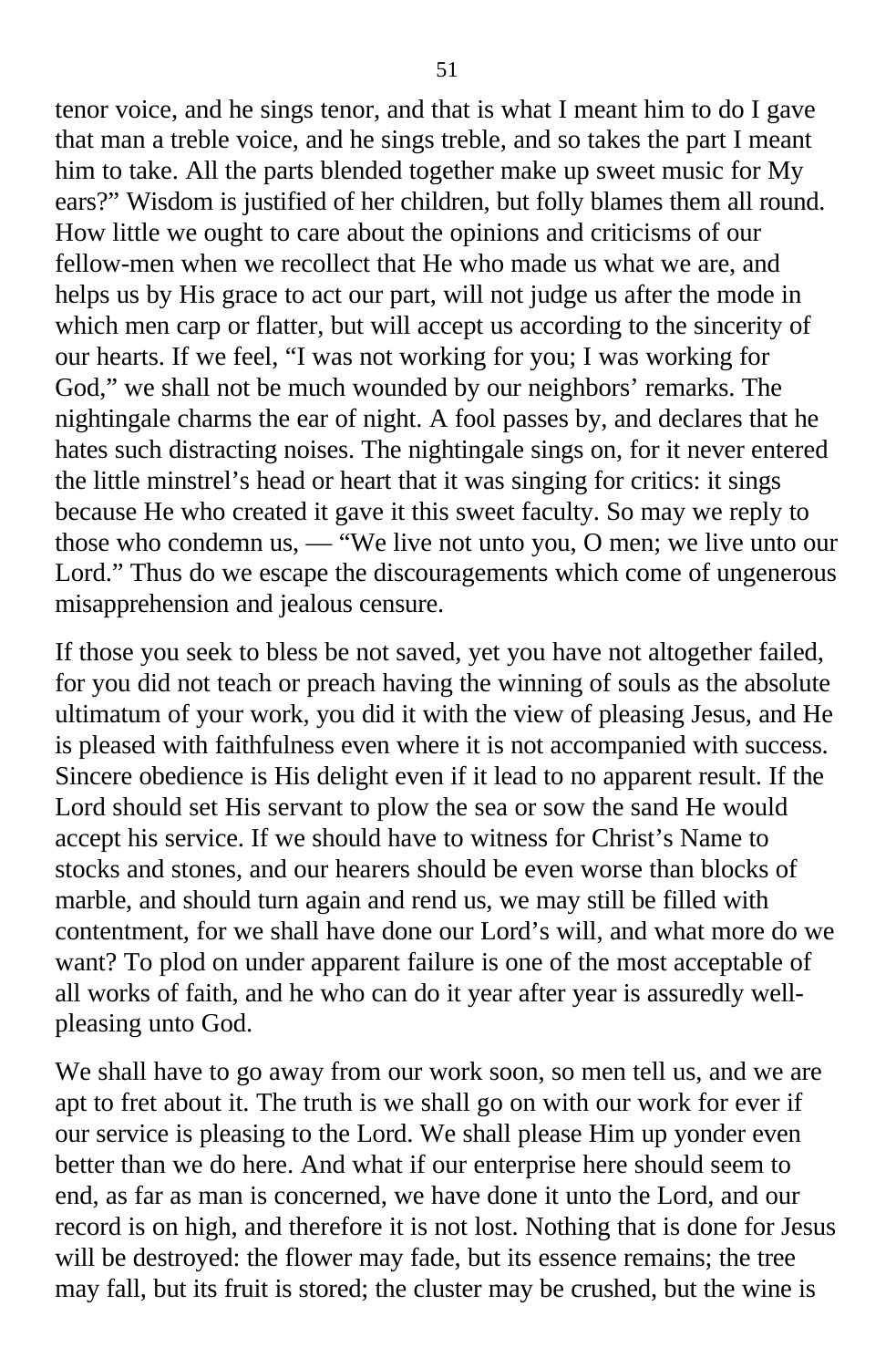tenor voice, and he sings tenor, and that is what I meant him to do I gave that man a treble voice, and he sings treble, and so takes the part I meant him to take. All the parts blended together make up sweet music for My ears?" Wisdom is justified of her children, but folly blames them all round. How little we ought to care about the opinions and criticisms of our fellow-men when we recollect that He who made us what we are, and helps us by His grace to act our part, will not judge us after the mode in which men carp or flatter, but will accept us according to the sincerity of our hearts. If we feel, "I was not working for you; I was working for God," we shall not be much wounded by our neighbors' remarks. The nightingale charms the ear of night. A fool passes by, and declares that he hates such distracting noises. The nightingale sings on, for it never entered the little minstrel's head or heart that it was singing for critics: it sings because He who created it gave it this sweet faculty. So may we reply to those who condemn us, — "We live not unto you, O men; we live unto our Lord." Thus do we escape the discouragements which come of ungenerous misapprehension and jealous censure.

If those you seek to bless be not saved, yet you have not altogether failed, for you did not teach or preach having the winning of souls as the absolute ultimatum of your work, you did it with the view of pleasing Jesus, and He is pleased with faithfulness even where it is not accompanied with success. Sincere obedience is His delight even if it lead to no apparent result. If the Lord should set His servant to plow the sea or sow the sand He would accept his service. If we should have to witness for Christ's Name to stocks and stones, and our hearers should be even worse than blocks of marble, and should turn again and rend us, we may still be filled with contentment, for we shall have done our Lord's will, and what more do we want? To plod on under apparent failure is one of the most acceptable of all works of faith, and he who can do it year after year is assuredly well-pleasing unto God.

We shall have to go away from our work soon, so men tell us, and we are apt to fret about it. The truth is we shall go on with our work for ever if our service is pleasing to the Lord. We shall please Him up yonder even better than we do here. And what if our enterprise here should seem to end, as far as man is concerned, we have done it unto the Lord, and our record is on high, and therefore it is not lost. Nothing that is done for Jesus will be destroyed: the flower may fade, but its essence remains; the tree may fall, but its fruit is stored; the cluster may be crushed, but the wine is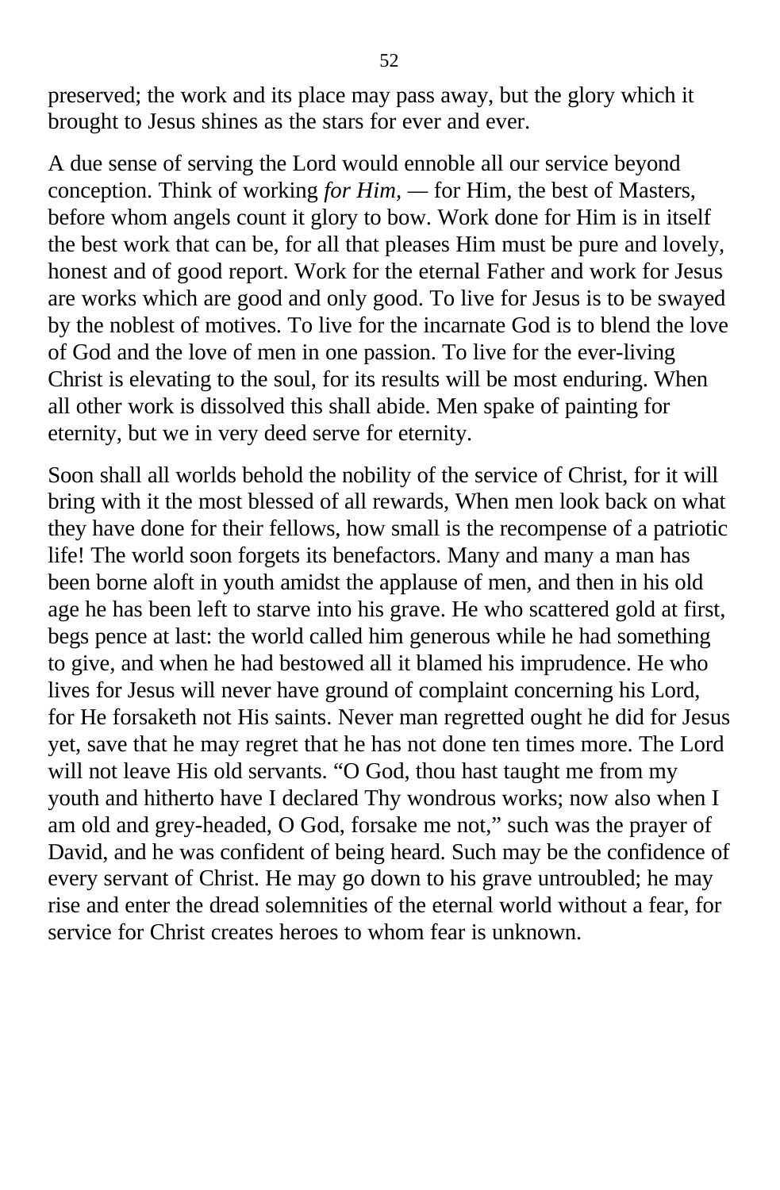preserved; the work and its place may pass away, but the glory which it brought to Jesus shines as the stars for ever and ever.

A due sense of serving the Lord would ennoble all our service beyond conception. Think of working *for Him,* — for Him, the best of Masters, before whom angels count it glory to bow. Work done for Him is in itself the best work that can be, for all that pleases Him must be pure and lovely, honest and of good report. Work for the eternal Father and work for Jesus are works which are good and only good. To live for Jesus is to be swayed by the noblest of motives. To live for the incarnate God is to blend the love of God and the love of men in one passion. To live for the ever-living Christ is elevating to the soul, for its results will be most enduring. When all other work is dissolved this shall abide. Men spake of painting for eternity, but we in very deed serve for eternity.

Soon shall all worlds behold the nobility of the service of Christ, for it will bring with it the most blessed of all rewards, When men look back on what they have done for their fellows, how small is the recompense of a patriotic life! The world soon forgets its benefactors. Many and many a man has been borne aloft in youth amidst the applause of men, and then in his old age he has been left to starve into his grave. He who scattered gold at first, begs pence at last: the world called him generous while he had something to give, and when he had bestowed all it blamed his imprudence. He who lives for Jesus will never have ground of complaint concerning his Lord, for He forsaketh not His saints. Never man regretted ought he did for Jesus yet, save that he may regret that he has not done ten times more. The Lord will not leave His old servants. “O God, thou hast taught me from my youth and hitherto have I declared Thy wondrous works; now also when I am old and grey-headed, O God, forsake me not,” such was the prayer of David, and he was confident of being heard. Such may be the confidence of every servant of Christ. He may go down to his grave untroubled; he may rise and enter the dread solemnities of the eternal world without a fear, for service for Christ creates heroes to whom fear is unknown.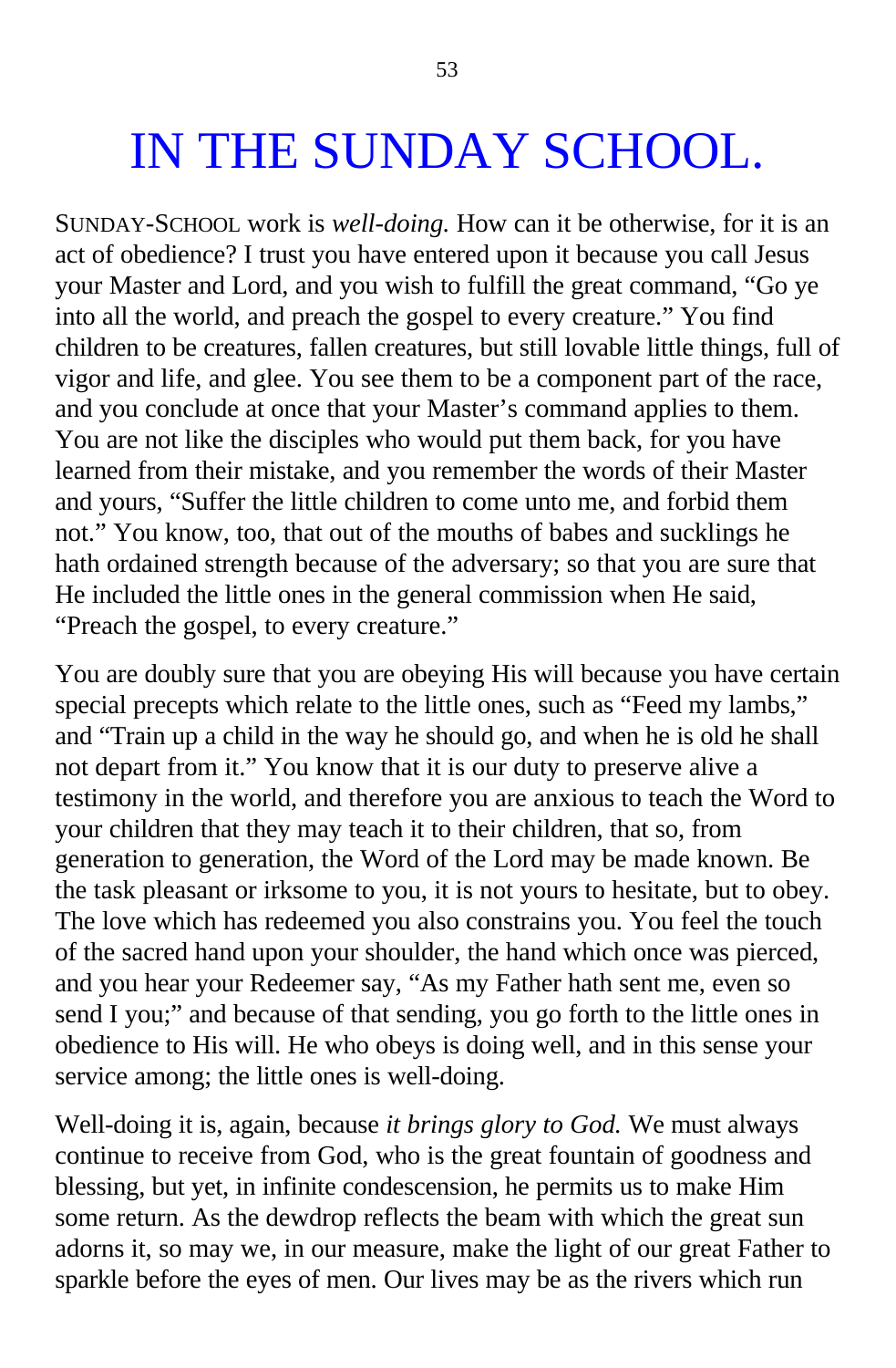# IN THE SUNDAY SCHOOL.

SUNDAY-SCHOOL work is *well-doing.* How can it be otherwise, for it is an act of obedience? I trust you have entered upon it because you call Jesus your Master and Lord, and you wish to fulfill the great command, "Go ye into all the world, and preach the gospel to every creature." You find children to be creatures, fallen creatures, but still lovable little things, full of vigor and life, and glee. You see them to be a component part of the race, and you conclude at once that your Master's command applies to them. You are not like the disciples who would put them back, for you have learned from their mistake, and you remember the words of their Master and yours, "Suffer the little children to come unto me, and forbid them not." You know, too, that out of the mouths of babes and sucklings he hath ordained strength because of the adversary; so that you are sure that He included the little ones in the general commission when He said, "Preach the gospel, to every creature."

You are doubly sure that you are obeying His will because you have certain special precepts which relate to the little ones, such as "Feed my lambs," and "Train up a child in the way he should go, and when he is old he shall not depart from it." You know that it is our duty to preserve alive a testimony in the world, and therefore you are anxious to teach the Word to your children that they may teach it to their children, that so, from generation to generation, the Word of the Lord may be made known. Be the task pleasant or irksome to you, it is not yours to hesitate, but to obey. The love which has redeemed you also constrains you. You feel the touch of the sacred hand upon your shoulder, the hand which once was pierced, and you hear your Redeemer say, "As my Father hath sent me, even so send I you;" and because of that sending, you go forth to the little ones in obedience to His will. He who obeys is doing well, and in this sense your service among; the little ones is well-doing.

Well-doing it is, again, because *it brings glory to God.* We must always continue to receive from God, who is the great fountain of goodness and blessing, but yet, in infinite condescension, he permits us to make Him some return. As the dewdrop reflects the beam with which the great sun adorns it, so may we, in our measure, make the light of our great Father to sparkle before the eyes of men. Our lives may be as the rivers which run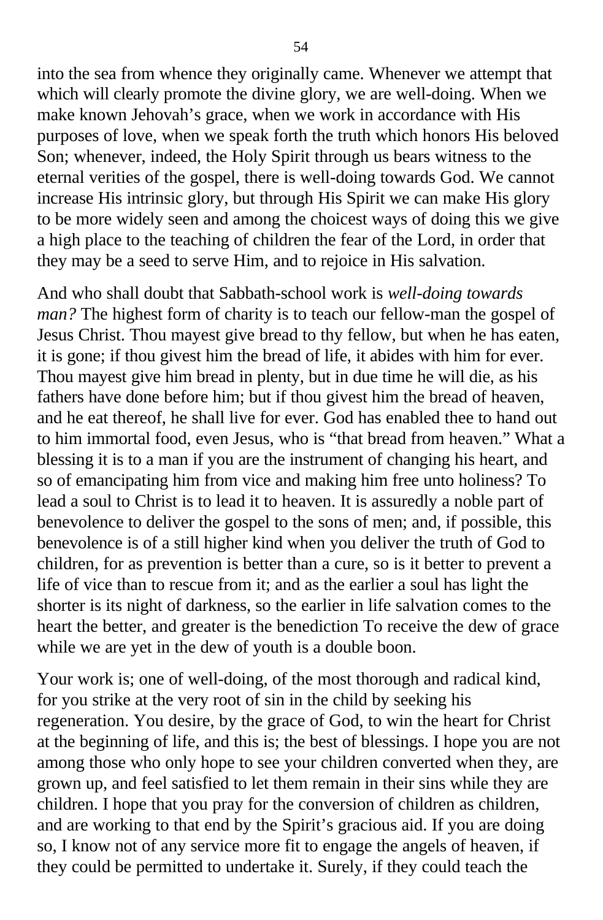into the sea from whence they originally came. Whenever we attempt that which will clearly promote the divine glory, we are well-doing. When we make known Jehovah's grace, when we work in accordance with His purposes of love, when we speak forth the truth which honors His beloved Son; whenever, indeed, the Holy Spirit through us bears witness to the eternal verities of the gospel, there is well-doing towards God. We cannot increase His intrinsic glory, but through His Spirit we can make His glory to be more widely seen and among the choicest ways of doing this we give a high place to the teaching of children the fear of the Lord, in order that they may be a seed to serve Him, and to rejoice in His salvation.

And who shall doubt that Sabbath-school work is *well-doing towards man?* The highest form of charity is to teach our fellow-man the gospel of Jesus Christ. Thou mayest give bread to thy fellow, but when he has eaten, it is gone; if thou givest him the bread of life, it abides with him for ever. Thou mayest give him bread in plenty, but in due time he will die, as his fathers have done before him; but if thou givest him the bread of heaven, and he eat thereof, he shall live for ever. God has enabled thee to hand out to him immortal food, even Jesus, who is "that bread from heaven." What a blessing it is to a man if you are the instrument of changing his heart, and so of emancipating him from vice and making him free unto holiness? To lead a soul to Christ is to lead it to heaven. It is assuredly a noble part of benevolence to deliver the gospel to the sons of men; and, if possible, this benevolence is of a still higher kind when you deliver the truth of God to children, for as prevention is better than a cure, so is it better to prevent a life of vice than to rescue from it; and as the earlier a soul has light the shorter is its night of darkness, so the earlier in life salvation comes to the heart the better, and greater is the benediction To receive the dew of grace while we are yet in the dew of youth is a double boon.

Your work is; one of well-doing, of the most thorough and radical kind, for you strike at the very root of sin in the child by seeking his regeneration. You desire, by the grace of God, to win the heart for Christ at the beginning of life, and this is; the best of blessings. I hope you are not among those who only hope to see your children converted when they, are grown up, and feel satisfied to let them remain in their sins while they are children. I hope that you pray for the conversion of children as children, and are working to that end by the Spirit's gracious aid. If you are doing so, I know not of any service more fit to engage the angels of heaven, if they could be permitted to undertake it. Surely, if they could teach the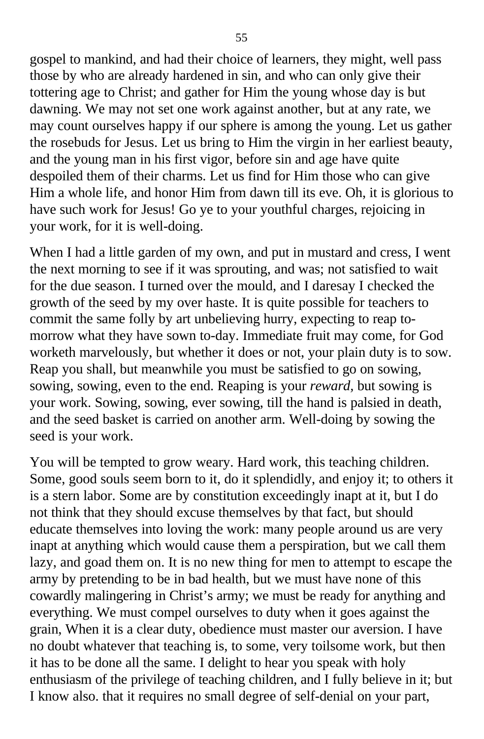gospel to mankind, and had their choice of learners, they might, well pass those by who are already hardened in sin, and who can only give their tottering age to Christ; and gather for Him the young whose day is but dawning. We may not set one work against another, but at any rate, we may count ourselves happy if our sphere is among the young. Let us gather the rosebuds for Jesus. Let us bring to Him the virgin in her earliest beauty, and the young man in his first vigor, before sin and age have quite despoiled them of their charms. Let us find for Him those who can give Him a whole life, and honor Him from dawn till its eve. Oh, it is glorious to have such work for Jesus! Go ye to your youthful charges, rejoicing in your work, for it is well-doing.

When I had a little garden of my own, and put in mustard and cress, I went the next morning to see if it was sprouting, and was; not satisfied to wait for the due season. I turned over the mould, and I daresay I checked the growth of the seed by my over haste. It is quite possible for teachers to commit the same folly by art unbelieving hurry, expecting to reap to-morrow what they have sown to-day. Immediate fruit may come, for God worketh marvelously, but whether it does or not, your plain duty is to sow. Reap you shall, but meanwhile you must be satisfied to go on sowing, sowing, sowing, even to the end. Reaping is your *reward*, but sowing is your work. Sowing, sowing, ever sowing, till the hand is palsied in death, and the seed basket is carried on another arm. Well-doing by sowing the seed is your work.

You will be tempted to grow weary. Hard work, this teaching children. Some, good souls seem born to it, do it splendidly, and enjoy it; to others it is a stern labor. Some are by constitution exceedingly inapt at it, but I do not think that they should excuse themselves by that fact, but should educate themselves into loving the work: many people around us are very inapt at anything which would cause them a perspiration, but we call them lazy, and goad them on. It is no new thing for men to attempt to escape the army by pretending to be in bad health, but we must have none of this cowardly malingering in Christ's army; we must be ready for anything and everything. We must compel ourselves to duty when it goes against the grain, When it is a clear duty, obedience must master our aversion. I have no doubt whatever that teaching is, to some, very toilsome work, but then it has to be done all the same. I delight to hear you speak with holy enthusiasm of the privilege of teaching children, and I fully believe in it; but I know also. that it requires no small degree of self-denial on your part,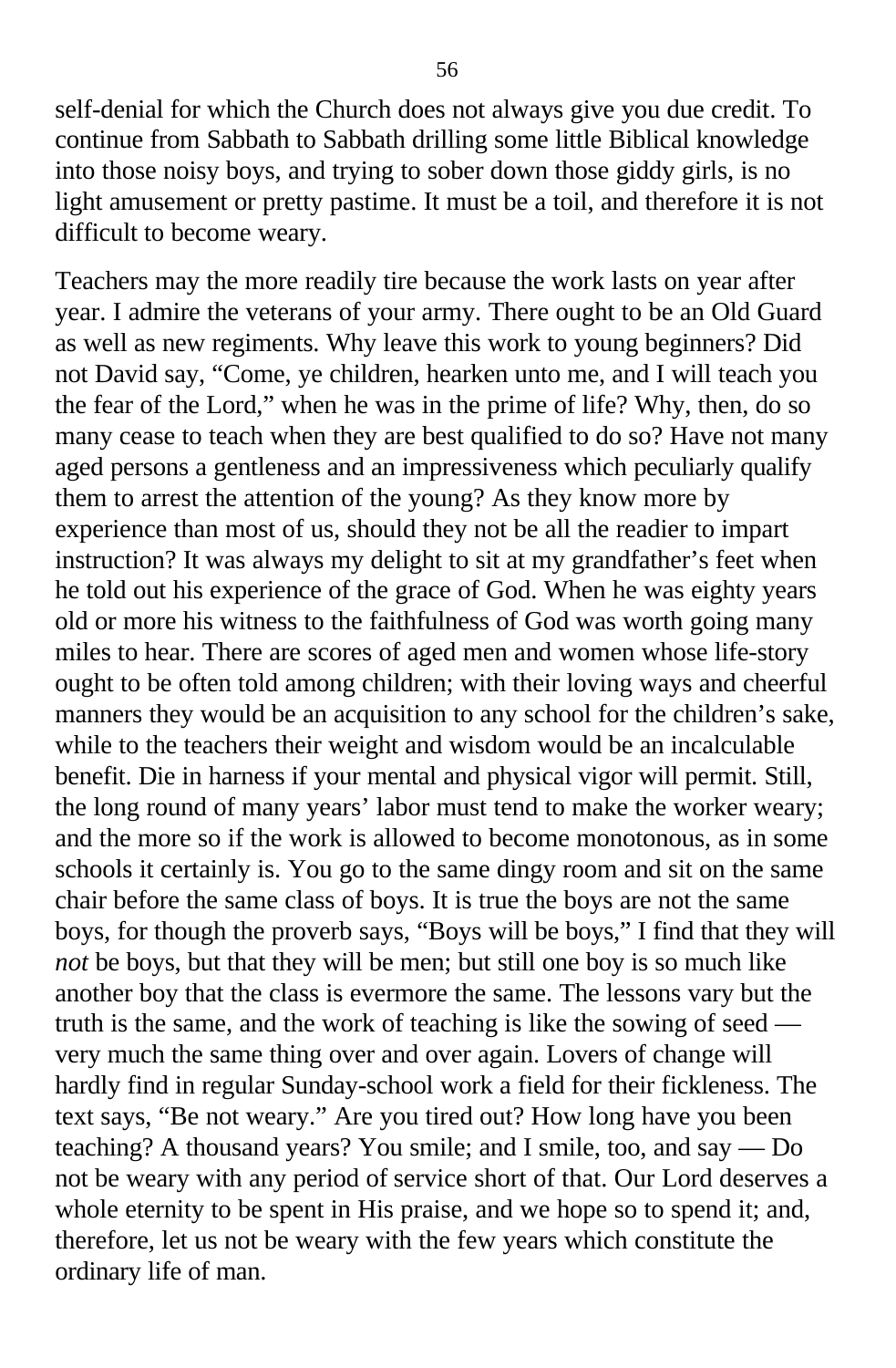self-denial for which the Church does not always give you due credit. To continue from Sabbath to Sabbath drilling some little Biblical knowledge into those noisy boys, and trying to sober down those giddy girls, is no light amusement or pretty pastime. It must be a toil, and therefore it is not difficult to become weary.

Teachers may the more readily tire because the work lasts on year after year. I admire the veterans of your army. There ought to be an Old Guard as well as new regiments. Why leave this work to young beginners? Did not David say, "Come, ye children, hearken unto me, and I will teach you the fear of the Lord," when he was in the prime of life? Why, then, do so many cease to teach when they are best qualified to do so? Have not many aged persons a gentleness and an impressiveness which peculiarly qualify them to arrest the attention of the young? As they know more by experience than most of us, should they not be all the readier to impart instruction? It was always my delight to sit at my grandfather's feet when he told out his experience of the grace of God. When he was eighty years old or more his witness to the faithfulness of God was worth going many miles to hear. There are scores of aged men and women whose life-story ought to be often told among children; with their loving ways and cheerful manners they would be an acquisition to any school for the children's sake, while to the teachers their weight and wisdom would be an incalculable benefit. Die in harness if your mental and physical vigor will permit. Still, the long round of many years' labor must tend to make the worker weary; and the more so if the work is allowed to become monotonous, as in some schools it certainly is. You go to the same dingy room and sit on the same chair before the same class of boys. It is true the boys are not the same boys, for though the proverb says, "Boys will be boys," I find that they will *not* be boys, but that they will be men; but still one boy is so much like another boy that the class is evermore the same. The lessons vary but the truth is the same, and the work of teaching is like the sowing of seed — very much the same thing over and over again. Lovers of change will hardly find in regular Sunday-school work a field for their fickleness. The text says, "Be not weary." Are you tired out? How long have you been teaching? A thousand years? You smile; and I smile, too, and say — Do not be weary with any period of service short of that. Our Lord deserves a whole eternity to be spent in His praise, and we hope so to spend it; and, therefore, let us not be weary with the few years which constitute the ordinary life of man.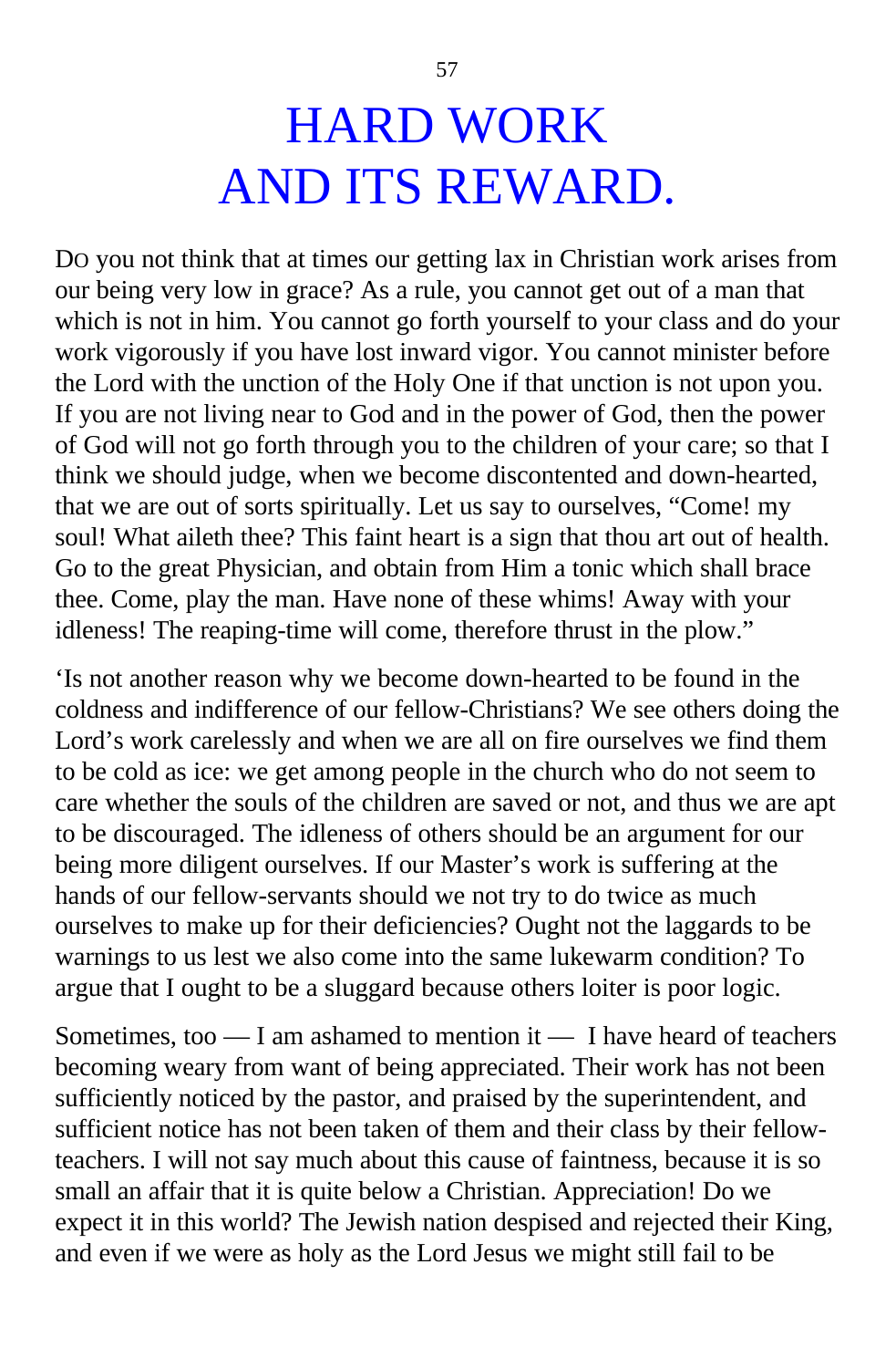# HARD WORK AND ITS REWARD.

DO you not think that at times our getting lax in Christian work arises from our being very low in grace? As a rule, you cannot get out of a man that which is not in him. You cannot go forth yourself to your class and do your work vigorously if you have lost inward vigor. You cannot minister before the Lord with the unction of the Holy One if that unction is not upon you. If you are not living near to God and in the power of God, then the power of God will not go forth through you to the children of your care; so that I think we should judge, when we become discontented and down-hearted, that we are out of sorts spiritually. Let us say to ourselves, "Come! my soul! What aileth thee? This faint heart is a sign that thou art out of health. Go to the great Physician, and obtain from Him a tonic which shall brace thee. Come, play the man. Have none of these whims! Away with your idleness! The reaping-time will come, therefore thrust in the plow."

'Is not another reason why we become down-hearted to be found in the coldness and indifference of our fellow-Christians? We see others doing the Lord's work carelessly and when we are all on fire ourselves we find them to be cold as ice: we get among people in the church who do not seem to care whether the souls of the children are saved or not, and thus we are apt to be discouraged. The idleness of others should be an argument for our being more diligent ourselves. If our Master's work is suffering at the hands of our fellow-servants should we not try to do twice as much ourselves to make up for their deficiencies? Ought not the laggards to be warnings to us lest we also come into the same lukewarm condition? To argue that I ought to be a sluggard because others loiter is poor logic.

Sometimes, too — I am ashamed to mention it — I have heard of teachers becoming weary from want of being appreciated. Their work has not been sufficiently noticed by the pastor, and praised by the superintendent, and sufficient notice has not been taken of them and their class by their fellow-teachers. I will not say much about this cause of faintness, because it is so small an affair that it is quite below a Christian. Appreciation! Do we expect it in this world? The Jewish nation despised and rejected their King, and even if we were as holy as the Lord Jesus we might still fail to be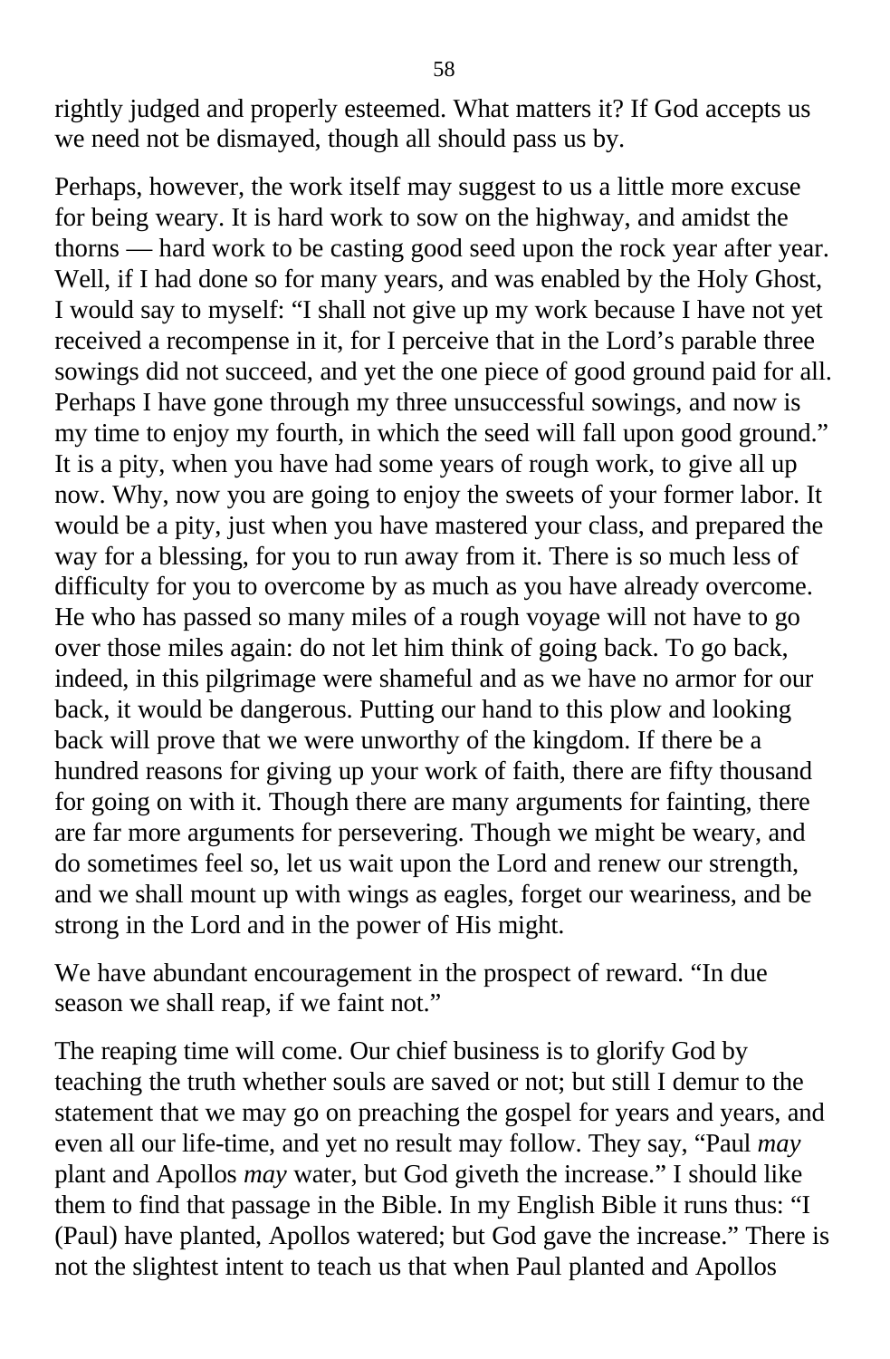rightly judged and properly esteemed. What matters it? If God accepts us we need not be dismayed, though all should pass us by.

Perhaps, however, the work itself may suggest to us a little more excuse for being weary. It is hard work to sow on the highway, and amidst the thorns — hard work to be casting good seed upon the rock year after year. Well, if I had done so for many years, and was enabled by the Holy Ghost, I would say to myself: "I shall not give up my work because I have not yet received a recompense in it, for I perceive that in the Lord's parable three sowings did not succeed, and yet the one piece of good ground paid for all. Perhaps I have gone through my three unsuccessful sowings, and now is my time to enjoy my fourth, in which the seed will fall upon good ground." It is a pity, when you have had some years of rough work, to give all up now. Why, now you are going to enjoy the sweets of your former labor. It would be a pity, just when you have mastered your class, and prepared the way for a blessing, for you to run away from it. There is so much less of difficulty for you to overcome by as much as you have already overcome. He who has passed so many miles of a rough voyage will not have to go over those miles again: do not let him think of going back. To go back, indeed, in this pilgrimage were shameful and as we have no armor for our back, it would be dangerous. Putting our hand to this plow and looking back will prove that we were unworthy of the kingdom. If there be a hundred reasons for giving up your work of faith, there are fifty thousand for going on with it. Though there are many arguments for fainting, there are far more arguments for persevering. Though we might be weary, and do sometimes feel so, let us wait upon the Lord and renew our strength, and we shall mount up with wings as eagles, forget our weariness, and be strong in the Lord and in the power of His might.

We have abundant encouragement in the prospect of reward. "In due season we shall reap, if we faint not."

The reaping time will come. Our chief business is to glorify God by teaching the truth whether souls are saved or not; but still I demur to the statement that we may go on preaching the gospel for years and years, and even all our life-time, and yet no result may follow. They say, "Paul *may* plant and Apollos *may* water, but God giveth the increase." I should like them to find that passage in the Bible. In my English Bible it runs thus: "I (Paul) have planted, Apollos watered; but God gave the increase." There is not the slightest intent to teach us that when Paul planted and Apollos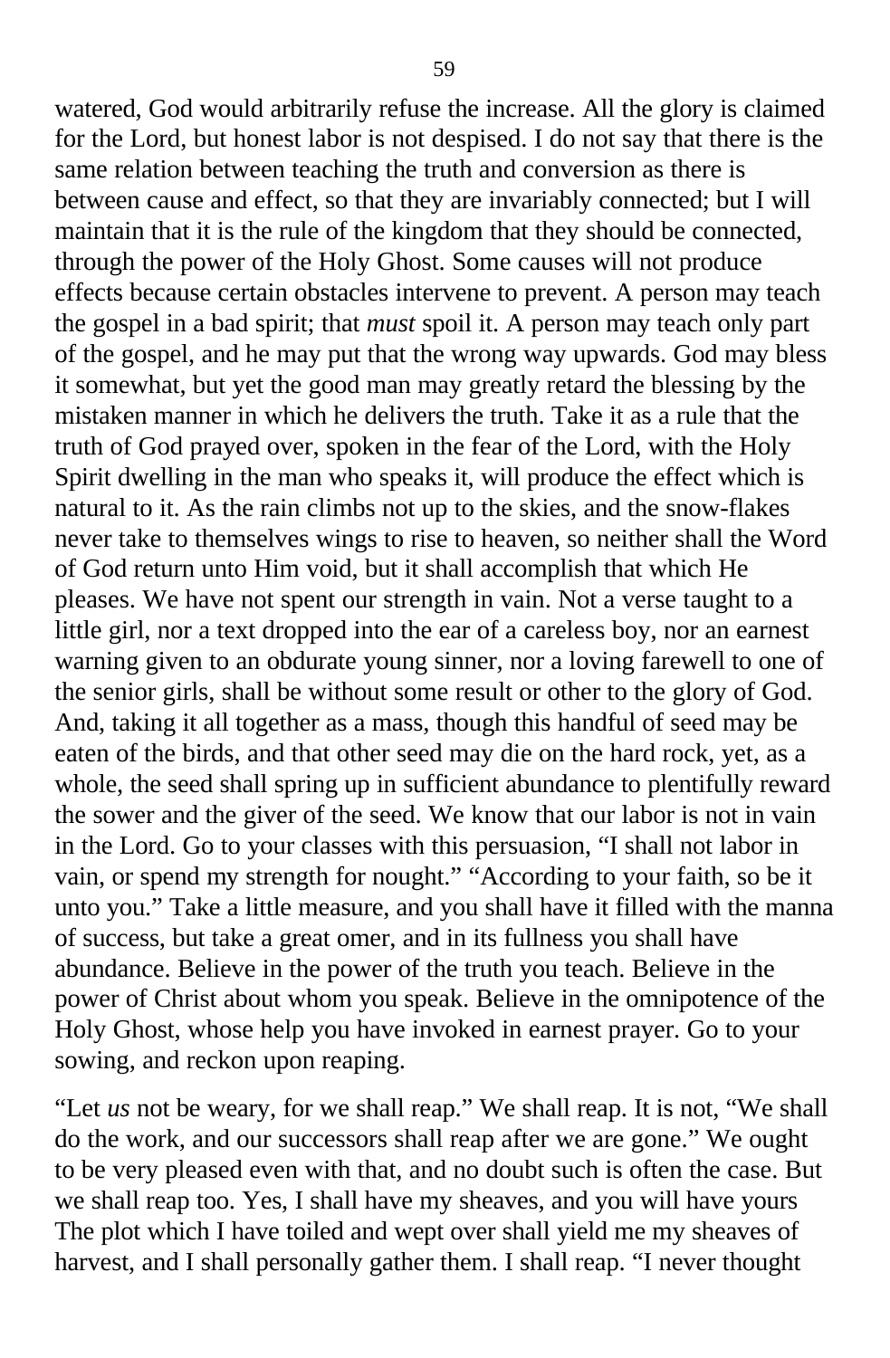watered, God would arbitrarily refuse the increase. All the glory is claimed for the Lord, but honest labor is not despised. I do not say that there is the same relation between teaching the truth and conversion as there is between cause and effect, so that they are invariably connected; but I will maintain that it is the rule of the kingdom that they should be connected, through the power of the Holy Ghost. Some causes will not produce effects because certain obstacles intervene to prevent. A person may teach the gospel in a bad spirit; that *must* spoil it. A person may teach only part of the gospel, and he may put that the wrong way upwards. God may bless it somewhat, but yet the good man may greatly retard the blessing by the mistaken manner in which he delivers the truth. Take it as a rule that the truth of God prayed over, spoken in the fear of the Lord, with the Holy Spirit dwelling in the man who speaks it, will produce the effect which is natural to it. As the rain climbs not up to the skies, and the snow-flakes never take to themselves wings to rise to heaven, so neither shall the Word of God return unto Him void, but it shall accomplish that which He pleases. We have not spent our strength in vain. Not a verse taught to a little girl, nor a text dropped into the ear of a careless boy, nor an earnest warning given to an obdurate young sinner, nor a loving farewell to one of the senior girls, shall be without some result or other to the glory of God. And, taking it all together as a mass, though this handful of seed may be eaten of the birds, and that other seed may die on the hard rock, yet, as a whole, the seed shall spring up in sufficient abundance to plentifully reward the sower and the giver of the seed. We know that our labor is not in vain in the Lord. Go to your classes with this persuasion, "I shall not labor in vain, or spend my strength for nought." "According to your faith, so be it unto you." Take a little measure, and you shall have it filled with the manna of success, but take a great omer, and in its fullness you shall have abundance. Believe in the power of the truth you teach. Believe in the power of Christ about whom you speak. Believe in the omnipotence of the Holy Ghost, whose help you have invoked in earnest prayer. Go to your sowing, and reckon upon reaping.

"Let *us* not be weary, for we shall reap." We shall reap. It is not, "We shall do the work, and our successors shall reap after we are gone." We ought to be very pleased even with that, and no doubt such is often the case. But we shall reap too. Yes, I shall have my sheaves, and you will have yours The plot which I have toiled and wept over shall yield me my sheaves of harvest, and I shall personally gather them. I shall reap. "I never thought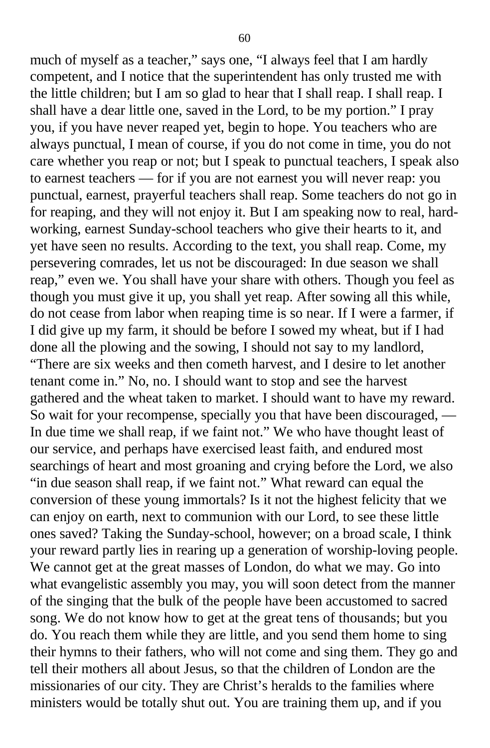much of myself as a teacher," says one, "I always feel that I am hardly competent, and I notice that the superintendent has only trusted me with the little children; but I am so glad to hear that I shall reap. I shall reap. I shall have a dear little one, saved in the Lord, to be my portion." I pray you, if you have never reaped yet, begin to hope. You teachers who are always punctual, I mean of course, if you do not come in time, you do not care whether you reap or not; but I speak to punctual teachers, I speak also to earnest teachers — for if you are not earnest you will never reap: you punctual, earnest, prayerful teachers shall reap. Some teachers do not go in for reaping, and they will not enjoy it. But I am speaking now to real, hard-working, earnest Sunday-school teachers who give their hearts to it, and yet have seen no results. According to the text, you shall reap. Come, my persevering comrades, let us not be discouraged: In due season we shall reap," even we. You shall have your share with others. Though you feel as though you must give it up, you shall yet reap. After sowing all this while, do not cease from labor when reaping time is so near. If I were a farmer, if I did give up my farm, it should be before I sowed my wheat, but if I had done all the plowing and the sowing, I should not say to my landlord, "There are six weeks and then cometh harvest, and I desire to let another tenant come in." No, no. I should want to stop and see the harvest gathered and the wheat taken to market. I should want to have my reward. So wait for your recompense, specially you that have been discouraged, — In due time we shall reap, if we faint not." We who have thought least of our service, and perhaps have exercised least faith, and endured most searchings of heart and most groaning and crying before the Lord, we also "in due season shall reap, if we faint not." What reward can equal the conversion of these young immortals? Is it not the highest felicity that we can enjoy on earth, next to communion with our Lord, to see these little ones saved? Taking the Sunday-school, however; on a broad scale, I think your reward partly lies in rearing up a generation of worship-loving people. We cannot get at the great masses of London, do what we may. Go into what evangelistic assembly you may, you will soon detect from the manner of the singing that the bulk of the people have been accustomed to sacred song. We do not know how to get at the great tens of thousands; but you do. You reach them while they are little, and you send them home to sing their hymns to their fathers, who will not come and sing them. They go and tell their mothers all about Jesus, so that the children of London are the missionaries of our city. They are Christ's heralds to the families where ministers would be totally shut out. You are training them up, and if you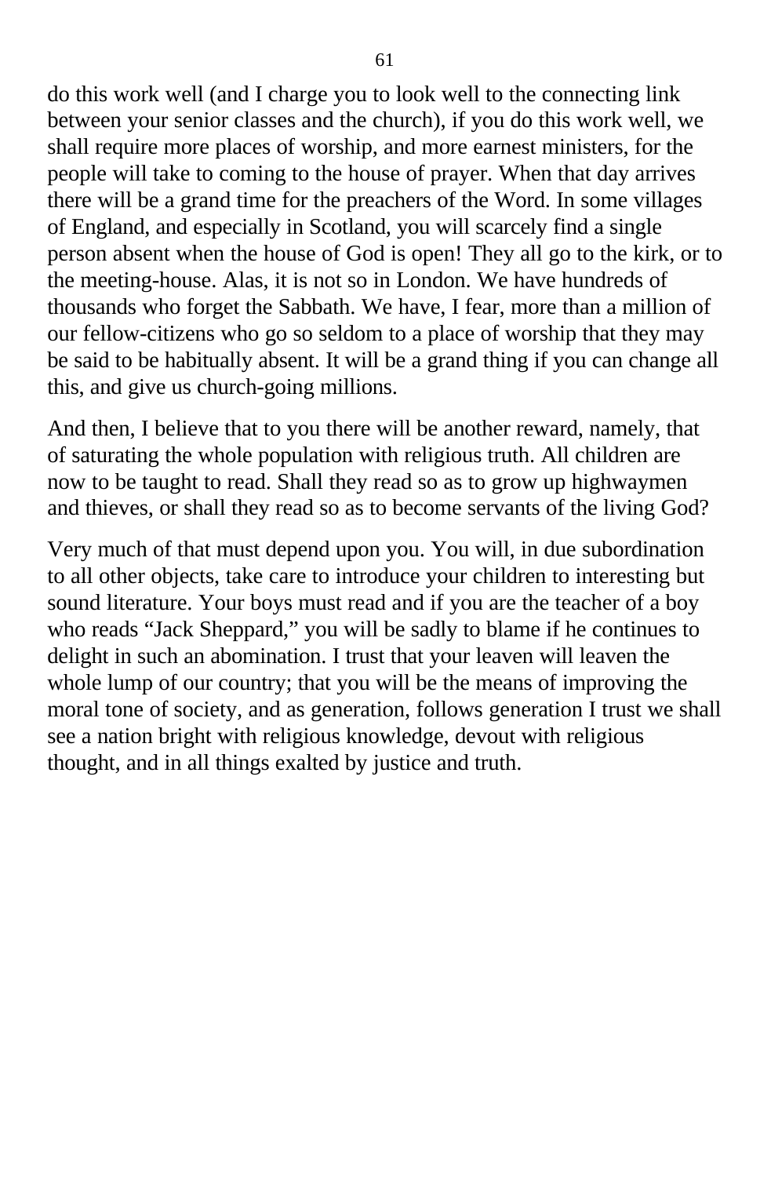do this work well (and I charge you to look well to the connecting link between your senior classes and the church), if you do this work well, we shall require more places of worship, and more earnest ministers, for the people will take to coming to the house of prayer. When that day arrives there will be a grand time for the preachers of the Word. In some villages of England, and especially in Scotland, you will scarcely find a single person absent when the house of God is open! They all go to the kirk, or to the meeting-house. Alas, it is not so in London. We have hundreds of thousands who forget the Sabbath. We have, I fear, more than a million of our fellow-citizens who go so seldom to a place of worship that they may be said to be habitually absent. It will be a grand thing if you can change all this, and give us church-going millions.

And then, I believe that to you there will be another reward, namely, that of saturating the whole population with religious truth. All children are now to be taught to read. Shall they read so as to grow up highwaymen and thieves, or shall they read so as to become servants of the living God?

Very much of that must depend upon you. You will, in due subordination to all other objects, take care to introduce your children to interesting but sound literature. Your boys must read and if you are the teacher of a boy who reads "Jack Sheppard," you will be sadly to blame if he continues to delight in such an abomination. I trust that your leaven will leaven the whole lump of our country; that you will be the means of improving the moral tone of society, and as generation, follows generation I trust we shall see a nation bright with religious knowledge, devout with religious thought, and in all things exalted by justice and truth.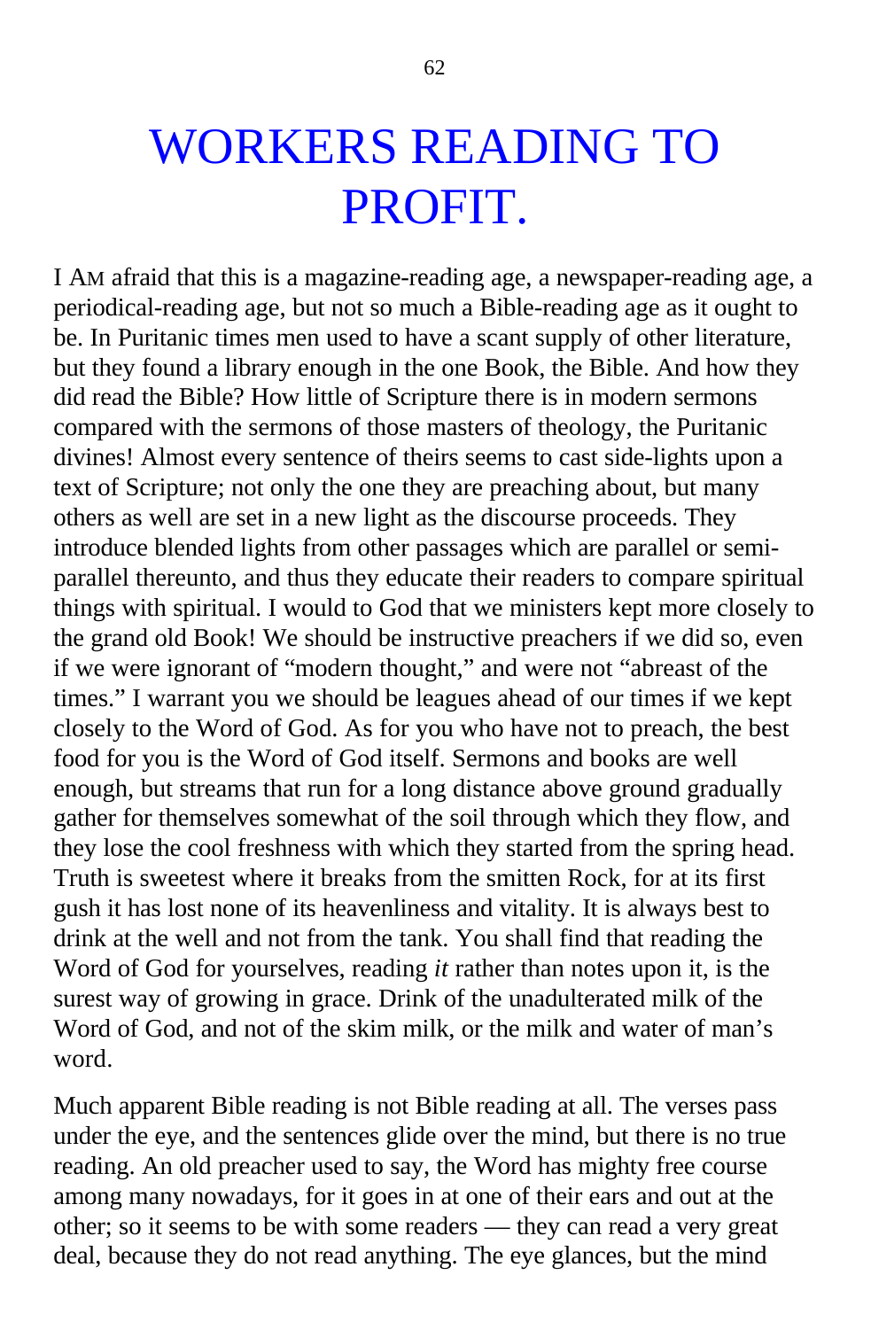# WORKERS READING TO PROFIT.

I AM afraid that this is a magazine-reading age, a newspaper-reading age, a periodical-reading age, but not so much a Bible-reading age as it ought to be. In Puritanic times men used to have a scant supply of other literature, but they found a library enough in the one Book, the Bible. And how they did read the Bible? How little of Scripture there is in modern sermons compared with the sermons of those masters of theology, the Puritanic divines! Almost every sentence of theirs seems to cast side-lights upon a text of Scripture; not only the one they are preaching about, but many others as well are set in a new light as the discourse proceeds. They introduce blended lights from other passages which are parallel or semi-parallel thereunto, and thus they educate their readers to compare spiritual things with spiritual. I would to God that we ministers kept more closely to the grand old Book! We should be instructive preachers if we did so, even if we were ignorant of "modern thought," and were not "abreast of the times." I warrant you we should be leagues ahead of our times if we kept closely to the Word of God. As for you who have not to preach, the best food for you is the Word of God itself. Sermons and books are well enough, but streams that run for a long distance above ground gradually gather for themselves somewhat of the soil through which they flow, and they lose the cool freshness with which they started from the spring head. Truth is sweetest where it breaks from the smitten Rock, for at its first gush it has lost none of its heavenliness and vitality. It is always best to drink at the well and not from the tank. You shall find that reading the Word of God for yourselves, reading *it* rather than notes upon it, is the surest way of growing in grace. Drink of the unadulterated milk of the Word of God, and not of the skim milk, or the milk and water of man's word.

Much apparent Bible reading is not Bible reading at all. The verses pass under the eye, and the sentences glide over the mind, but there is no true reading. An old preacher used to say, the Word has mighty free course among many nowadays, for it goes in at one of their ears and out at the other; so it seems to be with some readers — they can read a very great deal, because they do not read anything. The eye glances, but the mind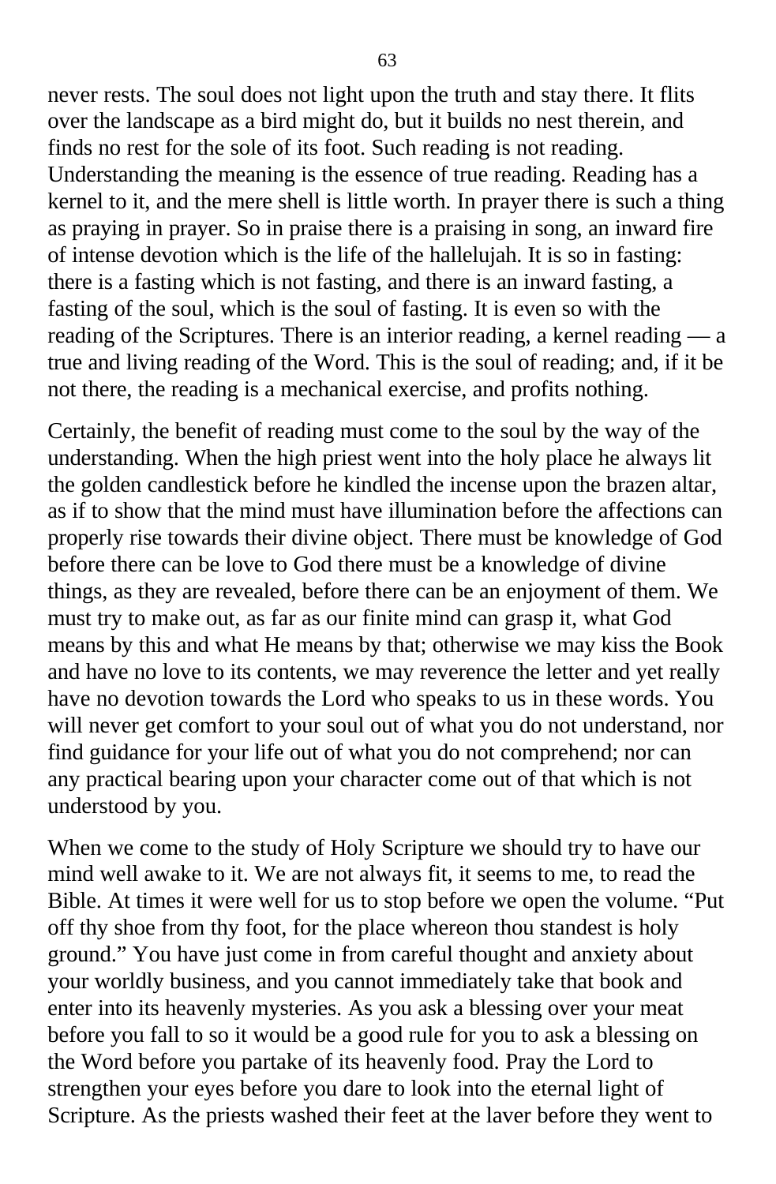never rests. The soul does not light upon the truth and stay there. It flits over the landscape as a bird might do, but it builds no nest therein, and finds no rest for the sole of its foot. Such reading is not reading. Understanding the meaning is the essence of true reading. Reading has a kernel to it, and the mere shell is little worth. In prayer there is such a thing as praying in prayer. So in praise there is a praising in song, an inward fire of intense devotion which is the life of the hallelujah. It is so in fasting: there is a fasting which is not fasting, and there is an inward fasting, a fasting of the soul, which is the soul of fasting. It is even so with the reading of the Scriptures. There is an interior reading, a kernel reading — a true and living reading of the Word. This is the soul of reading; and, if it be not there, the reading is a mechanical exercise, and profits nothing.

Certainly, the benefit of reading must come to the soul by the way of the understanding. When the high priest went into the holy place he always lit the golden candlestick before he kindled the incense upon the brazen altar, as if to show that the mind must have illumination before the affections can properly rise towards their divine object. There must be knowledge of God before there can be love to God there must be a knowledge of divine things, as they are revealed, before there can be an enjoyment of them. We must try to make out, as far as our finite mind can grasp it, what God means by this and what He means by that; otherwise we may kiss the Book and have no love to its contents, we may reverence the letter and yet really have no devotion towards the Lord who speaks to us in these words. You will never get comfort to your soul out of what you do not understand, nor find guidance for your life out of what you do not comprehend; nor can any practical bearing upon your character come out of that which is not understood by you.

When we come to the study of Holy Scripture we should try to have our mind well awake to it. We are not always fit, it seems to me, to read the Bible. At times it were well for us to stop before we open the volume. "Put off thy shoe from thy foot, for the place whereon thou standest is holy ground." You have just come in from careful thought and anxiety about your worldly business, and you cannot immediately take that book and enter into its heavenly mysteries. As you ask a blessing over your meat before you fall to so it would be a good rule for you to ask a blessing on the Word before you partake of its heavenly food. Pray the Lord to strengthen your eyes before you dare to look into the eternal light of Scripture. As the priests washed their feet at the laver before they went to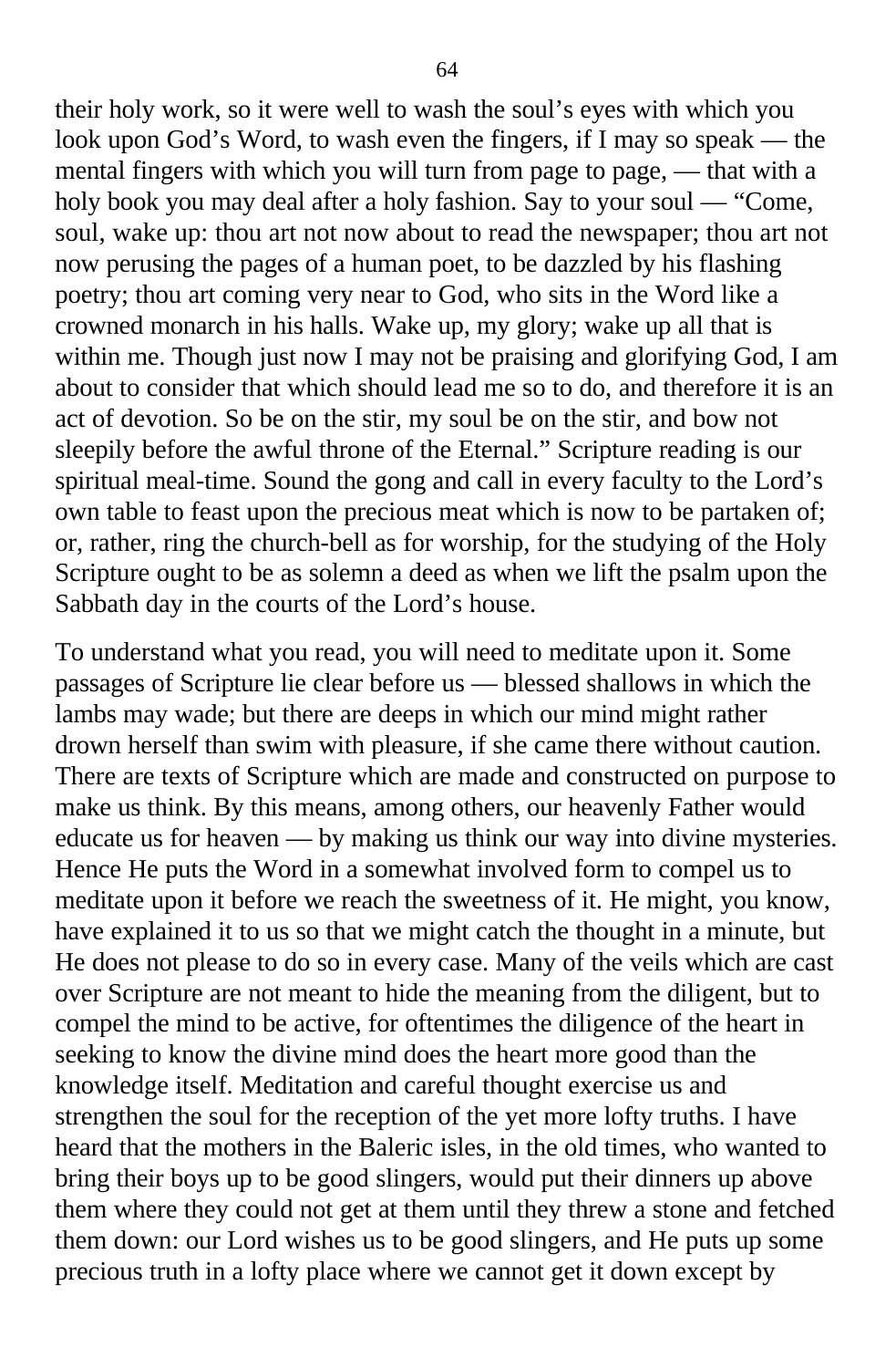their holy work, so it were well to wash the soul's eyes with which you look upon God's Word, to wash even the fingers, if I may so speak — the mental fingers with which you will turn from page to page, — that with a holy book you may deal after a holy fashion. Say to your soul — "Come, soul, wake up: thou art not now about to read the newspaper; thou art not now perusing the pages of a human poet, to be dazzled by his flashing poetry; thou art coming very near to God, who sits in the Word like a crowned monarch in his halls. Wake up, my glory; wake up all that is within me. Though just now I may not be praising and glorifying God, I am about to consider that which should lead me so to do, and therefore it is an act of devotion. So be on the stir, my soul be on the stir, and bow not sleepily before the awful throne of the Eternal." Scripture reading is our spiritual meal-time. Sound the gong and call in every faculty to the Lord's own table to feast upon the precious meat which is now to be partaken of; or, rather, ring the church-bell as for worship, for the studying of the Holy Scripture ought to be as solemn a deed as when we lift the psalm upon the Sabbath day in the courts of the Lord's house.

To understand what you read, you will need to meditate upon it. Some passages of Scripture lie clear before us — blessed shallows in which the lambs may wade; but there are deeps in which our mind might rather drown herself than swim with pleasure, if she came there without caution. There are texts of Scripture which are made and constructed on purpose to make us think. By this means, among others, our heavenly Father would educate us for heaven — by making us think our way into divine mysteries. Hence He puts the Word in a somewhat involved form to compel us to meditate upon it before we reach the sweetness of it. He might, you know, have explained it to us so that we might catch the thought in a minute, but He does not please to do so in every case. Many of the veils which are cast over Scripture are not meant to hide the meaning from the diligent, but to compel the mind to be active, for oftentimes the diligence of the heart in seeking to know the divine mind does the heart more good than the knowledge itself. Meditation and careful thought exercise us and strengthen the soul for the reception of the yet more lofty truths. I have heard that the mothers in the Baleric isles, in the old times, who wanted to bring their boys up to be good slingers, would put their dinners up above them where they could not get at them until they threw a stone and fetched them down: our Lord wishes us to be good slingers, and He puts up some precious truth in a lofty place where we cannot get it down except by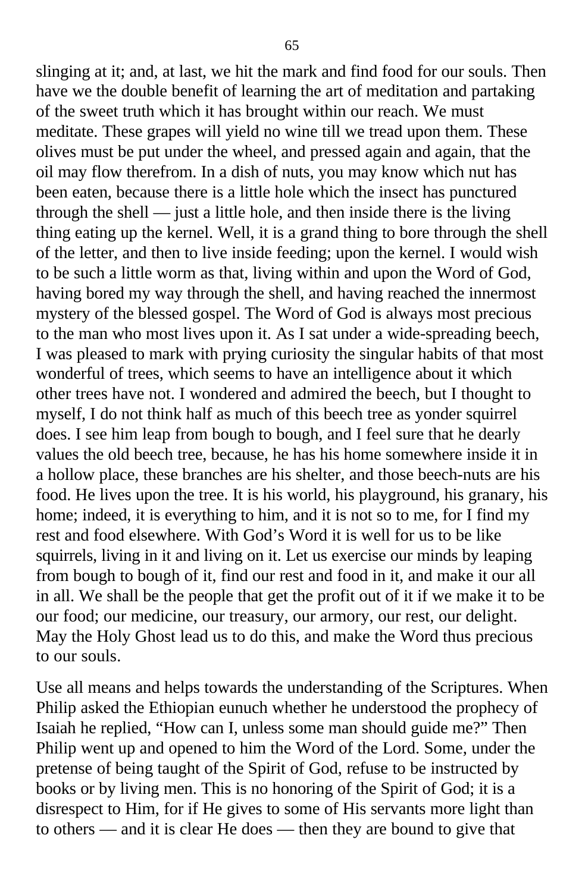slinging at it; and, at last, we hit the mark and find food for our souls. Then have we the double benefit of learning the art of meditation and partaking of the sweet truth which it has brought within our reach. We must meditate. These grapes will yield no wine till we tread upon them. These olives must be put under the wheel, and pressed again and again, that the oil may flow therefrom. In a dish of nuts, you may know which nut has been eaten, because there is a little hole which the insect has punctured through the shell — just a little hole, and then inside there is the living thing eating up the kernel. Well, it is a grand thing to bore through the shell of the letter, and then to live inside feeding; upon the kernel. I would wish to be such a little worm as that, living within and upon the Word of God, having bored my way through the shell, and having reached the innermost mystery of the blessed gospel. The Word of God is always most precious to the man who most lives upon it. As I sat under a wide-spreading beech, I was pleased to mark with prying curiosity the singular habits of that most wonderful of trees, which seems to have an intelligence about it which other trees have not. I wondered and admired the beech, but I thought to myself, I do not think half as much of this beech tree as yonder squirrel does. I see him leap from bough to bough, and I feel sure that he dearly values the old beech tree, because, he has his home somewhere inside it in a hollow place, these branches are his shelter, and those beech-nuts are his food. He lives upon the tree. It is his world, his playground, his granary, his home; indeed, it is everything to him, and it is not so to me, for I find my rest and food elsewhere. With God's Word it is well for us to be like squirrels, living in it and living on it. Let us exercise our minds by leaping from bough to bough of it, find our rest and food in it, and make it our all in all. We shall be the people that get the profit out of it if we make it to be our food; our medicine, our treasury, our armory, our rest, our delight. May the Holy Ghost lead us to do this, and make the Word thus precious to our souls.

Use all means and helps towards the understanding of the Scriptures. When Philip asked the Ethiopian eunuch whether he understood the prophecy of Isaiah he replied, "How can I, unless some man should guide me?" Then Philip went up and opened to him the Word of the Lord. Some, under the pretense of being taught of the Spirit of God, refuse to be instructed by books or by living men. This is no honoring of the Spirit of God; it is a disrespect to Him, for if He gives to some of His servants more light than to others — and it is clear He does — then they are bound to give that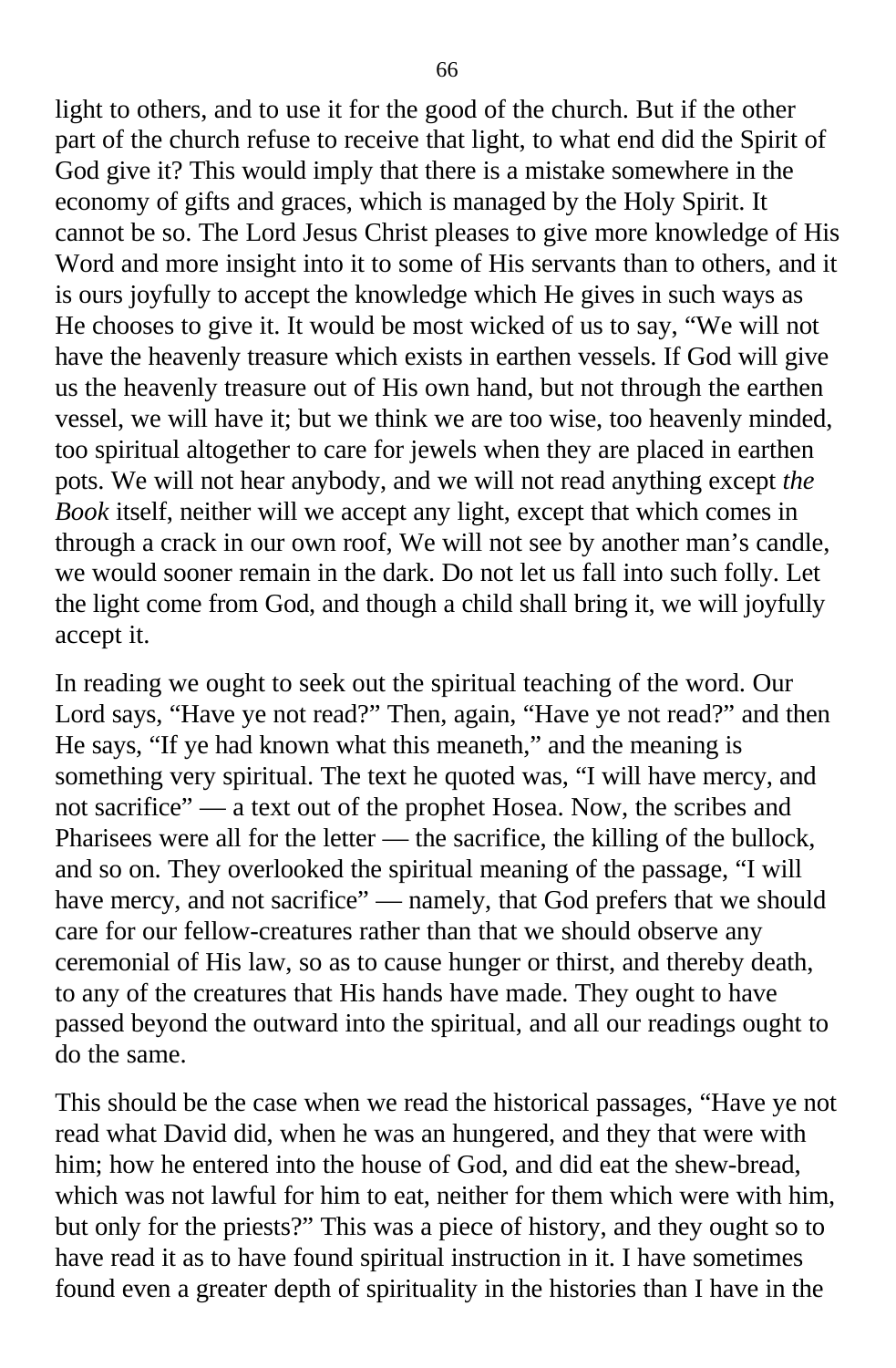light to others, and to use it for the good of the church. But if the other part of the church refuse to receive that light, to what end did the Spirit of God give it? This would imply that there is a mistake somewhere in the economy of gifts and graces, which is managed by the Holy Spirit. It cannot be so. The Lord Jesus Christ pleases to give more knowledge of His Word and more insight into it to some of His servants than to others, and it is ours joyfully to accept the knowledge which He gives in such ways as He chooses to give it. It would be most wicked of us to say, "We will not have the heavenly treasure which exists in earthen vessels. If God will give us the heavenly treasure out of His own hand, but not through the earthen vessel, we will have it; but we think we are too wise, too heavenly minded, too spiritual altogether to care for jewels when they are placed in earthen pots. We will not hear anybody, and we will not read anything except *the Book* itself, neither will we accept any light, except that which comes in through a crack in our own roof, We will not see by another man's candle, we would sooner remain in the dark. Do not let us fall into such folly. Let the light come from God, and though a child shall bring it, we will joyfully accept it.

In reading we ought to seek out the spiritual teaching of the word. Our Lord says, "Have ye not read?" Then, again, "Have ye not read?" and then He says, "If ye had known what this meaneth," and the meaning is something very spiritual. The text he quoted was, "I will have mercy, and not sacrifice" — a text out of the prophet Hosea. Now, the scribes and Pharisees were all for the letter — the sacrifice, the killing of the bullock, and so on. They overlooked the spiritual meaning of the passage, "I will have mercy, and not sacrifice" — namely, that God prefers that we should care for our fellow-creatures rather than that we should observe any ceremonial of His law, so as to cause hunger or thirst, and thereby death, to any of the creatures that His hands have made. They ought to have passed beyond the outward into the spiritual, and all our readings ought to do the same.

This should be the case when we read the historical passages, "Have ye not read what David did, when he was an hungered, and they that were with him; how he entered into the house of God, and did eat the shew-bread, which was not lawful for him to eat, neither for them which were with him, but only for the priests?" This was a piece of history, and they ought so to have read it as to have found spiritual instruction in it. I have sometimes found even a greater depth of spirituality in the histories than I have in the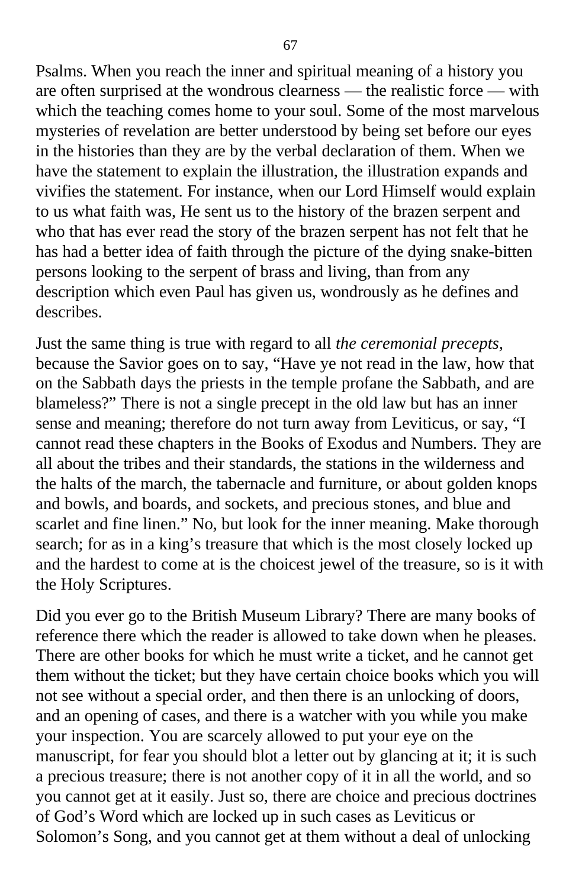Psalms. When you reach the inner and spiritual meaning of a history you are often surprised at the wondrous clearness — the realistic force — with which the teaching comes home to your soul. Some of the most marvelous mysteries of revelation are better understood by being set before our eyes in the histories than they are by the verbal declaration of them. When we have the statement to explain the illustration, the illustration expands and vivifies the statement. For instance, when our Lord Himself would explain to us what faith was, He sent us to the history of the brazen serpent and who that has ever read the story of the brazen serpent has not felt that he has had a better idea of faith through the picture of the dying snake-bitten persons looking to the serpent of brass and living, than from any description which even Paul has given us, wondrously as he defines and describes.

Just the same thing is true with regard to all *the ceremonial precepts,* because the Savior goes on to say, "Have ye not read in the law, how that on the Sabbath days the priests in the temple profane the Sabbath, and are blameless?" There is not a single precept in the old law but has an inner sense and meaning; therefore do not turn away from Leviticus, or say, "I cannot read these chapters in the Books of Exodus and Numbers. They are all about the tribes and their standards, the stations in the wilderness and the halts of the march, the tabernacle and furniture, or about golden knops and bowls, and boards, and sockets, and precious stones, and blue and scarlet and fine linen." No, but look for the inner meaning. Make thorough search; for as in a king's treasure that which is the most closely locked up and the hardest to come at is the choicest jewel of the treasure, so is it with the Holy Scriptures.

Did you ever go to the British Museum Library? There are many books of reference there which the reader is allowed to take down when he pleases. There are other books for which he must write a ticket, and he cannot get them without the ticket; but they have certain choice books which you will not see without a special order, and then there is an unlocking of doors, and an opening of cases, and there is a watcher with you while you make your inspection. You are scarcely allowed to put your eye on the manuscript, for fear you should blot a letter out by glancing at it; it is such a precious treasure; there is not another copy of it in all the world, and so you cannot get at it easily. Just so, there are choice and precious doctrines of God's Word which are locked up in such cases as Leviticus or Solomon's Song, and you cannot get at them without a deal of unlocking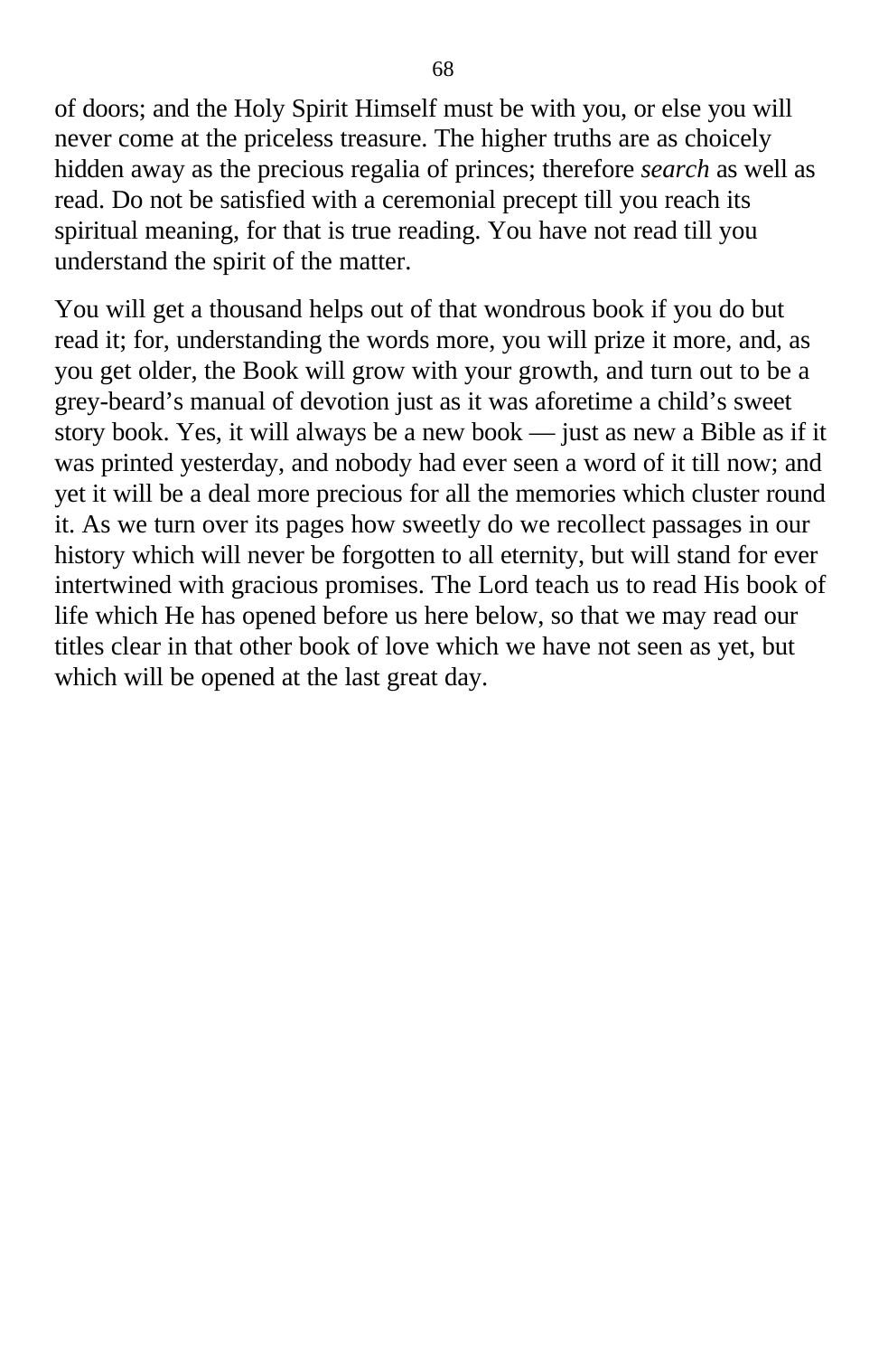of doors; and the Holy Spirit Himself must be with you, or else you will never come at the priceless treasure. The higher truths are as choicely hidden away as the precious regalia of princes; therefore *search* as well as read. Do not be satisfied with a ceremonial precept till you reach its spiritual meaning, for that is true reading. You have not read till you understand the spirit of the matter.

You will get a thousand helps out of that wondrous book if you do but read it; for, understanding the words more, you will prize it more, and, as you get older, the Book will grow with your growth, and turn out to be a grey-beard's manual of devotion just as it was aforetime a child's sweet story book. Yes, it will always be a new book — just as new a Bible as if it was printed yesterday, and nobody had ever seen a word of it till now; and yet it will be a deal more precious for all the memories which cluster round it. As we turn over its pages how sweetly do we recollect passages in our history which will never be forgotten to all eternity, but will stand for ever intertwined with gracious promises. The Lord teach us to read His book of life which He has opened before us here below, so that we may read our titles clear in that other book of love which we have not seen as yet, but which will be opened at the last great day.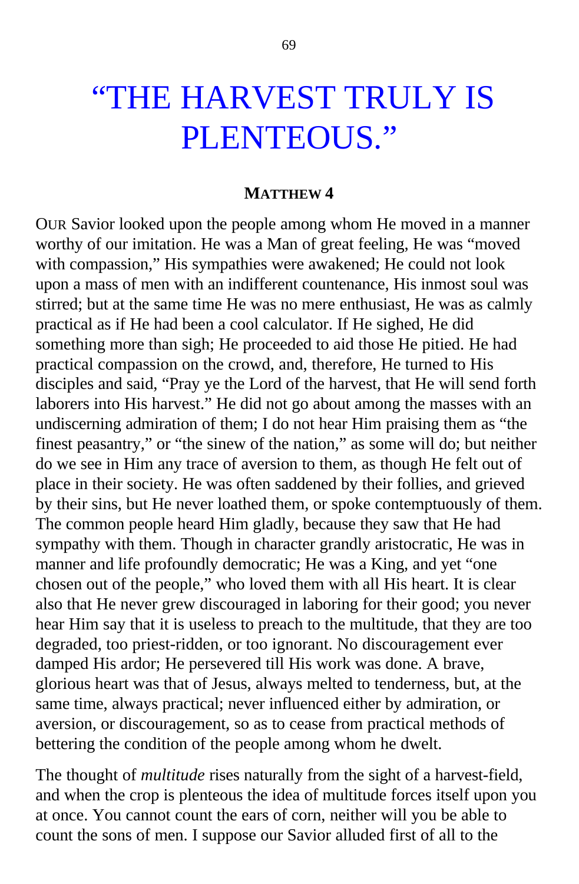# “THE HARVEST TRULY IS PLENTEOUS.”

**MATTHEW 4**

OUR Savior looked upon the people among whom He moved in a manner worthy of our imitation. He was a Man of great feeling, He was “moved with compassion,” His sympathies were awakened; He could not look upon a mass of men with an indifferent countenance, His inmost soul was stirred; but at the same time He was no mere enthusiast, He was as calmly practical as if He had been a cool calculator. If He sighed, He did something more than sigh; He proceeded to aid those He pitied. He had practical compassion on the crowd, and, therefore, He turned to His disciples and said, “Pray ye the Lord of the harvest, that He will send forth laborers into His harvest.” He did not go about among the masses with an undiscerning admiration of them; I do not hear Him praising them as “the finest peasantry,” or “the sinew of the nation,” as some will do; but neither do we see in Him any trace of aversion to them, as though He felt out of place in their society. He was often saddened by their follies, and grieved by their sins, but He never loathed them, or spoke contemptuously of them. The common people heard Him gladly, because they saw that He had sympathy with them. Though in character grandly aristocratic, He was in manner and life profoundly democratic; He was a King, and yet “one chosen out of the people,” who loved them with all His heart. It is clear also that He never grew discouraged in laboring for their good; you never hear Him say that it is useless to preach to the multitude, that they are too degraded, too priest-ridden, or too ignorant. No discouragement ever damped His ardor; He persevered till His work was done. A brave, glorious heart was that of Jesus, always melted to tenderness, but, at the same time, always practical; never influenced either by admiration, or aversion, or discouragement, so as to cease from practical methods of bettering the condition of the people among whom he dwelt.

The thought of *multitude* rises naturally from the sight of a harvest-field, and when the crop is plenteous the idea of multitude forces itself upon you at once. You cannot count the ears of corn, neither will you be able to count the sons of men. I suppose our Savior alluded first of all to the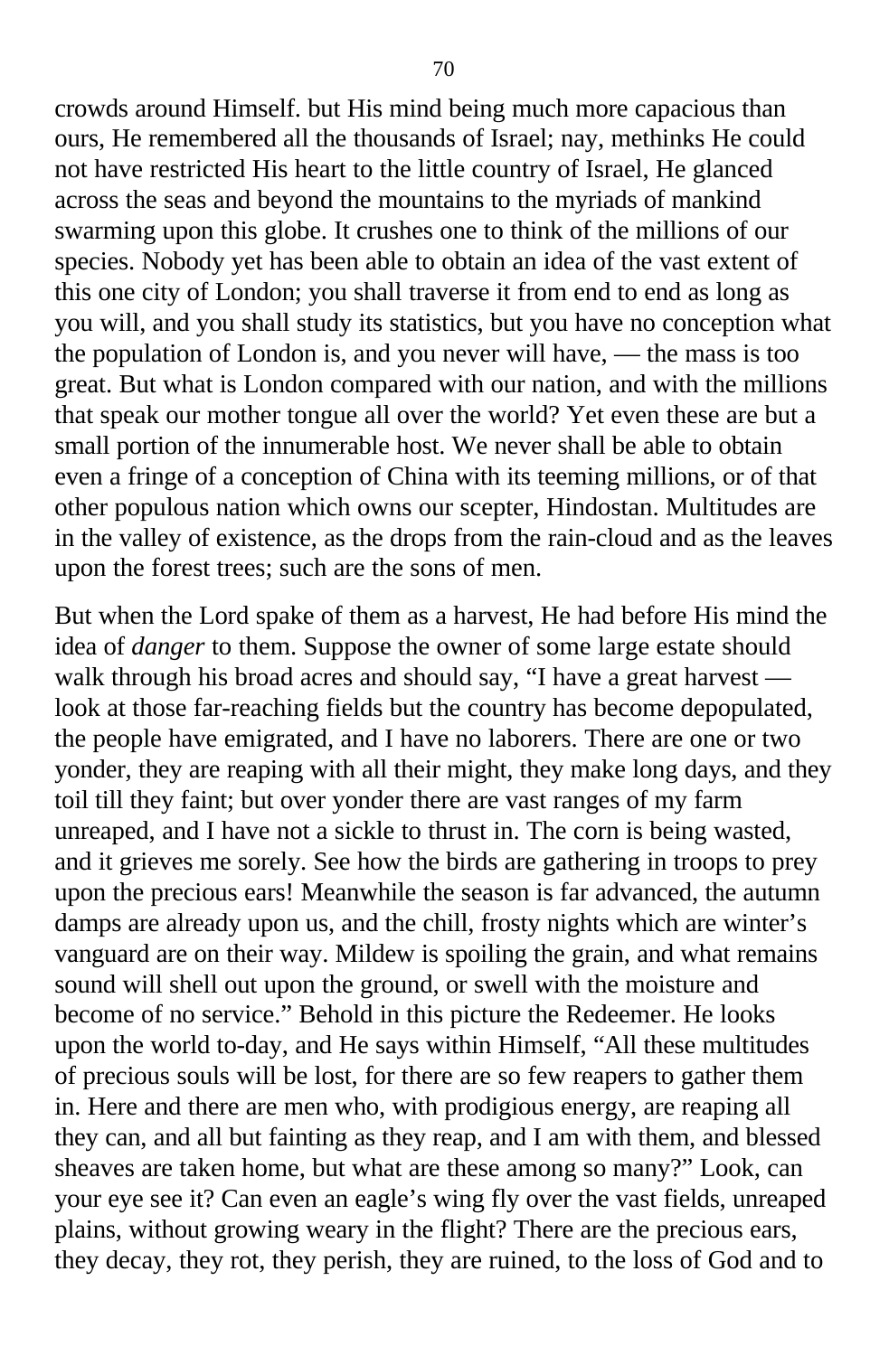crowds around Himself. but His mind being much more capacious than ours, He remembered all the thousands of Israel; nay, methinks He could not have restricted His heart to the little country of Israel, He glanced across the seas and beyond the mountains to the myriads of mankind swarming upon this globe. It crushes one to think of the millions of our species. Nobody yet has been able to obtain an idea of the vast extent of this one city of London; you shall traverse it from end to end as long as you will, and you shall study its statistics, but you have no conception what the population of London is, and you never will have, — the mass is too great. But what is London compared with our nation, and with the millions that speak our mother tongue all over the world? Yet even these are but a small portion of the innumerable host. We never shall be able to obtain even a fringe of a conception of China with its teeming millions, or of that other populous nation which owns our scepter, Hindostan. Multitudes are in the valley of existence, as the drops from the rain-cloud and as the leaves upon the forest trees; such are the sons of men.

But when the Lord spake of them as a harvest, He had before His mind the idea of *danger* to them. Suppose the owner of some large estate should walk through his broad acres and should say, "I have a great harvest — look at those far-reaching fields but the country has become depopulated, the people have emigrated, and I have no laborers. There are one or two yonder, they are reaping with all their might, they make long days, and they toil till they faint; but over yonder there are vast ranges of my farm unreaped, and I have not a sickle to thrust in. The corn is being wasted, and it grieves me sorely. See how the birds are gathering in troops to prey upon the precious ears! Meanwhile the season is far advanced, the autumn damps are already upon us, and the chill, frosty nights which are winter's vanguard are on their way. Mildew is spoiling the grain, and what remains sound will shell out upon the ground, or swell with the moisture and become of no service." Behold in this picture the Redeemer. He looks upon the world to-day, and He says within Himself, "All these multitudes of precious souls will be lost, for there are so few reapers to gather them in. Here and there are men who, with prodigious energy, are reaping all they can, and all but fainting as they reap, and I am with them, and blessed sheaves are taken home, but what are these among so many?" Look, can your eye see it? Can even an eagle's wing fly over the vast fields, unreaped plains, without growing weary in the flight? There are the precious ears, they decay, they rot, they perish, they are ruined, to the loss of God and to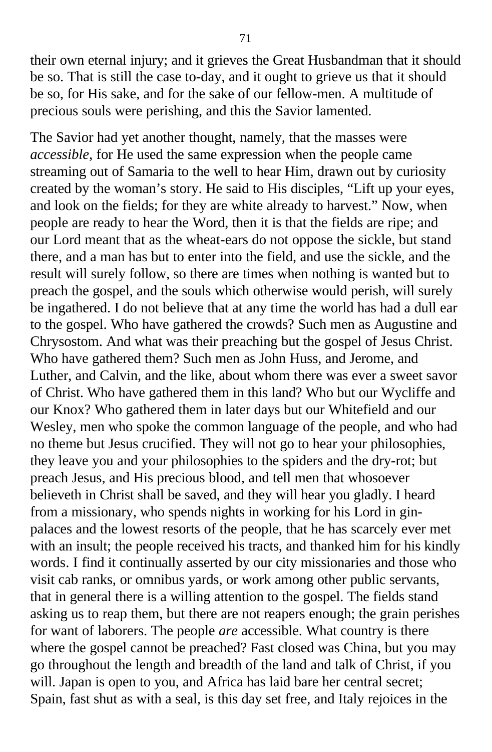their own eternal injury; and it grieves the Great Husbandman that it should be so. That is still the case to-day, and it ought to grieve us that it should be so, for His sake, and for the sake of our fellow-men. A multitude of precious souls were perishing, and this the Savior lamented.

The Savior had yet another thought, namely, that the masses were *accessible*, for He used the same expression when the people came streaming out of Samaria to the well to hear Him, drawn out by curiosity created by the woman's story. He said to His disciples, "Lift up your eyes, and look on the fields; for they are white already to harvest." Now, when people are ready to hear the Word, then it is that the fields are ripe; and our Lord meant that as the wheat-ears do not oppose the sickle, but stand there, and a man has but to enter into the field, and use the sickle, and the result will surely follow, so there are times when nothing is wanted but to preach the gospel, and the souls which otherwise would perish, will surely be ingathered. I do not believe that at any time the world has had a dull ear to the gospel. Who have gathered the crowds? Such men as Augustine and Chrysostom. And what was their preaching but the gospel of Jesus Christ. Who have gathered them? Such men as John Huss, and Jerome, and Luther, and Calvin, and the like, about whom there was ever a sweet savor of Christ. Who have gathered them in this land? Who but our Wycliffe and our Knox? Who gathered them in later days but our Whitefield and our Wesley, men who spoke the common language of the people, and who had no theme but Jesus crucified. They will not go to hear your philosophies, they leave you and your philosophies to the spiders and the dry-rot; but preach Jesus, and His precious blood, and tell men that whosoever believeth in Christ shall be saved, and they will hear you gladly. I heard from a missionary, who spends nights in working for his Lord in gin-palaces and the lowest resorts of the people, that he has scarcely ever met with an insult; the people received his tracts, and thanked him for his kindly words. I find it continually asserted by our city missionaries and those who visit cab ranks, or omnibus yards, or work among other public servants, that in general there is a willing attention to the gospel. The fields stand asking us to reap them, but there are not reapers enough; the grain perishes for want of laborers. The people *are* accessible. What country is there where the gospel cannot be preached? Fast closed was China, but you may go throughout the length and breadth of the land and talk of Christ, if you will. Japan is open to you, and Africa has laid bare her central secret; Spain, fast shut as with a seal, is this day set free, and Italy rejoices in the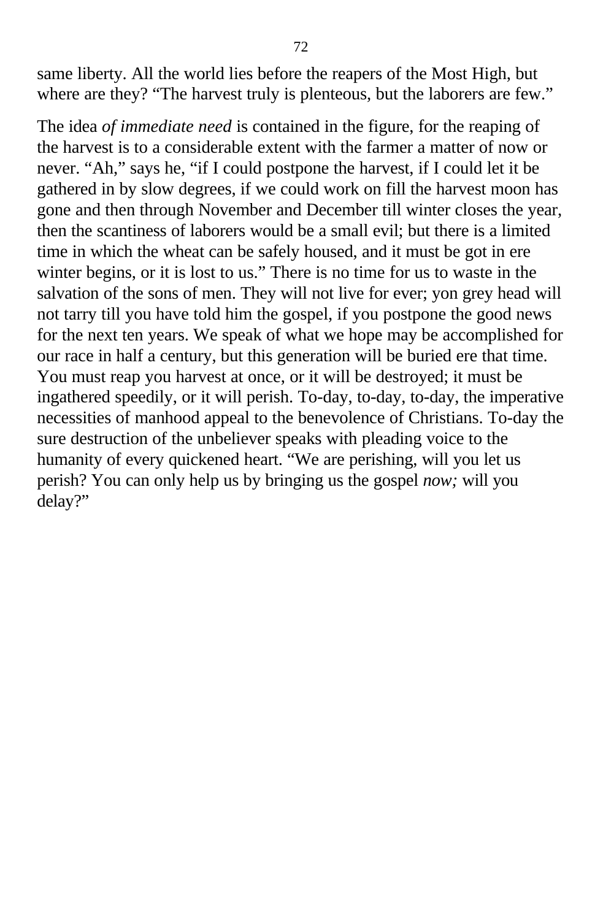same liberty. All the world lies before the reapers of the Most High, but where are they? “The harvest truly is plenteous, but the laborers are few.”

The idea *of immediate need* is contained in the figure, for the reaping of the harvest is to a considerable extent with the farmer a matter of now or never. “Ah,” says he, “if I could postpone the harvest, if I could let it be gathered in by slow degrees, if we could work on fill the harvest moon has gone and then through November and December till winter closes the year, then the scantiness of laborers would be a small evil; but there is a limited time in which the wheat can be safely housed, and it must be got in ere winter begins, or it is lost to us.” There is no time for us to waste in the salvation of the sons of men. They will not live for ever; yon grey head will not tarry till you have told him the gospel, if you postpone the good news for the next ten years. We speak of what we hope may be accomplished for our race in half a century, but this generation will be buried ere that time. You must reap you harvest at once, or it will be destroyed; it must be ingathered speedily, or it will perish. To-day, to-day, to-day, the imperative necessities of manhood appeal to the benevolence of Christians. To-day the sure destruction of the unbeliever speaks with pleading voice to the humanity of every quickened heart. “We are perishing, will you let us perish? You can only help us by bringing us the gospel *now;* will you delay?”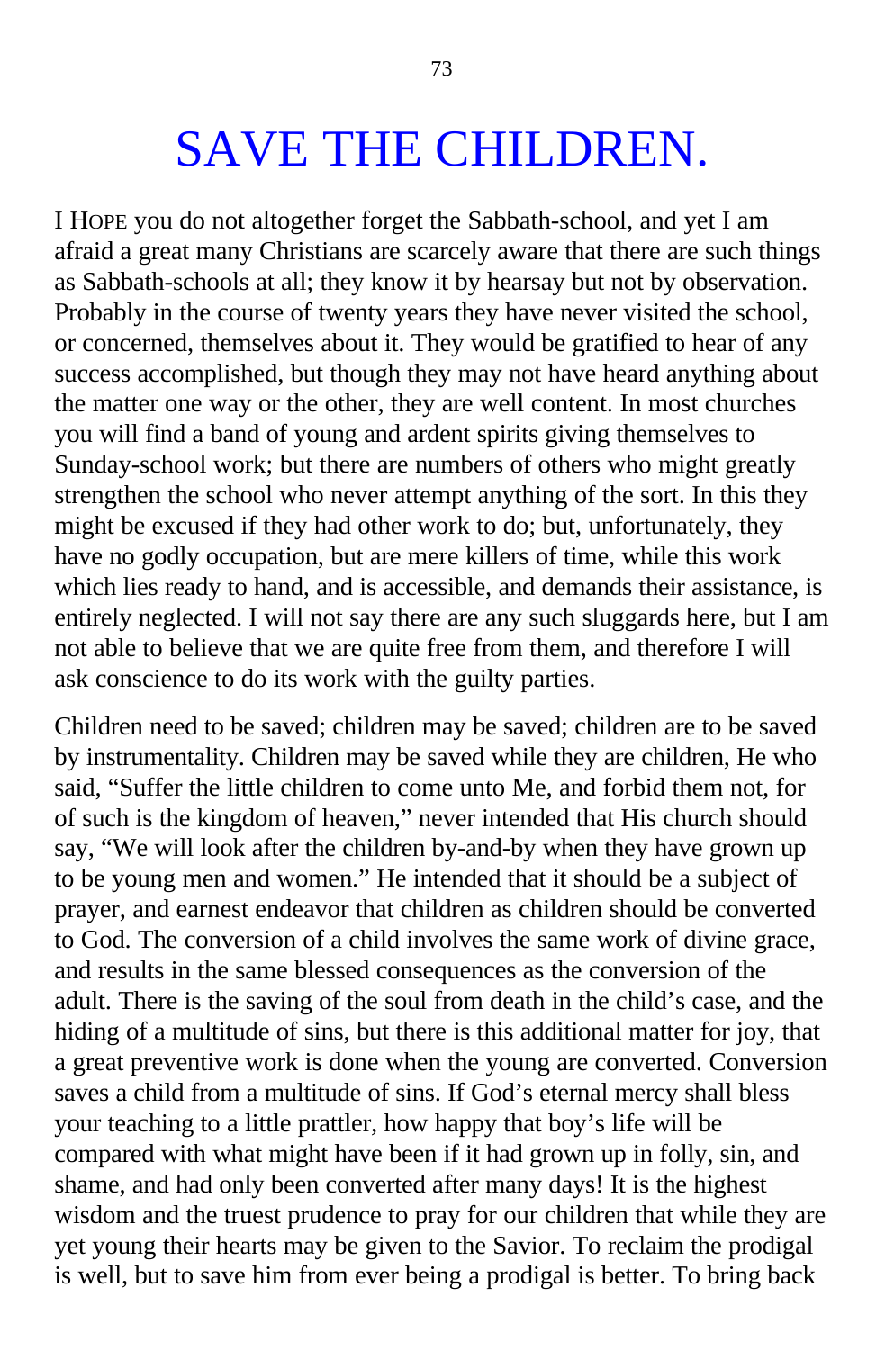# SAVE THE CHILDREN.

I HOPE you do not altogether forget the Sabbath-school, and yet I am afraid a great many Christians are scarcely aware that there are such things as Sabbath-schools at all; they know it by hearsay but not by observation. Probably in the course of twenty years they have never visited the school, or concerned, themselves about it. They would be gratified to hear of any success accomplished, but though they may not have heard anything about the matter one way or the other, they are well content. In most churches you will find a band of young and ardent spirits giving themselves to Sunday-school work; but there are numbers of others who might greatly strengthen the school who never attempt anything of the sort. In this they might be excused if they had other work to do; but, unfortunately, they have no godly occupation, but are mere killers of time, while this work which lies ready to hand, and is accessible, and demands their assistance, is entirely neglected. I will not say there are any such sluggards here, but I am not able to believe that we are quite free from them, and therefore I will ask conscience to do its work with the guilty parties.

Children need to be saved; children may be saved; children are to be saved by instrumentality. Children may be saved while they are children, He who said, "Suffer the little children to come unto Me, and forbid them not, for of such is the kingdom of heaven," never intended that His church should say, "We will look after the children by-and-by when they have grown up to be young men and women." He intended that it should be a subject of prayer, and earnest endeavor that children as children should be converted to God. The conversion of a child involves the same work of divine grace, and results in the same blessed consequences as the conversion of the adult. There is the saving of the soul from death in the child's case, and the hiding of a multitude of sins, but there is this additional matter for joy, that a great preventive work is done when the young are converted. Conversion saves a child from a multitude of sins. If God's eternal mercy shall bless your teaching to a little prattler, how happy that boy's life will be compared with what might have been if it had grown up in folly, sin, and shame, and had only been converted after many days! It is the highest wisdom and the truest prudence to pray for our children that while they are yet young their hearts may be given to the Savior. To reclaim the prodigal is well, but to save him from ever being a prodigal is better. To bring back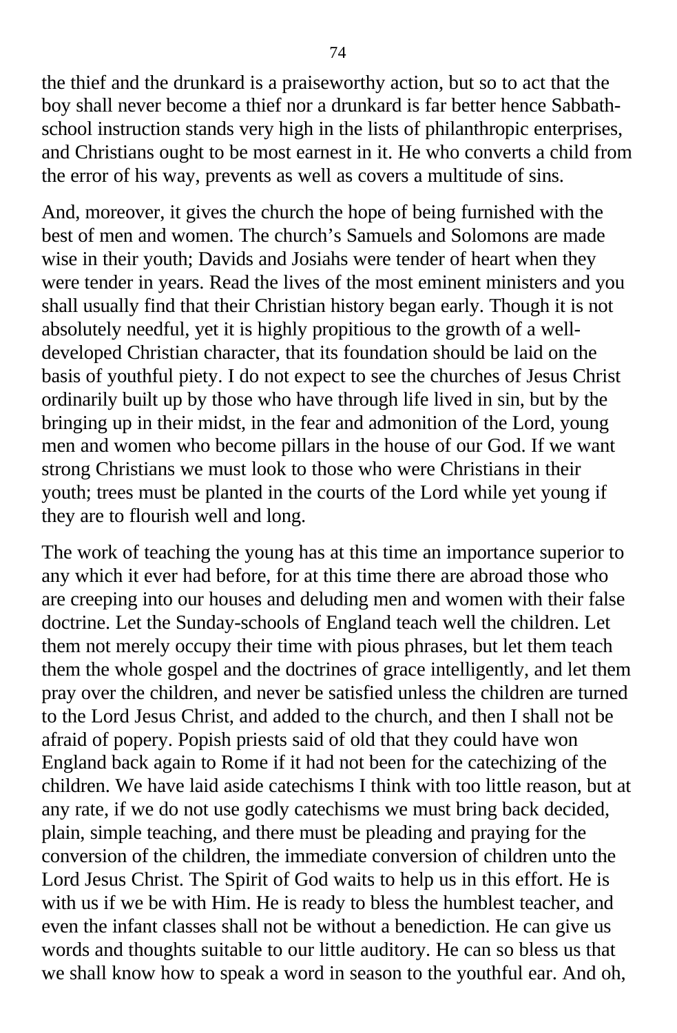the thief and the drunkard is a praiseworthy action, but so to act that the boy shall never become a thief nor a drunkard is far better hence Sabbath-school instruction stands very high in the lists of philanthropic enterprises, and Christians ought to be most earnest in it. He who converts a child from the error of his way, prevents as well as covers a multitude of sins.

And, moreover, it gives the church the hope of being furnished with the best of men and women. The church's Samuels and Solomons are made wise in their youth; Davids and Josiahs were tender of heart when they were tender in years. Read the lives of the most eminent ministers and you shall usually find that their Christian history began early. Though it is not absolutely needful, yet it is highly propitious to the growth of a well-developed Christian character, that its foundation should be laid on the basis of youthful piety. I do not expect to see the churches of Jesus Christ ordinarily built up by those who have through life lived in sin, but by the bringing up in their midst, in the fear and admonition of the Lord, young men and women who become pillars in the house of our God. If we want strong Christians we must look to those who were Christians in their youth; trees must be planted in the courts of the Lord while yet young if they are to flourish well and long.

The work of teaching the young has at this time an importance superior to any which it ever had before, for at this time there are abroad those who are creeping into our houses and deluding men and women with their false doctrine. Let the Sunday-schools of England teach well the children. Let them not merely occupy their time with pious phrases, but let them teach them the whole gospel and the doctrines of grace intelligently, and let them pray over the children, and never be satisfied unless the children are turned to the Lord Jesus Christ, and added to the church, and then I shall not be afraid of popery. Popish priests said of old that they could have won England back again to Rome if it had not been for the catechizing of the children. We have laid aside catechisms I think with too little reason, but at any rate, if we do not use godly catechisms we must bring back decided, plain, simple teaching, and there must be pleading and praying for the conversion of the children, the immediate conversion of children unto the Lord Jesus Christ. The Spirit of God waits to help us in this effort. He is with us if we be with Him. He is ready to bless the humblest teacher, and even the infant classes shall not be without a benediction. He can give us words and thoughts suitable to our little auditory. He can so bless us that we shall know how to speak a word in season to the youthful ear. And oh,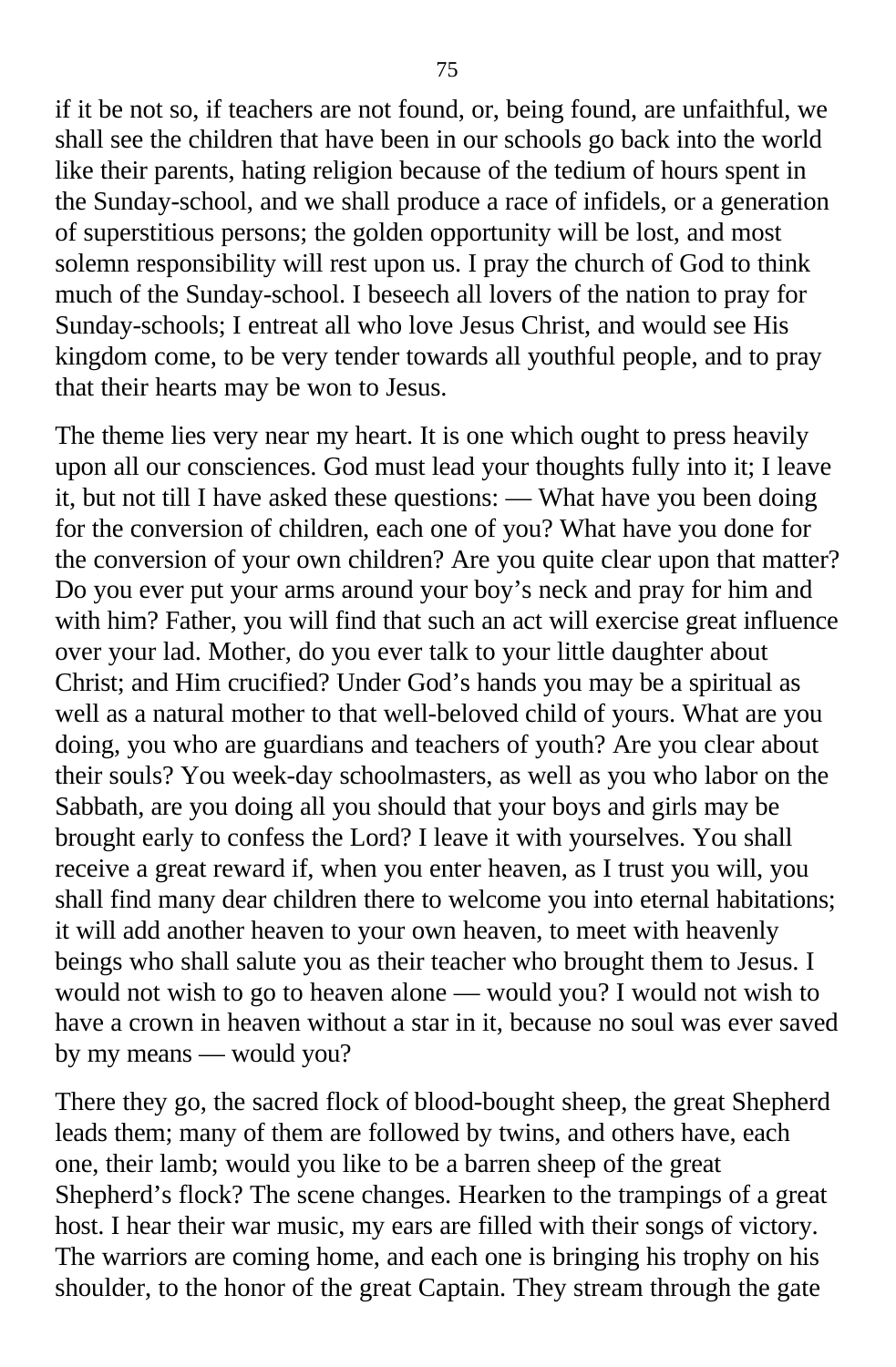if it be not so, if teachers are not found, or, being found, are unfaithful, we shall see the children that have been in our schools go back into the world like their parents, hating religion because of the tedium of hours spent in the Sunday-school, and we shall produce a race of infidels, or a generation of superstitious persons; the golden opportunity will be lost, and most solemn responsibility will rest upon us. I pray the church of God to think much of the Sunday-school. I beseech all lovers of the nation to pray for Sunday-schools; I entreat all who love Jesus Christ, and would see His kingdom come, to be very tender towards all youthful people, and to pray that their hearts may be won to Jesus.

The theme lies very near my heart. It is one which ought to press heavily upon all our consciences. God must lead your thoughts fully into it; I leave it, but not till I have asked these questions: — What have you been doing for the conversion of children, each one of you? What have you done for the conversion of your own children? Are you quite clear upon that matter? Do you ever put your arms around your boy's neck and pray for him and with him? Father, you will find that such an act will exercise great influence over your lad. Mother, do you ever talk to your little daughter about Christ; and Him crucified? Under God's hands you may be a spiritual as well as a natural mother to that well-beloved child of yours. What are you doing, you who are guardians and teachers of youth? Are you clear about their souls? You week-day schoolmasters, as well as you who labor on the Sabbath, are you doing all you should that your boys and girls may be brought early to confess the Lord? I leave it with yourselves. You shall receive a great reward if, when you enter heaven, as I trust you will, you shall find many dear children there to welcome you into eternal habitations; it will add another heaven to your own heaven, to meet with heavenly beings who shall salute you as their teacher who brought them to Jesus. I would not wish to go to heaven alone — would you? I would not wish to have a crown in heaven without a star in it, because no soul was ever saved by my means — would you?

There they go, the sacred flock of blood-bought sheep, the great Shepherd leads them; many of them are followed by twins, and others have, each one, their lamb; would you like to be a barren sheep of the great Shepherd's flock? The scene changes. Hearken to the trampings of a great host. I hear their war music, my ears are filled with their songs of victory. The warriors are coming home, and each one is bringing his trophy on his shoulder, to the honor of the great Captain. They stream through the gate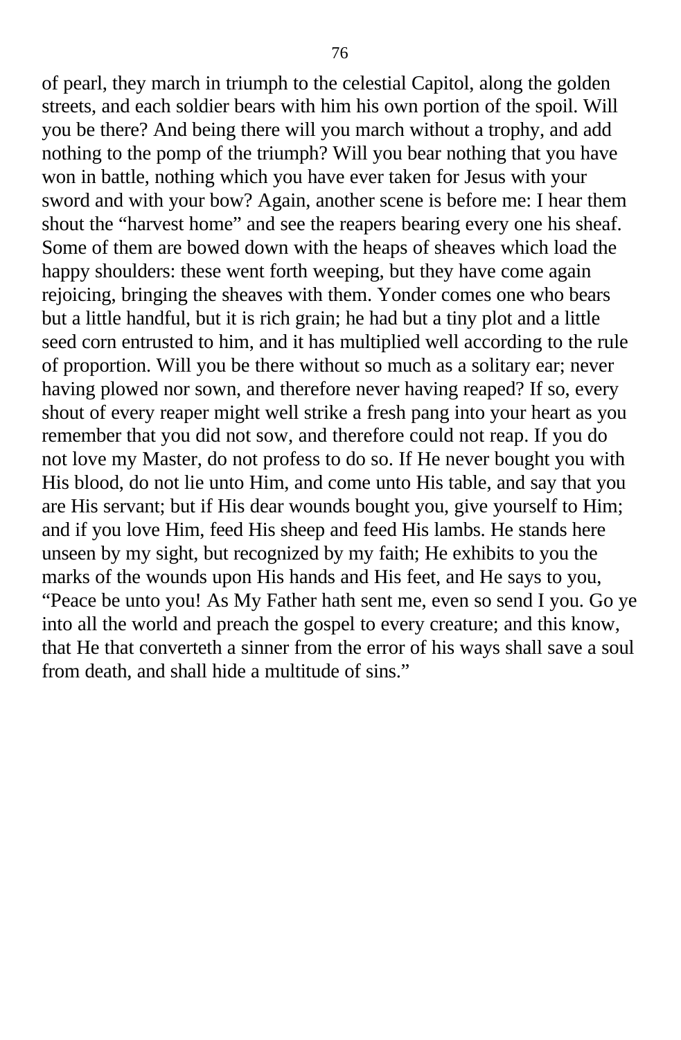of pearl, they march in triumph to the celestial Capitol, along the golden streets, and each soldier bears with him his own portion of the spoil. Will you be there? And being there will you march without a trophy, and add nothing to the pomp of the triumph? Will you bear nothing that you have won in battle, nothing which you have ever taken for Jesus with your sword and with your bow? Again, another scene is before me: I hear them shout the "harvest home" and see the reapers bearing every one his sheaf. Some of them are bowed down with the heaps of sheaves which load the happy shoulders: these went forth weeping, but they have come again rejoicing, bringing the sheaves with them. Yonder comes one who bears but a little handful, but it is rich grain; he had but a tiny plot and a little seed corn entrusted to him, and it has multiplied well according to the rule of proportion. Will you be there without so much as a solitary ear; never having plowed nor sown, and therefore never having reaped? If so, every shout of every reaper might well strike a fresh pang into your heart as you remember that you did not sow, and therefore could not reap. If you do not love my Master, do not profess to do so. If He never bought you with His blood, do not lie unto Him, and come unto His table, and say that you are His servant; but if His dear wounds bought you, give yourself to Him; and if you love Him, feed His sheep and feed His lambs. He stands here unseen by my sight, but recognized by my faith; He exhibits to you the marks of the wounds upon His hands and His feet, and He says to you, "Peace be unto you! As My Father hath sent me, even so send I you. Go ye into all the world and preach the gospel to every creature; and this know, that He that converteth a sinner from the error of his ways shall save a soul from death, and shall hide a multitude of sins."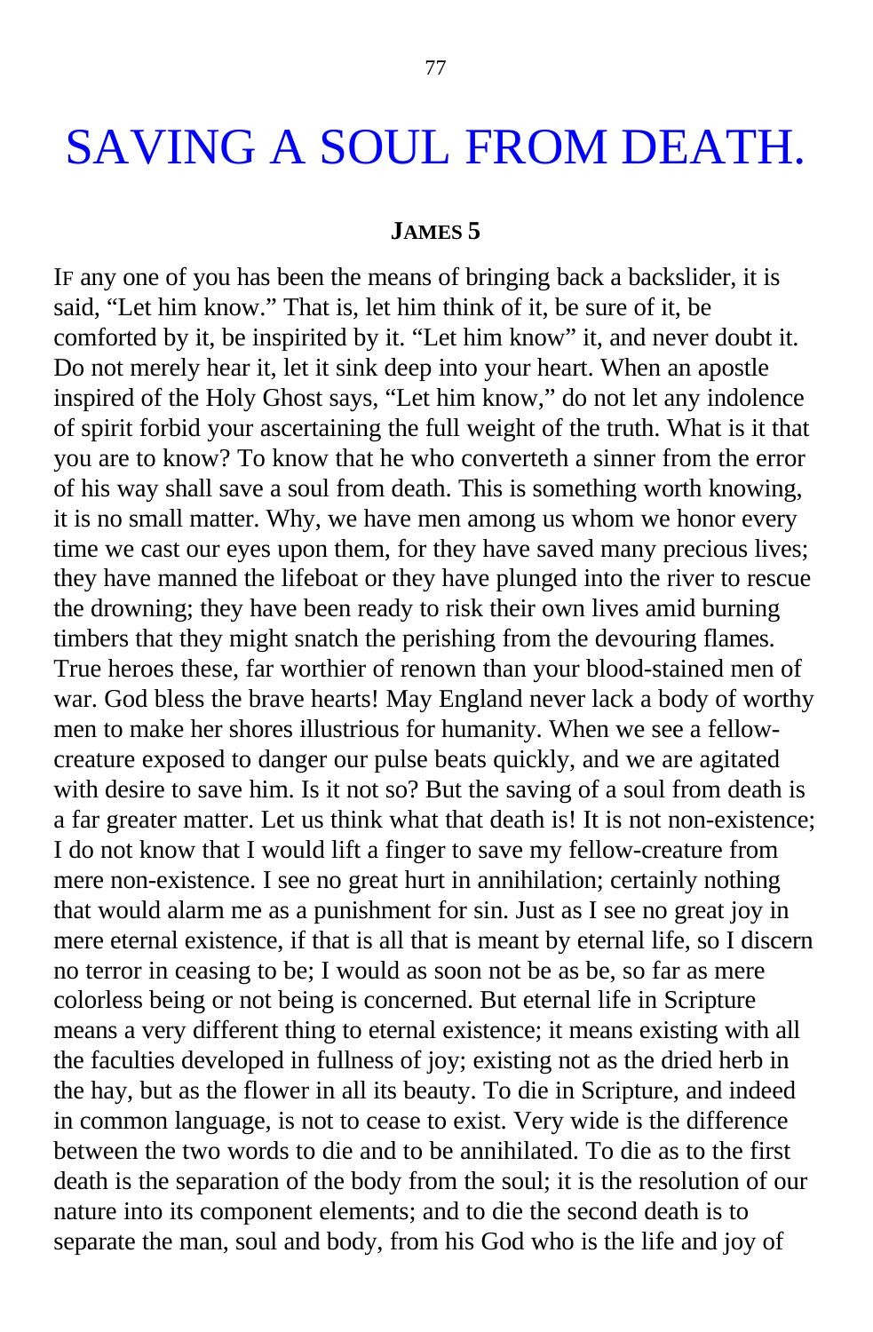# SAVING A SOUL FROM DEATH.

**JAMES 5**

IF any one of you has been the means of bringing back a backslider, it is said, "Let him know." That is, let him think of it, be sure of it, be comforted by it, be inspirited by it. "Let him know" it, and never doubt it. Do not merely hear it, let it sink deep into your heart. When an apostle inspired of the Holy Ghost says, "Let him know," do not let any indolence of spirit forbid your ascertaining the full weight of the truth. What is it that you are to know? To know that he who converteth a sinner from the error of his way shall save a soul from death. This is something worth knowing, it is no small matter. Why, we have men among us whom we honor every time we cast our eyes upon them, for they have saved many precious lives; they have manned the lifeboat or they have plunged into the river to rescue the drowning; they have been ready to risk their own lives amid burning timbers that they might snatch the perishing from the devouring flames. True heroes these, far worthier of renown than your blood-stained men of war. God bless the brave hearts! May England never lack a body of worthy men to make her shores illustrious for humanity. When we see a fellow-creature exposed to danger our pulse beats quickly, and we are agitated with desire to save him. Is it not so? But the saving of a soul from death is a far greater matter. Let us think what that death is! It is not non-existence; I do not know that I would lift a finger to save my fellow-creature from mere non-existence. I see no great hurt in annihilation; certainly nothing that would alarm me as a punishment for sin. Just as I see no great joy in mere eternal existence, if that is all that is meant by eternal life, so I discern no terror in ceasing to be; I would as soon not be as be, so far as mere colorless being or not being is concerned. But eternal life in Scripture means a very different thing to eternal existence; it means existing with all the faculties developed in fullness of joy; existing not as the dried herb in the hay, but as the flower in all its beauty. To die in Scripture, and indeed in common language, is not to cease to exist. Very wide is the difference between the two words to die and to be annihilated. To die as to the first death is the separation of the body from the soul; it is the resolution of our nature into its component elements; and to die the second death is to separate the man, soul and body, from his God who is the life and joy of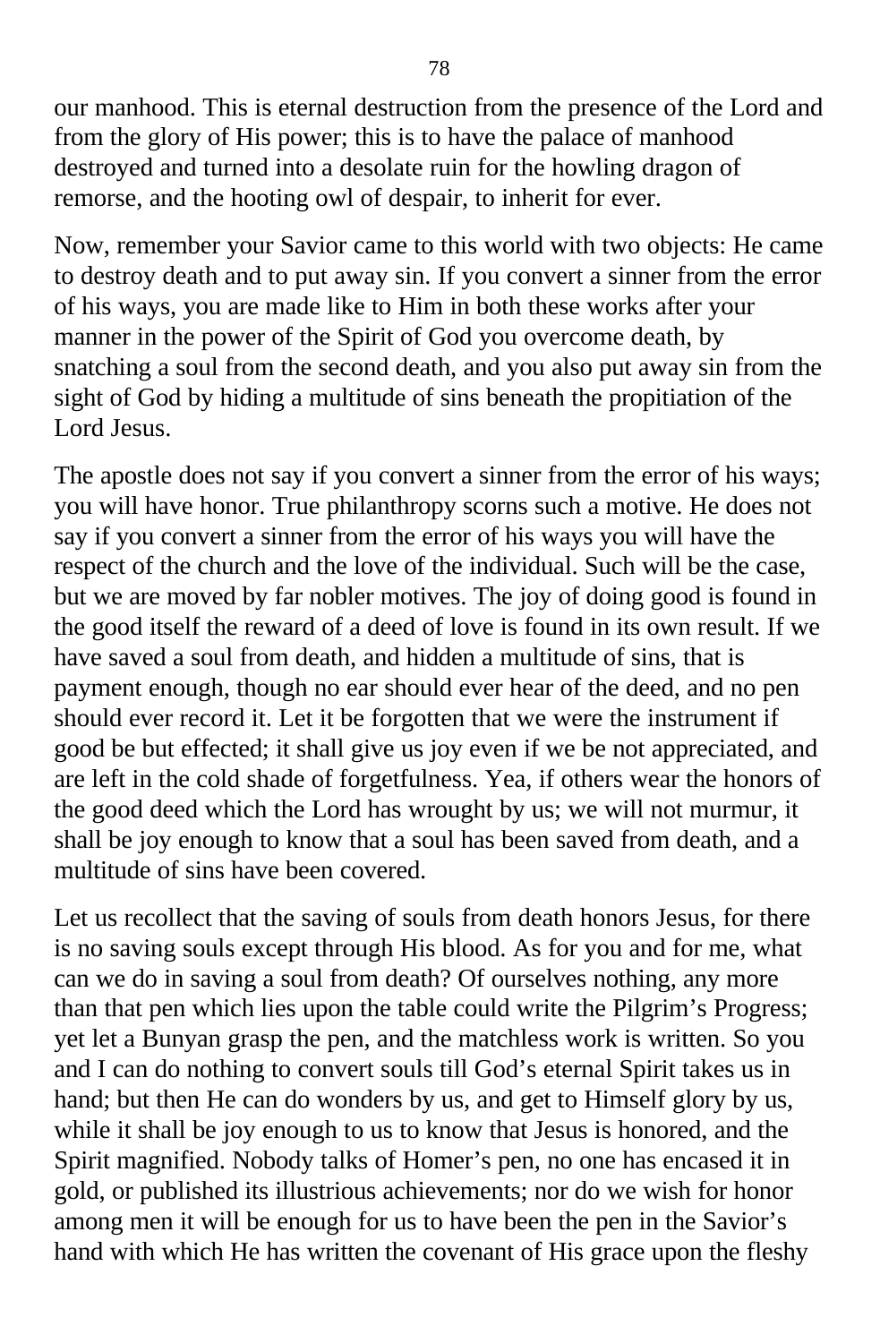our manhood. This is eternal destruction from the presence of the Lord and from the glory of His power; this is to have the palace of manhood destroyed and turned into a desolate ruin for the howling dragon of remorse, and the hooting owl of despair, to inherit for ever.

Now, remember your Savior came to this world with two objects: He came to destroy death and to put away sin. If you convert a sinner from the error of his ways, you are made like to Him in both these works after your manner in the power of the Spirit of God you overcome death, by snatching a soul from the second death, and you also put away sin from the sight of God by hiding a multitude of sins beneath the propitiation of the Lord Jesus.

The apostle does not say if you convert a sinner from the error of his ways; you will have honor. True philanthropy scorns such a motive. He does not say if you convert a sinner from the error of his ways you will have the respect of the church and the love of the individual. Such will be the case, but we are moved by far nobler motives. The joy of doing good is found in the good itself the reward of a deed of love is found in its own result. If we have saved a soul from death, and hidden a multitude of sins, that is payment enough, though no ear should ever hear of the deed, and no pen should ever record it. Let it be forgotten that we were the instrument if good be but effected; it shall give us joy even if we be not appreciated, and are left in the cold shade of forgetfulness. Yea, if others wear the honors of the good deed which the Lord has wrought by us; we will not murmur, it shall be joy enough to know that a soul has been saved from death, and a multitude of sins have been covered.

Let us recollect that the saving of souls from death honors Jesus, for there is no saving souls except through His blood. As for you and for me, what can we do in saving a soul from death? Of ourselves nothing, any more than that pen which lies upon the table could write the Pilgrim’s Progress; yet let a Bunyan grasp the pen, and the matchless work is written. So you and I can do nothing to convert souls till God’s eternal Spirit takes us in hand; but then He can do wonders by us, and get to Himself glory by us, while it shall be joy enough to us to know that Jesus is honored, and the Spirit magnified. Nobody talks of Homer’s pen, no one has encased it in gold, or published its illustrious achievements; nor do we wish for honor among men it will be enough for us to have been the pen in the Savior’s hand with which He has written the covenant of His grace upon the fleshy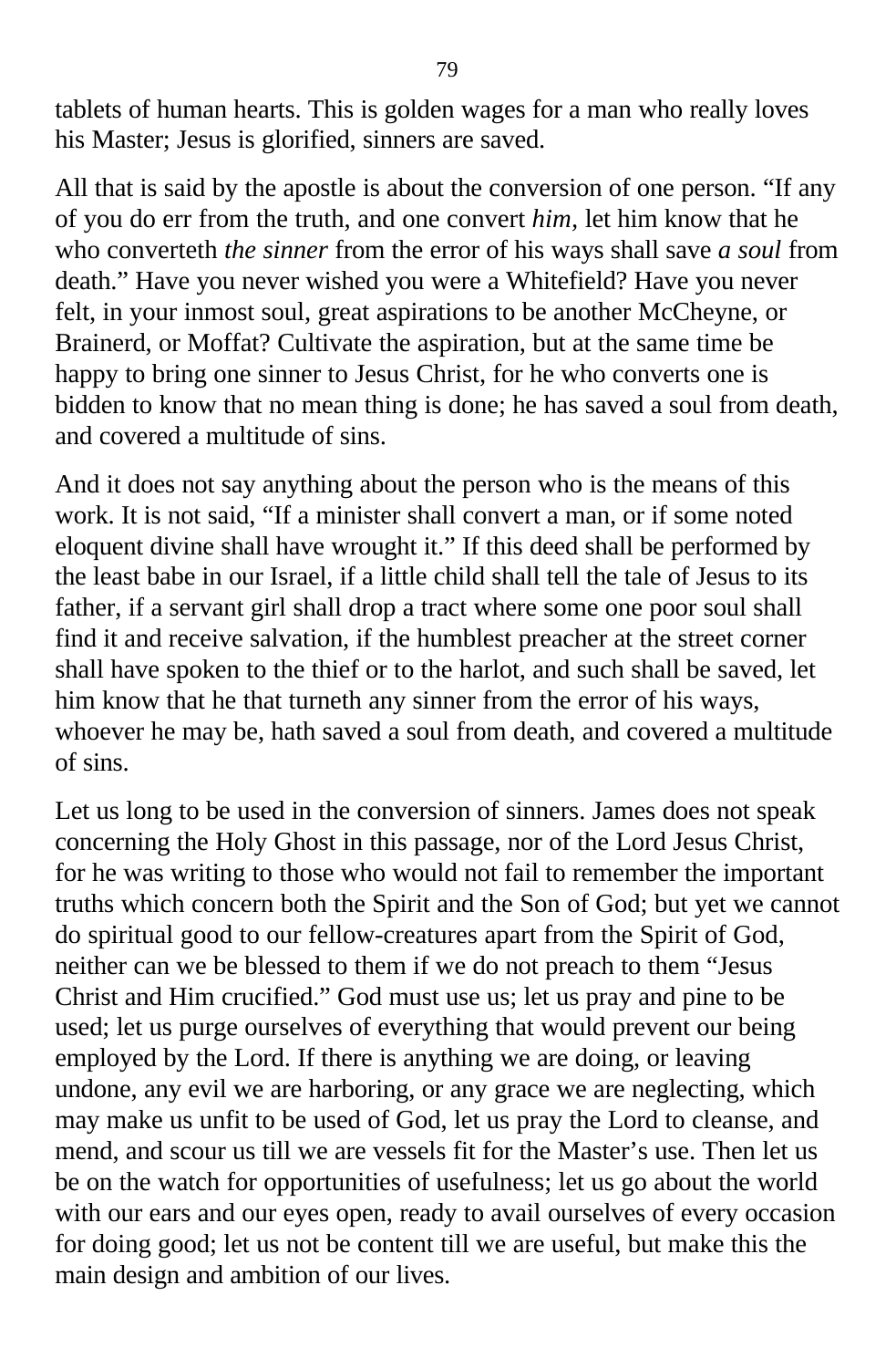tablets of human hearts. This is golden wages for a man who really loves his Master; Jesus is glorified, sinners are saved.

All that is said by the apostle is about the conversion of one person. “If any of you do err from the truth, and one convert *him*, let him know that he who converteth *the sinner* from the error of his ways shall save *a soul* from death.” Have you never wished you were a Whitefield? Have you never felt, in your inmost soul, great aspirations to be another McCheyne, or Brainerd, or Moffat? Cultivate the aspiration, but at the same time be happy to bring one sinner to Jesus Christ, for he who converts one is bidden to know that no mean thing is done; he has saved a soul from death, and covered a multitude of sins.

And it does not say anything about the person who is the means of this work. It is not said, “If a minister shall convert a man, or if some noted eloquent divine shall have wrought it.” If this deed shall be performed by the least babe in our Israel, if a little child shall tell the tale of Jesus to its father, if a servant girl shall drop a tract where some one poor soul shall find it and receive salvation, if the humblest preacher at the street corner shall have spoken to the thief or to the harlot, and such shall be saved, let him know that he that turneth any sinner from the error of his ways, whoever he may be, hath saved a soul from death, and covered a multitude of sins.

Let us long to be used in the conversion of sinners. James does not speak concerning the Holy Ghost in this passage, nor of the Lord Jesus Christ, for he was writing to those who would not fail to remember the important truths which concern both the Spirit and the Son of God; but yet we cannot do spiritual good to our fellow-creatures apart from the Spirit of God, neither can we be blessed to them if we do not preach to them “Jesus Christ and Him crucified.” God must use us; let us pray and pine to be used; let us purge ourselves of everything that would prevent our being employed by the Lord. If there is anything we are doing, or leaving undone, any evil we are harboring, or any grace we are neglecting, which may make us unfit to be used of God, let us pray the Lord to cleanse, and mend, and scour us till we are vessels fit for the Master’s use. Then let us be on the watch for opportunities of usefulness; let us go about the world with our ears and our eyes open, ready to avail ourselves of every occasion for doing good; let us not be content till we are useful, but make this the main design and ambition of our lives.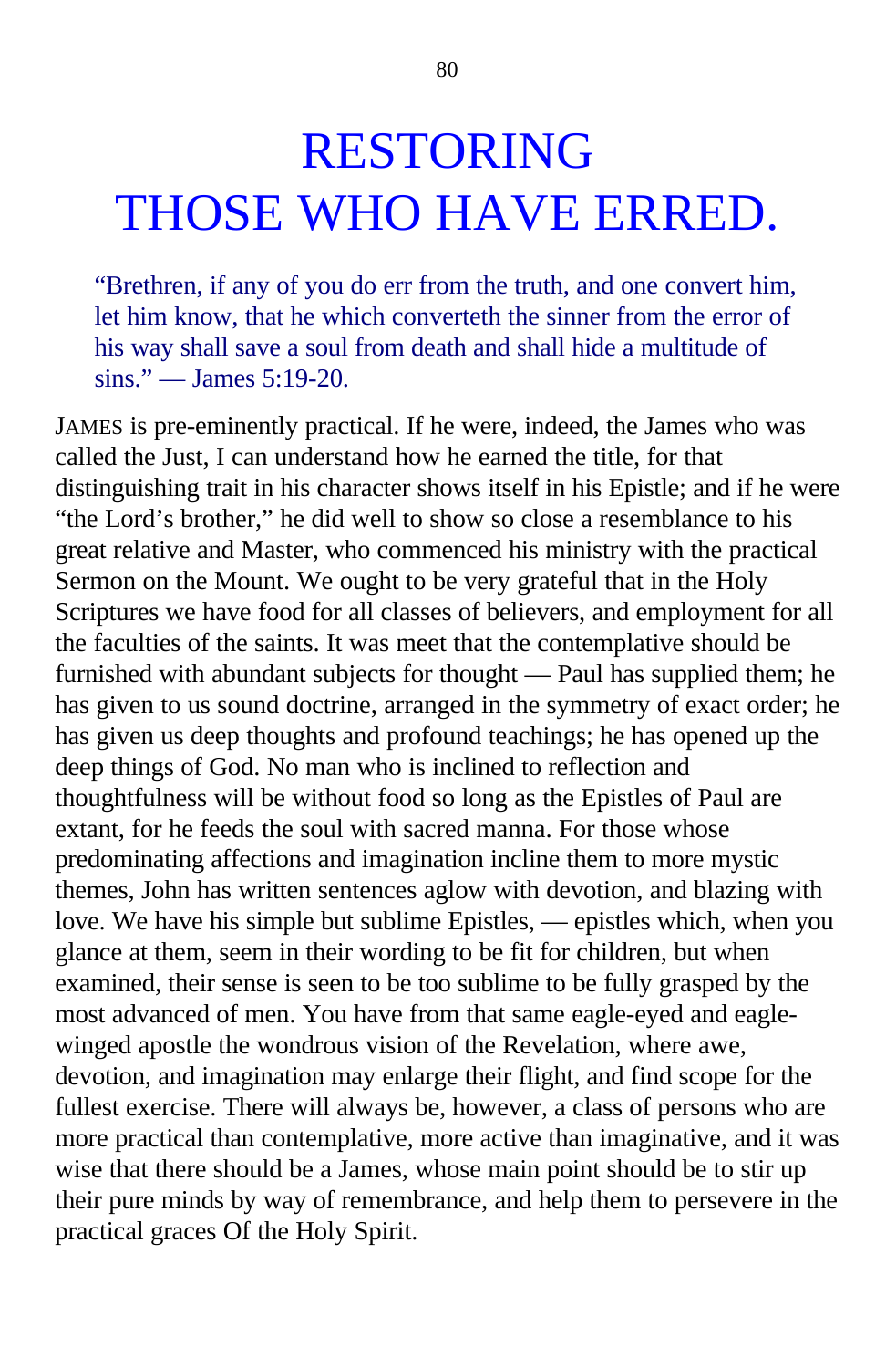# RESTORING THOSE WHO HAVE ERRED.

> "Brethren, if any of you do err from the truth, and one convert him, let him know, that he which converteth the sinner from the error of his way shall save a soul from death and shall hide a multitude of sins." — James 5:19-20.

JAMES is pre-eminently practical. If he were, indeed, the James who was called the Just, I can understand how he earned the title, for that distinguishing trait in his character shows itself in his Epistle; and if he were "the Lord's brother," he did well to show so close a resemblance to his great relative and Master, who commenced his ministry with the practical Sermon on the Mount. We ought to be very grateful that in the Holy Scriptures we have food for all classes of believers, and employment for all the faculties of the saints. It was meet that the contemplative should be furnished with abundant subjects for thought — Paul has supplied them; he has given to us sound doctrine, arranged in the symmetry of exact order; he has given us deep thoughts and profound teachings; he has opened up the deep things of God. No man who is inclined to reflection and thoughtfulness will be without food so long as the Epistles of Paul are extant, for he feeds the soul with sacred manna. For those whose predominating affections and imagination incline them to more mystic themes, John has written sentences aglow with devotion, and blazing with love. We have his simple but sublime Epistles, — epistles which, when you glance at them, seem in their wording to be fit for children, but when examined, their sense is seen to be too sublime to be fully grasped by the most advanced of men. You have from that same eagle-eyed and eagle-winged apostle the wondrous vision of the Revelation, where awe, devotion, and imagination may enlarge their flight, and find scope for the fullest exercise. There will always be, however, a class of persons who are more practical than contemplative, more active than imaginative, and it was wise that there should be a James, whose main point should be to stir up their pure minds by way of remembrance, and help them to persevere in the practical graces Of the Holy Spirit.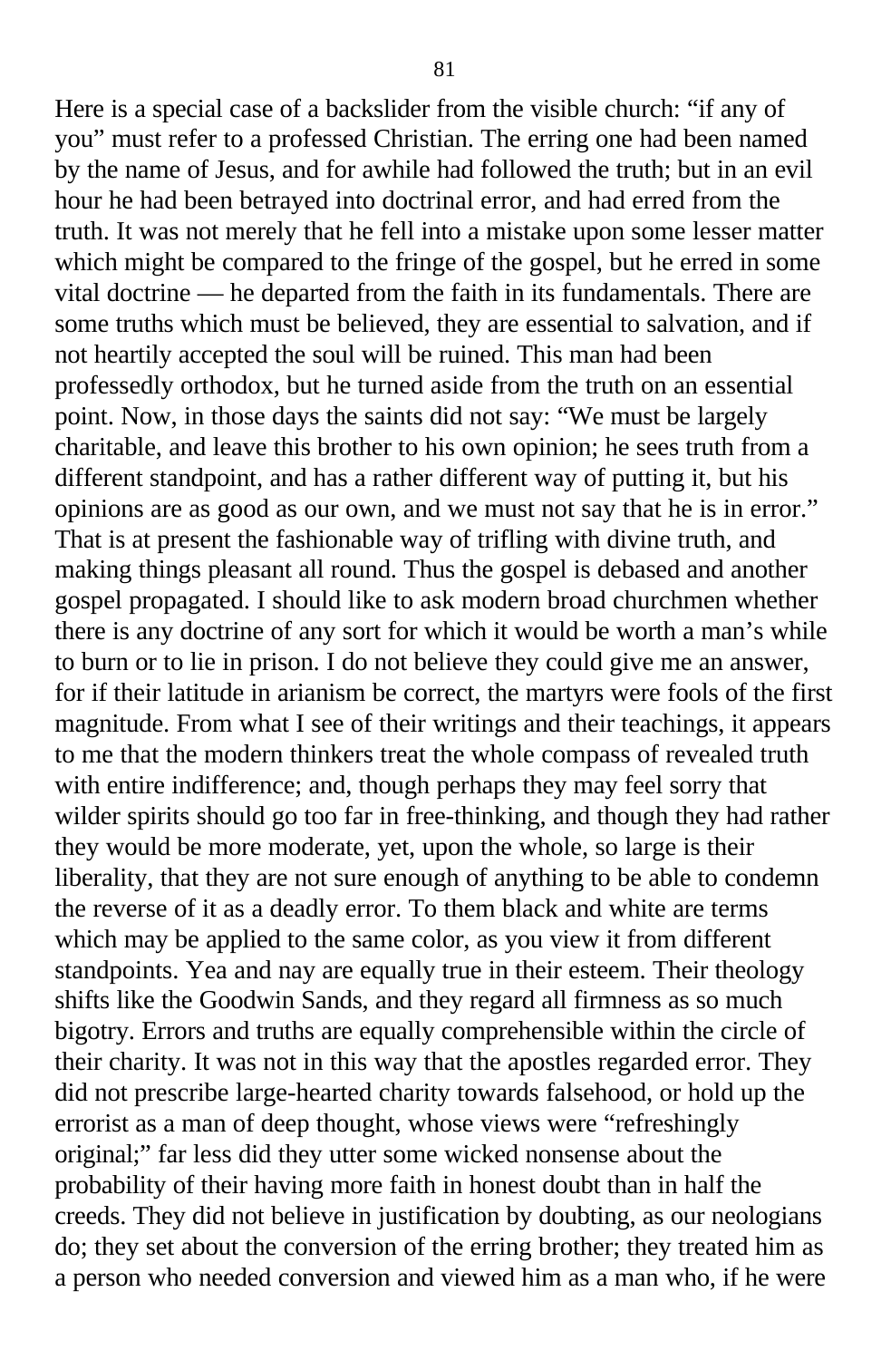Here is a special case of a backslider from the visible church: "if any of you" must refer to a professed Christian. The erring one had been named by the name of Jesus, and for awhile had followed the truth; but in an evil hour he had been betrayed into doctrinal error, and had erred from the truth. It was not merely that he fell into a mistake upon some lesser matter which might be compared to the fringe of the gospel, but he erred in some vital doctrine — he departed from the faith in its fundamentals. There are some truths which must be believed, they are essential to salvation, and if not heartily accepted the soul will be ruined. This man had been professedly orthodox, but he turned aside from the truth on an essential point. Now, in those days the saints did not say: "We must be largely charitable, and leave this brother to his own opinion; he sees truth from a different standpoint, and has a rather different way of putting it, but his opinions are as good as our own, and we must not say that he is in error." That is at present the fashionable way of trifling with divine truth, and making things pleasant all round. Thus the gospel is debased and another gospel propagated. I should like to ask modern broad churchmen whether there is any doctrine of any sort for which it would be worth a man's while to burn or to lie in prison. I do not believe they could give me an answer, for if their latitude in arianism be correct, the martyrs were fools of the first magnitude. From what I see of their writings and their teachings, it appears to me that the modern thinkers treat the whole compass of revealed truth with entire indifference; and, though perhaps they may feel sorry that wilder spirits should go too far in free-thinking, and though they had rather they would be more moderate, yet, upon the whole, so large is their liberality, that they are not sure enough of anything to be able to condemn the reverse of it as a deadly error. To them black and white are terms which may be applied to the same color, as you view it from different standpoints. Yea and nay are equally true in their esteem. Their theology shifts like the Goodwin Sands, and they regard all firmness as so much bigotry. Errors and truths are equally comprehensible within the circle of their charity. It was not in this way that the apostles regarded error. They did not prescribe large-hearted charity towards falsehood, or hold up the errorist as a man of deep thought, whose views were "refreshingly original;" far less did they utter some wicked nonsense about the probability of their having more faith in honest doubt than in half the creeds. They did not believe in justification by doubting, as our neologians do; they set about the conversion of the erring brother; they treated him as a person who needed conversion and viewed him as a man who, if he were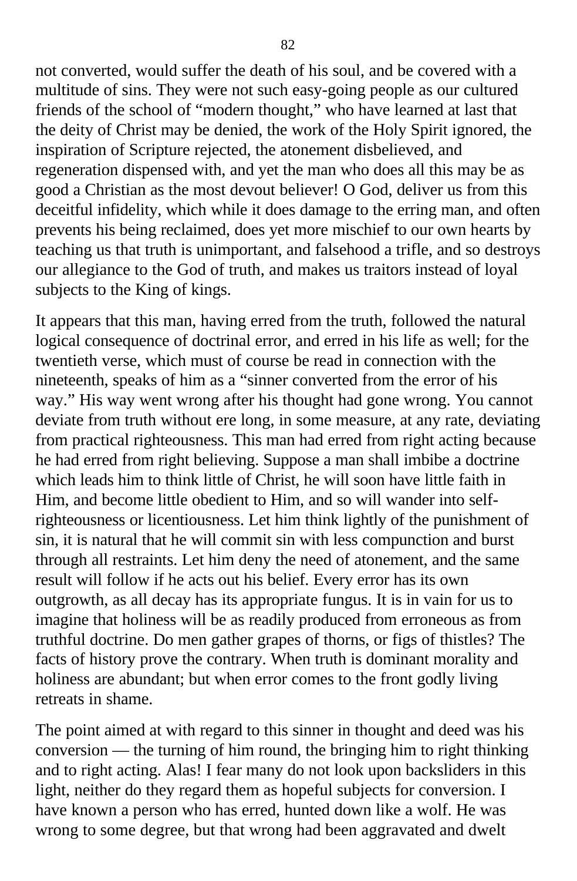not converted, would suffer the death of his soul, and be covered with a multitude of sins. They were not such easy-going people as our cultured friends of the school of "modern thought," who have learned at last that the deity of Christ may be denied, the work of the Holy Spirit ignored, the inspiration of Scripture rejected, the atonement disbelieved, and regeneration dispensed with, and yet the man who does all this may be as good a Christian as the most devout believer! O God, deliver us from this deceitful infidelity, which while it does damage to the erring man, and often prevents his being reclaimed, does yet more mischief to our own hearts by teaching us that truth is unimportant, and falsehood a trifle, and so destroys our allegiance to the God of truth, and makes us traitors instead of loyal subjects to the King of kings.

It appears that this man, having erred from the truth, followed the natural logical consequence of doctrinal error, and erred in his life as well; for the twentieth verse, which must of course be read in connection with the nineteenth, speaks of him as a "sinner converted from the error of his way." His way went wrong after his thought had gone wrong. You cannot deviate from truth without ere long, in some measure, at any rate, deviating from practical righteousness. This man had erred from right acting because he had erred from right believing. Suppose a man shall imbibe a doctrine which leads him to think little of Christ, he will soon have little faith in Him, and become little obedient to Him, and so will wander into self-righteousness or licentiousness. Let him think lightly of the punishment of sin, it is natural that he will commit sin with less compunction and burst through all restraints. Let him deny the need of atonement, and the same result will follow if he acts out his belief. Every error has its own outgrowth, as all decay has its appropriate fungus. It is in vain for us to imagine that holiness will be as readily produced from erroneous as from truthful doctrine. Do men gather grapes of thorns, or figs of thistles? The facts of history prove the contrary. When truth is dominant morality and holiness are abundant; but when error comes to the front godly living retreats in shame.

The point aimed at with regard to this sinner in thought and deed was his conversion — the turning of him round, the bringing him to right thinking and to right acting. Alas! I fear many do not look upon backsliders in this light, neither do they regard them as hopeful subjects for conversion. I have known a person who has erred, hunted down like a wolf. He was wrong to some degree, but that wrong had been aggravated and dwelt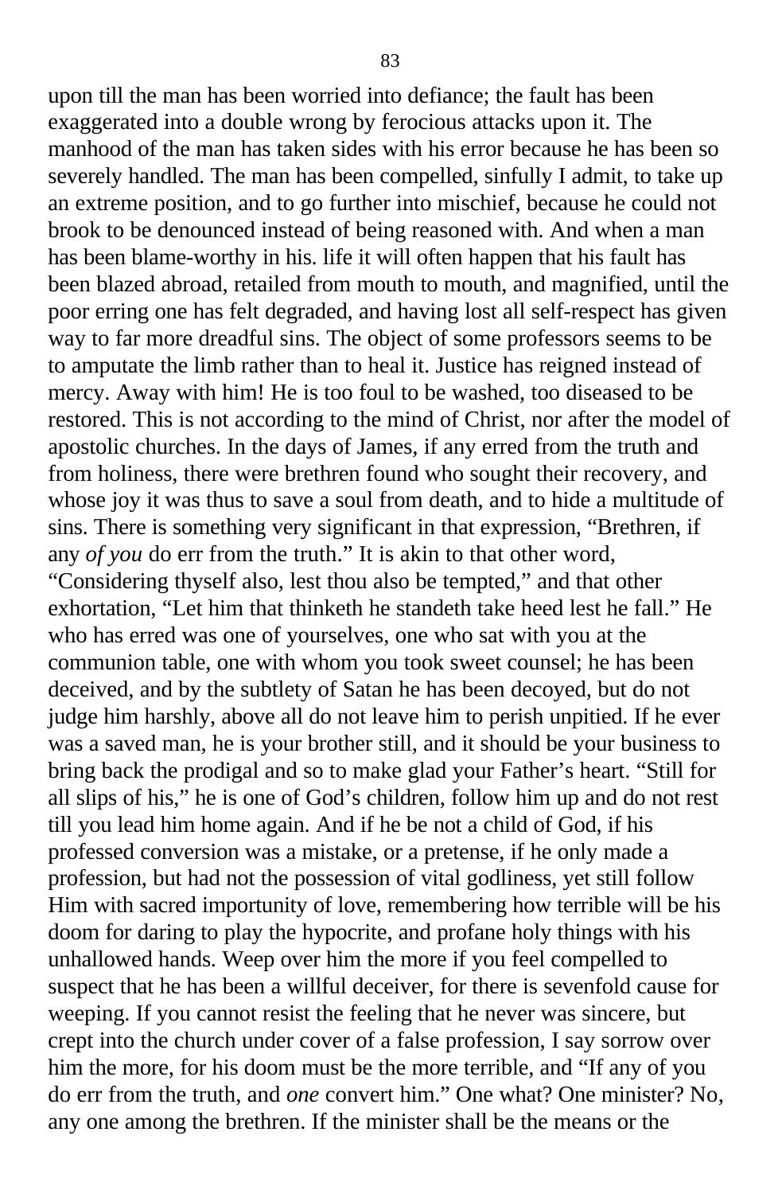upon till the man has been worried into defiance; the fault has been exaggerated into a double wrong by ferocious attacks upon it. The manhood of the man has taken sides with his error because he has been so severely handled. The man has been compelled, sinfully I admit, to take up an extreme position, and to go further into mischief, because he could not brook to be denounced instead of being reasoned with. And when a man has been blame-worthy in his. life it will often happen that his fault has been blazed abroad, retailed from mouth to mouth, and magnified, until the poor erring one has felt degraded, and having lost all self-respect has given way to far more dreadful sins. The object of some professors seems to be to amputate the limb rather than to heal it. Justice has reigned instead of mercy. Away with him! He is too foul to be washed, too diseased to be restored. This is not according to the mind of Christ, nor after the model of apostolic churches. In the days of James, if any erred from the truth and from holiness, there were brethren found who sought their recovery, and whose joy it was thus to save a soul from death, and to hide a multitude of sins. There is something very significant in that expression, "Brethren, if any *of you* do err from the truth." It is akin to that other word, "Considering thyself also, lest thou also be tempted," and that other exhortation, "Let him that thinketh he standeth take heed lest he fall." He who has erred was one of yourselves, one who sat with you at the communion table, one with whom you took sweet counsel; he has been deceived, and by the subtlety of Satan he has been decoyed, but do not judge him harshly, above all do not leave him to perish unpitied. If he ever was a saved man, he is your brother still, and it should be your business to bring back the prodigal and so to make glad your Father's heart. "Still for all slips of his," he is one of God's children, follow him up and do not rest till you lead him home again. And if he be not a child of God, if his professed conversion was a mistake, or a pretense, if he only made a profession, but had not the possession of vital godliness, yet still follow Him with sacred importunity of love, remembering how terrible will be his doom for daring to play the hypocrite, and profane holy things with his unhallowed hands. Weep over him the more if you feel compelled to suspect that he has been a willful deceiver, for there is sevenfold cause for weeping. If you cannot resist the feeling that he never was sincere, but crept into the church under cover of a false profession, I say sorrow over him the more, for his doom must be the more terrible, and "If any of you do err from the truth, and *one* convert him." One what? One minister? No, any one among the brethren. If the minister shall be the means or the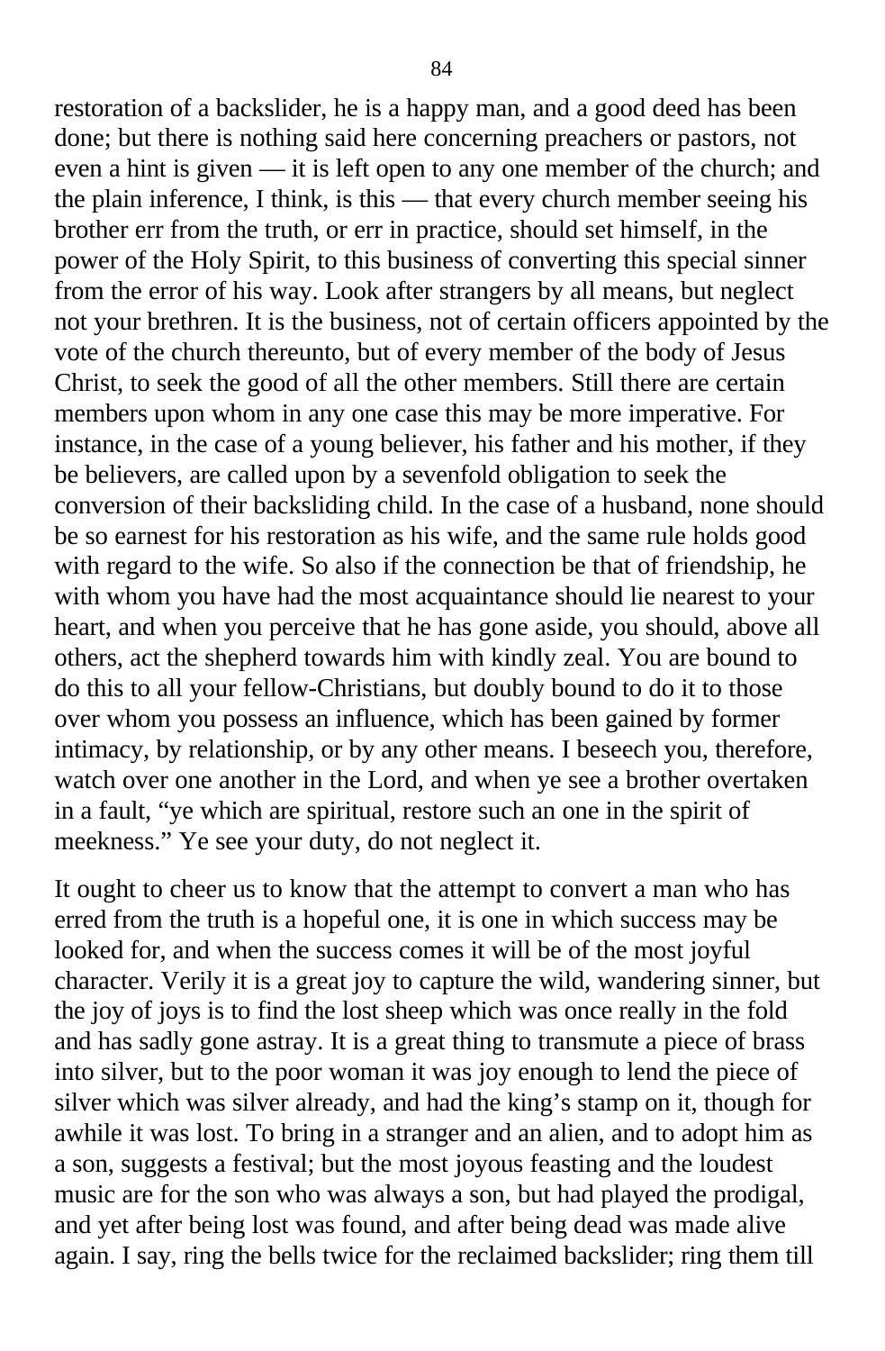restoration of a backslider, he is a happy man, and a good deed has been done; but there is nothing said here concerning preachers or pastors, not even a hint is given — it is left open to any one member of the church; and the plain inference, I think, is this — that every church member seeing his brother err from the truth, or err in practice, should set himself, in the power of the Holy Spirit, to this business of converting this special sinner from the error of his way. Look after strangers by all means, but neglect not your brethren. It is the business, not of certain officers appointed by the vote of the church thereunto, but of every member of the body of Jesus Christ, to seek the good of all the other members. Still there are certain members upon whom in any one case this may be more imperative. For instance, in the case of a young believer, his father and his mother, if they be believers, are called upon by a sevenfold obligation to seek the conversion of their backsliding child. In the case of a husband, none should be so earnest for his restoration as his wife, and the same rule holds good with regard to the wife. So also if the connection be that of friendship, he with whom you have had the most acquaintance should lie nearest to your heart, and when you perceive that he has gone aside, you should, above all others, act the shepherd towards him with kindly zeal. You are bound to do this to all your fellow-Christians, but doubly bound to do it to those over whom you possess an influence, which has been gained by former intimacy, by relationship, or by any other means. I beseech you, therefore, watch over one another in the Lord, and when ye see a brother overtaken in a fault, "ye which are spiritual, restore such an one in the spirit of meekness." Ye see your duty, do not neglect it.

It ought to cheer us to know that the attempt to convert a man who has erred from the truth is a hopeful one, it is one in which success may be looked for, and when the success comes it will be of the most joyful character. Verily it is a great joy to capture the wild, wandering sinner, but the joy of joys is to find the lost sheep which was once really in the fold and has sadly gone astray. It is a great thing to transmute a piece of brass into silver, but to the poor woman it was joy enough to lend the piece of silver which was silver already, and had the king's stamp on it, though for awhile it was lost. To bring in a stranger and an alien, and to adopt him as a son, suggests a festival; but the most joyous feasting and the loudest music are for the son who was always a son, but had played the prodigal, and yet after being lost was found, and after being dead was made alive again. I say, ring the bells twice for the reclaimed backslider; ring them till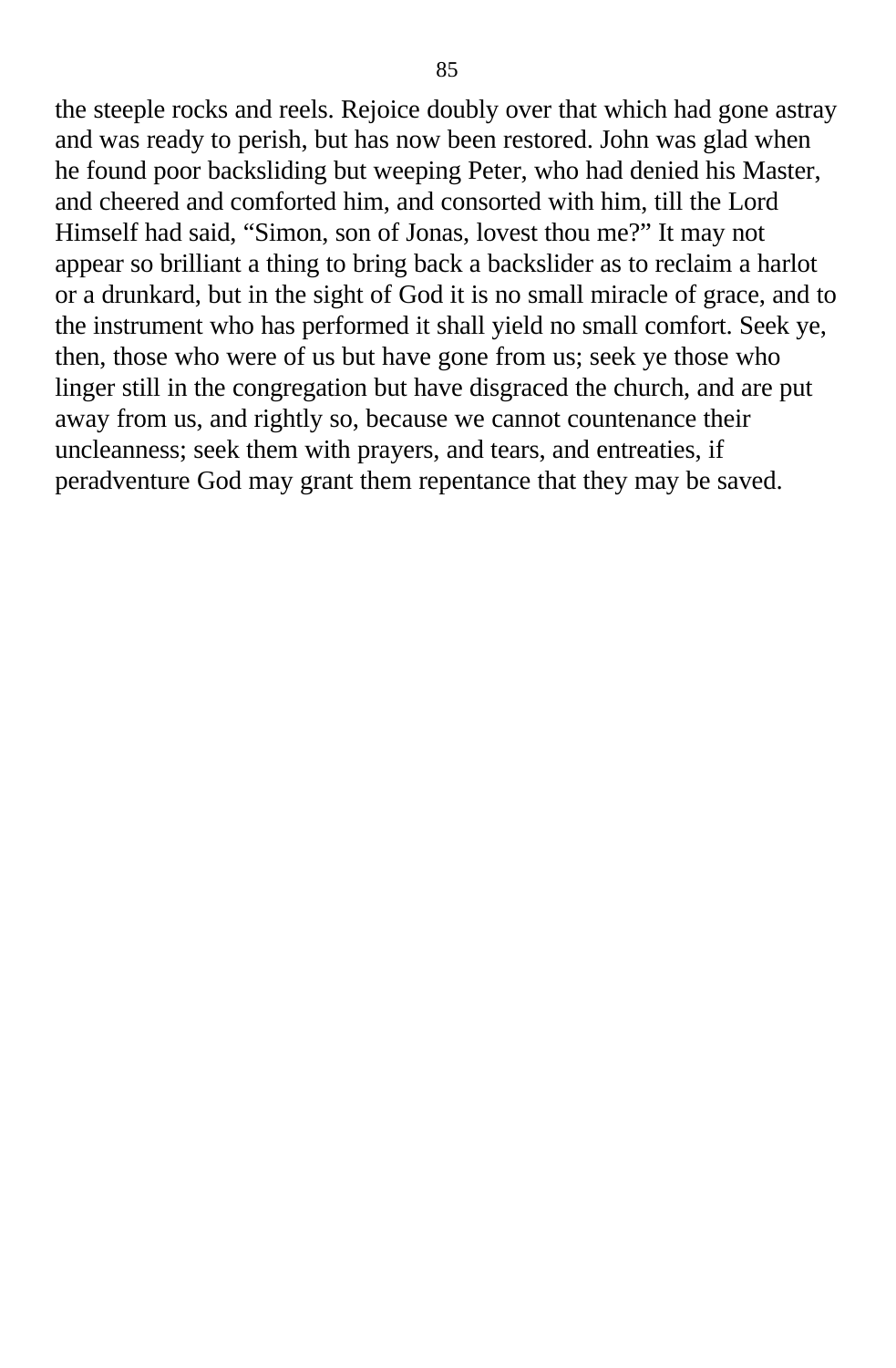the steeple rocks and reels. Rejoice doubly over that which had gone astray and was ready to perish, but has now been restored. John was glad when he found poor backsliding but weeping Peter, who had denied his Master, and cheered and comforted him, and consorted with him, till the Lord Himself had said, "Simon, son of Jonas, lovest thou me?" It may not appear so brilliant a thing to bring back a backslider as to reclaim a harlot or a drunkard, but in the sight of God it is no small miracle of grace, and to the instrument who has performed it shall yield no small comfort. Seek ye, then, those who were of us but have gone from us; seek ye those who linger still in the congregation but have disgraced the church, and are put away from us, and rightly so, because we cannot countenance their uncleanness; seek them with prayers, and tears, and entreaties, if peradventure God may grant them repentance that they may be saved.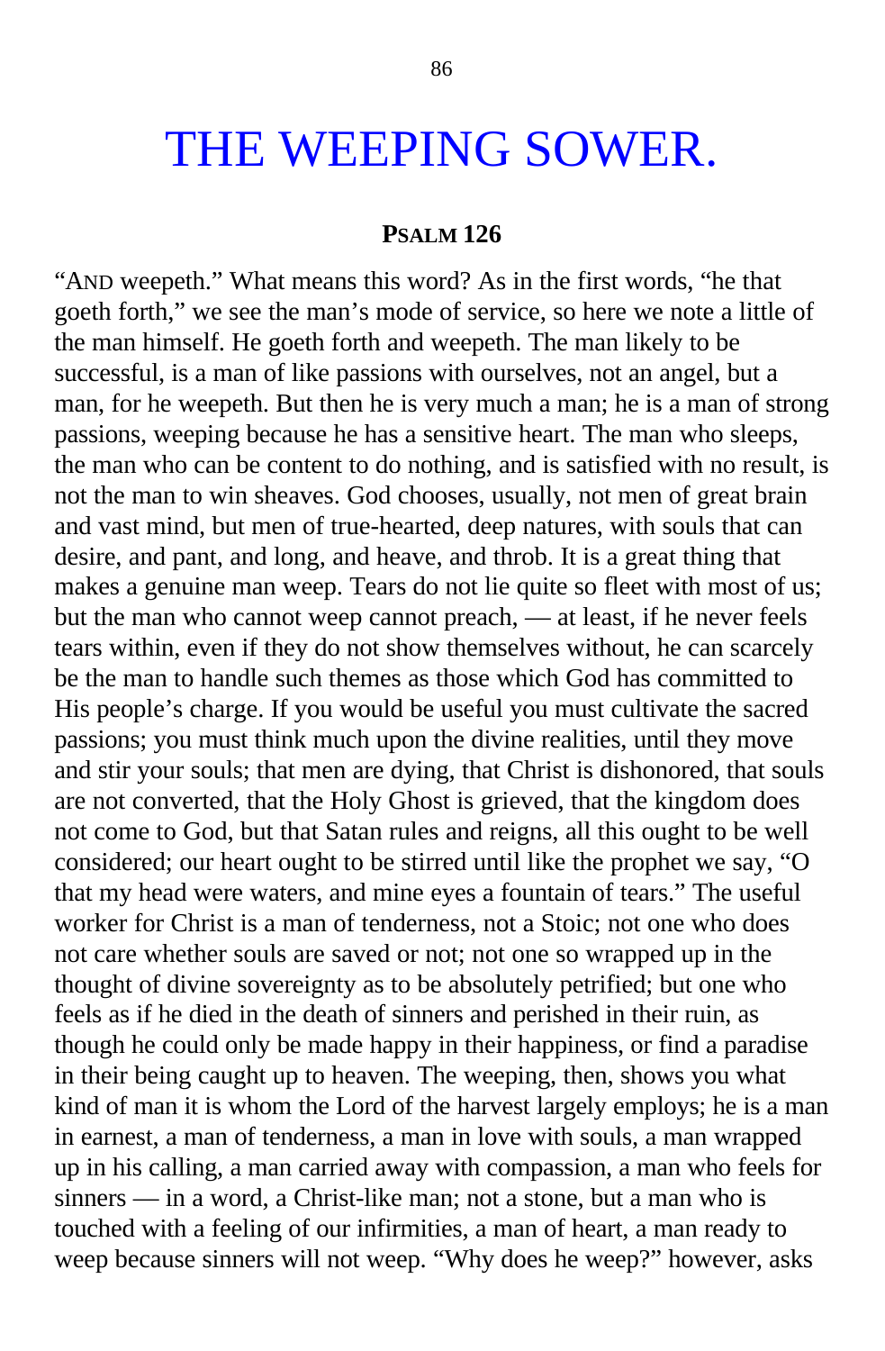# THE WEEPING SOWER.

**PSALM 126**

"AND weepeth." What means this word? As in the first words, "he that goeth forth," we see the man's mode of service, so here we note a little of the man himself. He goeth forth and weepeth. The man likely to be successful, is a man of like passions with ourselves, not an angel, but a man, for he weepeth. But then he is very much a man; he is a man of strong passions, weeping because he has a sensitive heart. The man who sleeps, the man who can be content to do nothing, and is satisfied with no result, is not the man to win sheaves. God chooses, usually, not men of great brain and vast mind, but men of true-hearted, deep natures, with souls that can desire, and pant, and long, and heave, and throb. It is a great thing that makes a genuine man weep. Tears do not lie quite so fleet with most of us; but the man who cannot weep cannot preach, — at least, if he never feels tears within, even if they do not show themselves without, he can scarcely be the man to handle such themes as those which God has committed to His people's charge. If you would be useful you must cultivate the sacred passions; you must think much upon the divine realities, until they move and stir your souls; that men are dying, that Christ is dishonored, that souls are not converted, that the Holy Ghost is grieved, that the kingdom does not come to God, but that Satan rules and reigns, all this ought to be well considered; our heart ought to be stirred until like the prophet we say, "O that my head were waters, and mine eyes a fountain of tears." The useful worker for Christ is a man of tenderness, not a Stoic; not one who does not care whether souls are saved or not; not one so wrapped up in the thought of divine sovereignty as to be absolutely petrified; but one who feels as if he died in the death of sinners and perished in their ruin, as though he could only be made happy in their happiness, or find a paradise in their being caught up to heaven. The weeping, then, shows you what kind of man it is whom the Lord of the harvest largely employs; he is a man in earnest, a man of tenderness, a man in love with souls, a man wrapped up in his calling, a man carried away with compassion, a man who feels for sinners — in a word, a Christ-like man; not a stone, but a man who is touched with a feeling of our infirmities, a man of heart, a man ready to weep because sinners will not weep. "Why does he weep?" however, asks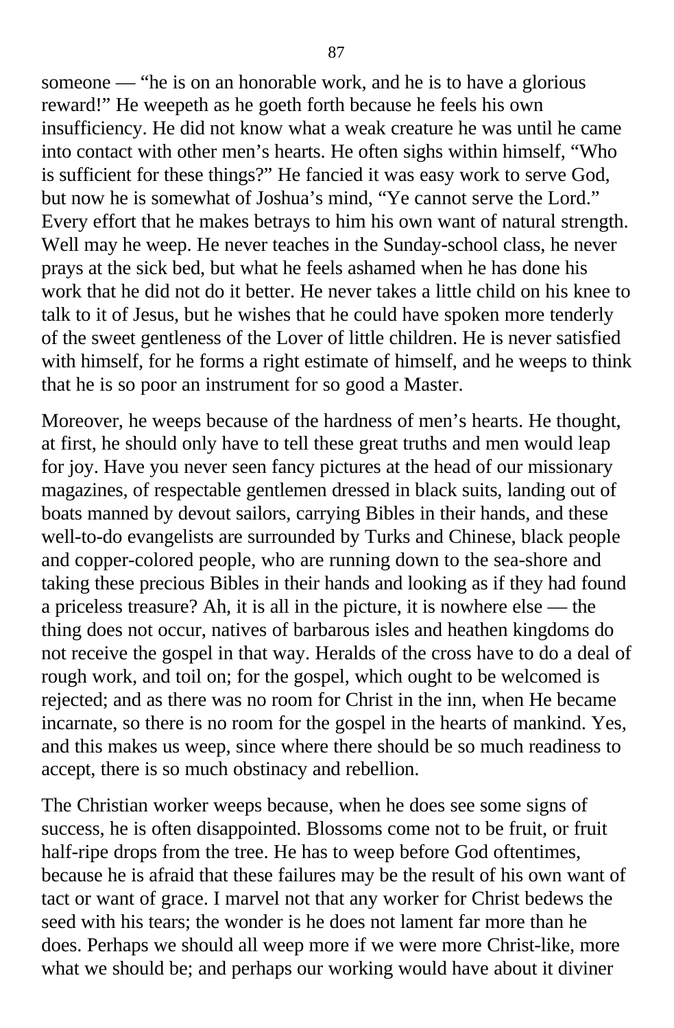someone — "he is on an honorable work, and he is to have a glorious reward!" He weepeth as he goeth forth because he feels his own insufficiency. He did not know what a weak creature he was until he came into contact with other men's hearts. He often sighs within himself, "Who is sufficient for these things?" He fancied it was easy work to serve God, but now he is somewhat of Joshua's mind, "Ye cannot serve the Lord." Every effort that he makes betrays to him his own want of natural strength. Well may he weep. He never teaches in the Sunday-school class, he never prays at the sick bed, but what he feels ashamed when he has done his work that he did not do it better. He never takes a little child on his knee to talk to it of Jesus, but he wishes that he could have spoken more tenderly of the sweet gentleness of the Lover of little children. He is never satisfied with himself, for he forms a right estimate of himself, and he weeps to think that he is so poor an instrument for so good a Master.

Moreover, he weeps because of the hardness of men's hearts. He thought, at first, he should only have to tell these great truths and men would leap for joy. Have you never seen fancy pictures at the head of our missionary magazines, of respectable gentlemen dressed in black suits, landing out of boats manned by devout sailors, carrying Bibles in their hands, and these well-to-do evangelists are surrounded by Turks and Chinese, black people and copper-colored people, who are running down to the sea-shore and taking these precious Bibles in their hands and looking as if they had found a priceless treasure? Ah, it is all in the picture, it is nowhere else — the thing does not occur, natives of barbarous isles and heathen kingdoms do not receive the gospel in that way. Heralds of the cross have to do a deal of rough work, and toil on; for the gospel, which ought to be welcomed is rejected; and as there was no room for Christ in the inn, when He became incarnate, so there is no room for the gospel in the hearts of mankind. Yes, and this makes us weep, since where there should be so much readiness to accept, there is so much obstinacy and rebellion.

The Christian worker weeps because, when he does see some signs of success, he is often disappointed. Blossoms come not to be fruit, or fruit half-ripe drops from the tree. He has to weep before God oftentimes, because he is afraid that these failures may be the result of his own want of tact or want of grace. I marvel not that any worker for Christ bedews the seed with his tears; the wonder is he does not lament far more than he does. Perhaps we should all weep more if we were more Christ-like, more what we should be; and perhaps our working would have about it diviner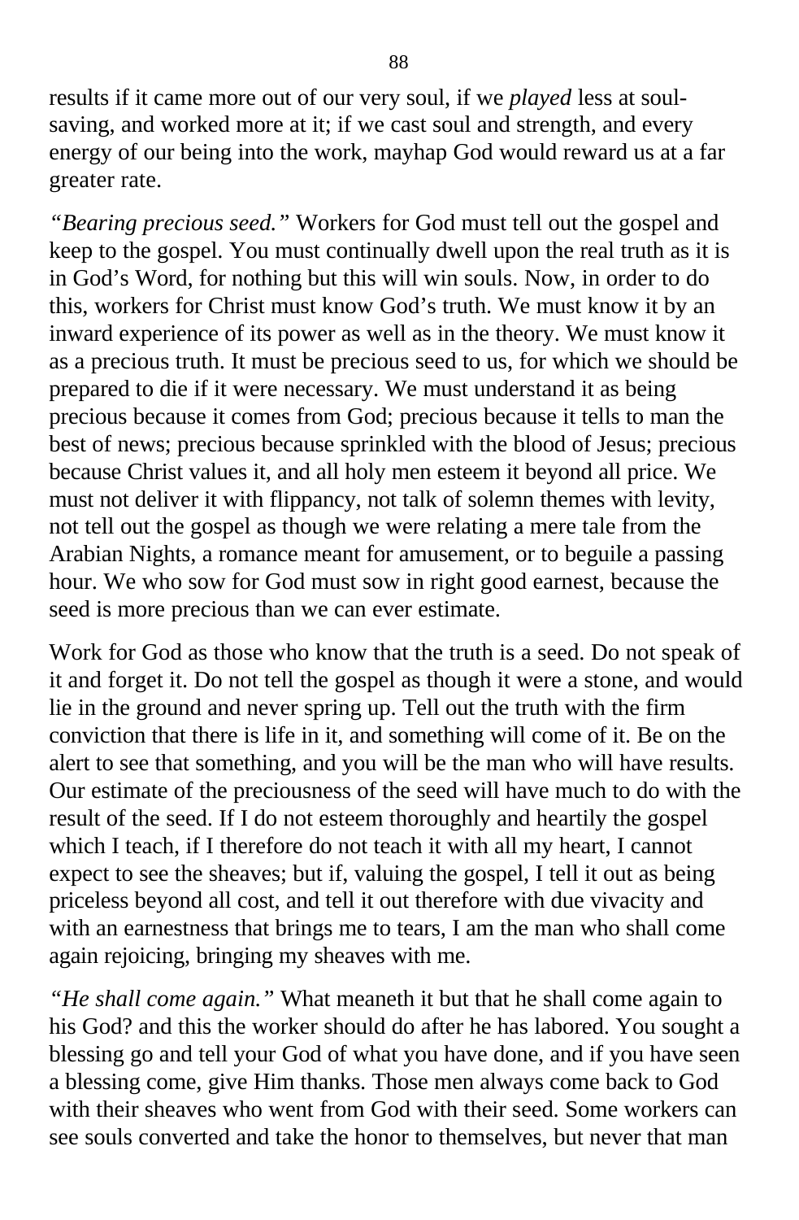results if it came more out of our very soul, if we *played* less at soul-saving, and worked more at it; if we cast soul and strength, and every energy of our being into the work, mayhap God would reward us at a far greater rate.

*"Bearing precious seed."* Workers for God must tell out the gospel and keep to the gospel. You must continually dwell upon the real truth as it is in God's Word, for nothing but this will win souls. Now, in order to do this, workers for Christ must know God's truth. We must know it by an inward experience of its power as well as in the theory. We must know it as a precious truth. It must be precious seed to us, for which we should be prepared to die if it were necessary. We must understand it as being precious because it comes from God; precious because it tells to man the best of news; precious because sprinkled with the blood of Jesus; precious because Christ values it, and all holy men esteem it beyond all price. We must not deliver it with flippancy, not talk of solemn themes with levity, not tell out the gospel as though we were relating a mere tale from the Arabian Nights, a romance meant for amusement, or to beguile a passing hour. We who sow for God must sow in right good earnest, because the seed is more precious than we can ever estimate.

Work for God as those who know that the truth is a seed. Do not speak of it and forget it. Do not tell the gospel as though it were a stone, and would lie in the ground and never spring up. Tell out the truth with the firm conviction that there is life in it, and something will come of it. Be on the alert to see that something, and you will be the man who will have results. Our estimate of the preciousness of the seed will have much to do with the result of the seed. If I do not esteem thoroughly and heartily the gospel which I teach, if I therefore do not teach it with all my heart, I cannot expect to see the sheaves; but if, valuing the gospel, I tell it out as being priceless beyond all cost, and tell it out therefore with due vivacity and with an earnestness that brings me to tears, I am the man who shall come again rejoicing, bringing my sheaves with me.

*"He shall come again."* What meaneth it but that he shall come again to his God? and this the worker should do after he has labored. You sought a blessing go and tell your God of what you have done, and if you have seen a blessing come, give Him thanks. Those men always come back to God with their sheaves who went from God with their seed. Some workers can see souls converted and take the honor to themselves, but never that man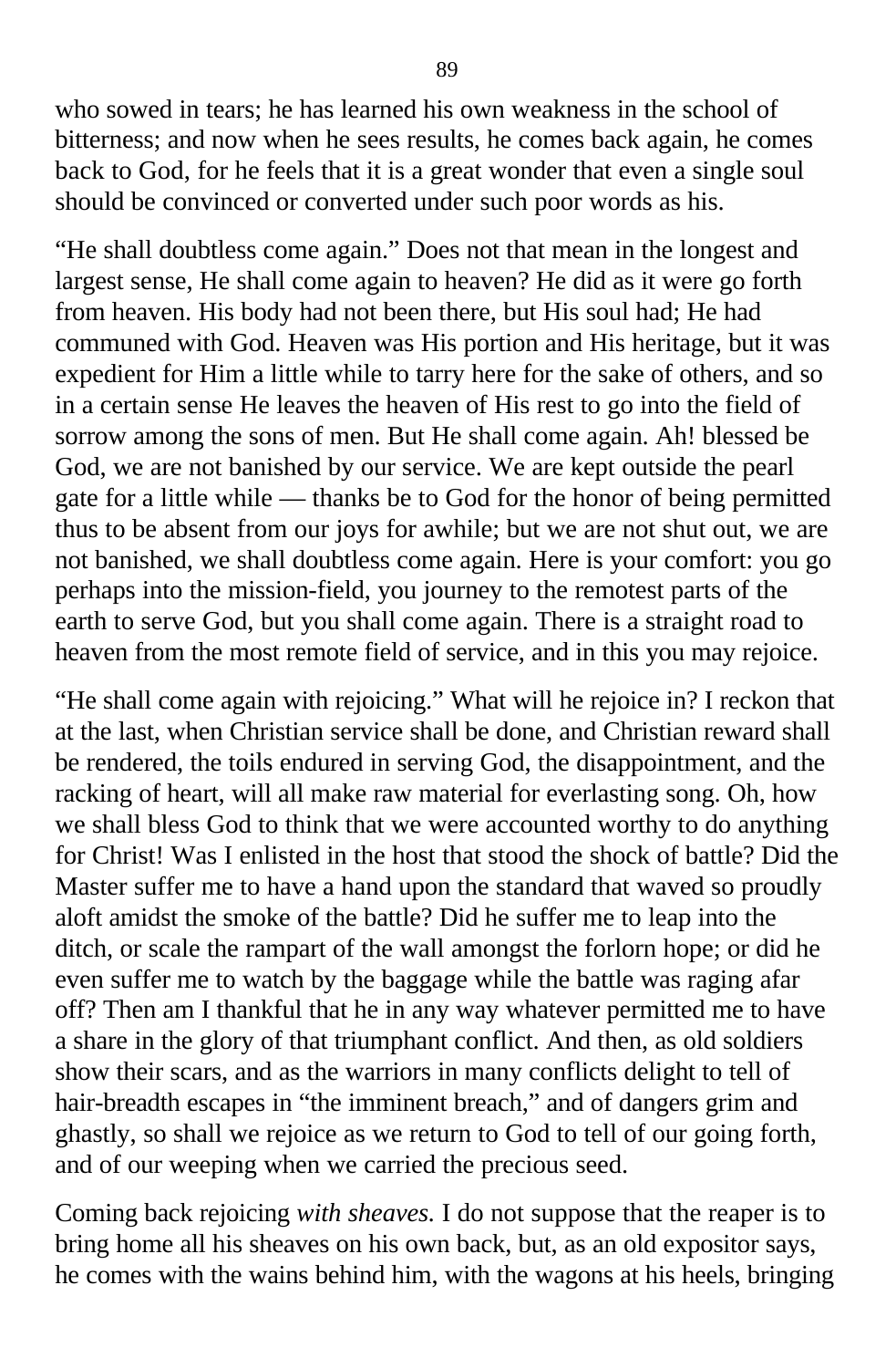who sowed in tears; he has learned his own weakness in the school of bitterness; and now when he sees results, he comes back again, he comes back to God, for he feels that it is a great wonder that even a single soul should be convinced or converted under such poor words as his.

"He shall doubtless come again." Does not that mean in the longest and largest sense, He shall come again to heaven? He did as it were go forth from heaven. His body had not been there, but His soul had; He had communed with God. Heaven was His portion and His heritage, but it was expedient for Him a little while to tarry here for the sake of others, and so in a certain sense He leaves the heaven of His rest to go into the field of sorrow among the sons of men. But He shall come again. Ah! blessed be God, we are not banished by our service. We are kept outside the pearl gate for a little while — thanks be to God for the honor of being permitted thus to be absent from our joys for awhile; but we are not shut out, we are not banished, we shall doubtless come again. Here is your comfort: you go perhaps into the mission-field, you journey to the remotest parts of the earth to serve God, but you shall come again. There is a straight road to heaven from the most remote field of service, and in this you may rejoice.

"He shall come again with rejoicing." What will he rejoice in? I reckon that at the last, when Christian service shall be done, and Christian reward shall be rendered, the toils endured in serving God, the disappointment, and the racking of heart, will all make raw material for everlasting song. Oh, how we shall bless God to think that we were accounted worthy to do anything for Christ! Was I enlisted in the host that stood the shock of battle? Did the Master suffer me to have a hand upon the standard that waved so proudly aloft amidst the smoke of the battle? Did he suffer me to leap into the ditch, or scale the rampart of the wall amongst the forlorn hope; or did he even suffer me to watch by the baggage while the battle was raging afar off? Then am I thankful that he in any way whatever permitted me to have a share in the glory of that triumphant conflict. And then, as old soldiers show their scars, and as the warriors in many conflicts delight to tell of hair-breadth escapes in "the imminent breach," and of dangers grim and ghastly, so shall we rejoice as we return to God to tell of our going forth, and of our weeping when we carried the precious seed.

Coming back rejoicing *with sheaves.* I do not suppose that the reaper is to bring home all his sheaves on his own back, but, as an old expositor says, he comes with the wains behind him, with the wagons at his heels, bringing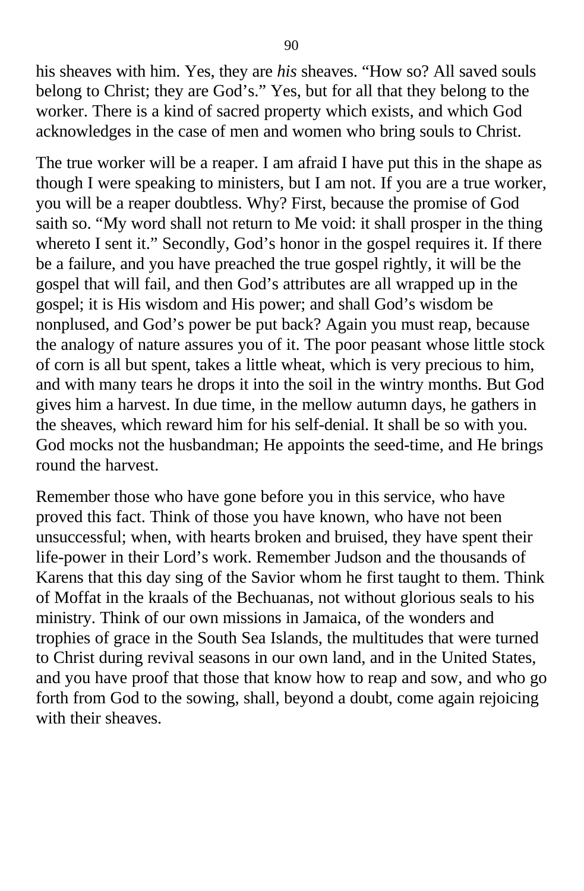his sheaves with him. Yes, they are *his* sheaves. "How so? All saved souls belong to Christ; they are God's." Yes, but for all that they belong to the worker. There is a kind of sacred property which exists, and which God acknowledges in the case of men and women who bring souls to Christ.

The true worker will be a reaper. I am afraid I have put this in the shape as though I were speaking to ministers, but I am not. If you are a true worker, you will be a reaper doubtless. Why? First, because the promise of God saith so. "My word shall not return to Me void: it shall prosper in the thing whereto I sent it." Secondly, God's honor in the gospel requires it. If there be a failure, and you have preached the true gospel rightly, it will be the gospel that will fail, and then God's attributes are all wrapped up in the gospel; it is His wisdom and His power; and shall God's wisdom be nonplused, and God's power be put back? Again you must reap, because the analogy of nature assures you of it. The poor peasant whose little stock of corn is all but spent, takes a little wheat, which is very precious to him, and with many tears he drops it into the soil in the wintry months. But God gives him a harvest. In due time, in the mellow autumn days, he gathers in the sheaves, which reward him for his self-denial. It shall be so with you. God mocks not the husbandman; He appoints the seed-time, and He brings round the harvest.

Remember those who have gone before you in this service, who have proved this fact. Think of those you have known, who have not been unsuccessful; when, with hearts broken and bruised, they have spent their life-power in their Lord's work. Remember Judson and the thousands of Karens that this day sing of the Savior whom he first taught to them. Think of Moffat in the kraals of the Bechuanas, not without glorious seals to his ministry. Think of our own missions in Jamaica, of the wonders and trophies of grace in the South Sea Islands, the multitudes that were turned to Christ during revival seasons in our own land, and in the United States, and you have proof that those that know how to reap and sow, and who go forth from God to the sowing, shall, beyond a doubt, come again rejoicing with their sheaves.